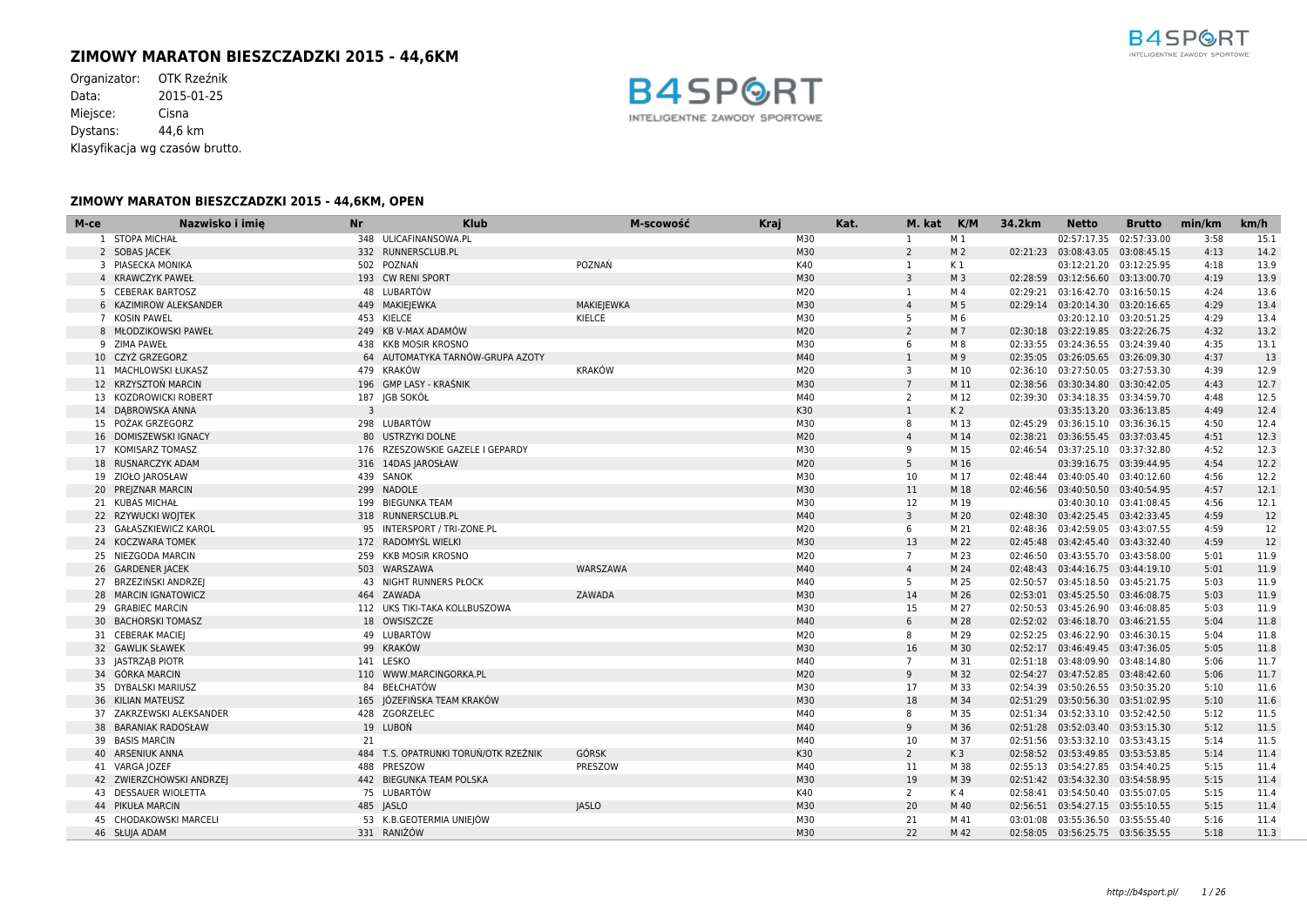# ZIMOWY MARATON BIESZCZADZKI 2015 - 44,6KM

Organizator: OTK Rzeźnik
Data: 2015-01-25
Miejsce: Cisna
Dystans: 44,6 km
Klasyfikacja wg czasów brutto.

## ZIMOWY MARATON BIESZCZADZKI 2015 - 44,6KM, OPEN

| M-ce | Nazwisko i imię | Nr | Klub | M-scowość | Kraj | Kat. | M. kat | K/M | 34.2km | Netto | Brutto | min/km | km/h |
|---|---|---|---|---|---|---|---|---|---|---|---|---|---|
| 1 | STOPA MICHAŁ | 348 | ULICAFINANSOWA.PL | | | M30 | 1 | M 1 | | 02:57:17.35 | 02:57:33.00 | 3:58 | 15.1 |
| 2 | SOBAS JACEK | 332 | RUNNERSCLUB.PL | | | M30 | 2 | M 2 | 02:21:23 | 03:08:43.05 | 03:08:45.15 | 4:13 | 14.2 |
| 3 | PIASECKA MONIKA | 502 | POZNAŃ | POZNAŃ | | K40 | 1 | K 1 | | 03:12:21.20 | 03:12:25.95 | 4:18 | 13.9 |
| 4 | KRAWCZYK PAWEŁ | 193 | CW RENI SPORT | | | M30 | 3 | M 3 | 02:28:59 | 03:12:56.60 | 03:13:00.70 | 4:19 | 13.9 |
| 5 | CEBERAK BARTOSZ | 48 | LUBARTÓW | | | M20 | 1 | M 4 | 02:29:21 | 03:16:42.70 | 03:16:50.15 | 4:24 | 13.6 |
| 6 | KAZIMIROW ALEKSANDER | 449 | MAKIEJEWKA | MAKIEJEWKA | | M30 | 4 | M 5 | 02:29:14 | 03:20:14.30 | 03:20:16.65 | 4:29 | 13.4 |
| 7 | KOSIN PAWEL | 453 | KIELCE | KIELCE | | M30 | 5 | M 6 | | 03:20:12.10 | 03:20:51.25 | 4:29 | 13.4 |
| 8 | MŁODZIKOWSKI PAWEŁ | 249 | KB V-MAX ADAMÓW | | | M20 | 2 | M 7 | 02:30:18 | 03:22:19.85 | 03:22:26.75 | 4:32 | 13.2 |
| 9 | ZIMA PAWEŁ | 438 | KKB MOSIR KROSNO | | | M30 | 6 | M 8 | 02:33:55 | 03:24:36.55 | 03:24:39.40 | 4:35 | 13.1 |
| 10 | CZYŻ GRZEGORZ | 64 | AUTOMATYKA TARNÓW-GRUPA AZOTY | | | M40 | 1 | M 9 | 02:35:05 | 03:26:05.65 | 03:26:09.30 | 4:37 | 13 |
| 11 | MACHLOWSKI ŁUKASZ | 479 | KRAKÓW | KRAKÓW | | M20 | 3 | M 10 | 02:36:10 | 03:27:50.05 | 03:27:53.30 | 4:39 | 12.9 |
| 12 | KRZYSZTOŃ MARCIN | 196 | GMP LASY - KRAŚNIK | | | M30 | 7 | M 11 | 02:38:56 | 03:30:34.80 | 03:30:42.05 | 4:43 | 12.7 |
| 13 | KOZDROWICKI ROBERT | 187 | JGB SOKÓŁ | | | M40 | 2 | M 12 | 02:39:30 | 03:34:18.35 | 03:34:59.70 | 4:48 | 12.5 |
| 14 | DĄBROWSKA ANNA | 3 | | | | K30 | 1 | K 2 | | 03:35:13.20 | 03:36:13.85 | 4:49 | 12.4 |
| 15 | POŻAK GRZEGORZ | 298 | LUBARTÓW | | | M30 | 8 | M 13 | 02:45:29 | 03:36:15.10 | 03:36:36.15 | 4:50 | 12.4 |
| 16 | DOMISZEWSKI IGNACY | 80 | USTRZYKI DOLNE | | | M20 | 4 | M 14 | 02:38:21 | 03:36:55.45 | 03:37:03.45 | 4:51 | 12.3 |
| 17 | KOMISARZ TOMASZ | 176 | RZESZOWSKIE GAZELE I GEPARDY | | | M30 | 9 | M 15 | 02:46:54 | 03:37:25.10 | 03:37:32.80 | 4:52 | 12.3 |
| 18 | RUSNARCZYK ADAM | 316 | 14DAS JAROSŁAW | | | M20 | 5 | M 16 | | 03:39:16.75 | 03:39:44.95 | 4:54 | 12.2 |
| 19 | ZIOŁO JAROSŁAW | 439 | SANOK | | | M30 | 10 | M 17 | 02:48:44 | 03:40:05.40 | 03:40:12.60 | 4:56 | 12.2 |
| 20 | PREJZNAR MARCIN | 299 | NADOLE | | | M30 | 11 | M 18 | 02:46:56 | 03:40:50.50 | 03:40:54.95 | 4:57 | 12.1 |
| 21 | KUBAS MICHAŁ | 199 | BIEGUNKA TEAM | | | M30 | 12 | M 19 | | 03:40:30.10 | 03:41:08.45 | 4:56 | 12.1 |
| 22 | RZYWUCKI WOJTEK | 318 | RUNNERSCLUB.PL | | | M40 | 3 | M 20 | 02:48:30 | 03:42:25.45 | 03:42:33.45 | 4:59 | 12 |
| 23 | GAŁASZKIEWICZ KAROL | 95 | INTERSPORT / TRI-ZONE.PL | | | M20 | 6 | M 21 | 02:48:36 | 03:42:59.05 | 03:43:07.55 | 4:59 | 12 |
| 24 | KOCZWARA TOMEK | 172 | RADOMYŚL WIELKI | | | M30 | 13 | M 22 | 02:45:48 | 03:42:45.40 | 03:43:32.40 | 4:59 | 12 |
| 25 | NIEZGODA MARCIN | 259 | KKB MOSIR KROSNO | | | M20 | 7 | M 23 | 02:46:50 | 03:43:55.70 | 03:43:58.00 | 5:01 | 11.9 |
| 26 | GARDENER JACEK | 503 | WARSZAWA | WARSZAWA | | M40 | 4 | M 24 | 02:48:43 | 03:44:16.75 | 03:44:19.10 | 5:01 | 11.9 |
| 27 | BRZEZIŃSKI ANDRZEJ | 43 | NIGHT RUNNERS PŁOCK | | | M40 | 5 | M 25 | 02:50:57 | 03:45:18.50 | 03:45:21.75 | 5:03 | 11.9 |
| 28 | MARCIN IGNATOWICZ | 464 | ZAWADA | ZAWADA | | M30 | 14 | M 26 | 02:53:01 | 03:45:25.50 | 03:46:08.75 | 5:03 | 11.9 |
| 29 | GRABIEC MARCIN | 112 | UKS TIKI-TAKA KOLLBUSZOWA | | | M30 | 15 | M 27 | 02:50:53 | 03:45:26.90 | 03:46:08.85 | 5:03 | 11.9 |
| 30 | BACHORSKI TOMASZ | 18 | OWSISZCZE | | | M40 | 6 | M 28 | 02:52:02 | 03:46:18.70 | 03:46:21.55 | 5:04 | 11.8 |
| 31 | CEBERAK MACIEJ | 49 | LUBARTÓW | | | M20 | 8 | M 29 | 02:52:25 | 03:46:22.90 | 03:46:30.15 | 5:04 | 11.8 |
| 32 | GAWLIK SŁAWEK | 99 | KRAKÓW | | | M30 | 16 | M 30 | 02:52:17 | 03:46:49.45 | 03:47:36.05 | 5:05 | 11.8 |
| 33 | JASTRZĄB PIOTR | 141 | LESKO | | | M40 | 7 | M 31 | 02:51:18 | 03:48:09.90 | 03:48:14.80 | 5:06 | 11.7 |
| 34 | GÓRKA MARCIN | 110 | WWW.MARCINGORKA.PL | | | M20 | 9 | M 32 | 02:54:27 | 03:47:52.85 | 03:48:42.60 | 5:06 | 11.7 |
| 35 | DYBALSKI MARIUSZ | 84 | BEŁCHATÓW | | | M30 | 17 | M 33 | 02:54:39 | 03:50:26.55 | 03:50:35.20 | 5:10 | 11.6 |
| 36 | KILIAN MATEUSZ | 165 | JÓZEFIŃSKA TEAM KRAKÓW | | | M30 | 18 | M 34 | 02:51:29 | 03:50:56.30 | 03:51:02.95 | 5:10 | 11.6 |
| 37 | ZAKRZEWSKI ALEKSANDER | 428 | ZGORZELEC | | | M40 | 8 | M 35 | 02:51:34 | 03:52:33.10 | 03:52:42.50 | 5:12 | 11.5 |
| 38 | BARANIAK RADOSŁAW | 19 | LUBOŃ | | | M40 | 9 | M 36 | 02:51:28 | 03:52:03.40 | 03:53:15.30 | 5:12 | 11.5 |
| 39 | BASIS MARCIN | 21 | | | | M40 | 10 | M 37 | 02:51:56 | 03:53:32.10 | 03:53:43.15 | 5:14 | 11.5 |
| 40 | ARSENIUK ANNA | 484 | T.S. OPATRUNKI TORUŃ/OTK RZEŹNIK | GÓRSK | | K30 | 2 | K 3 | 02:58:52 | 03:53:49.85 | 03:53:53.85 | 5:14 | 11.4 |
| 41 | VARGA JOZEF | 488 | PRESZOW | PRESZOW | | M40 | 11 | M 38 | 02:55:13 | 03:54:27.85 | 03:54:40.25 | 5:15 | 11.4 |
| 42 | ZWIERZCHOWSKI ANDRZEJ | 442 | BIEGUNKA TEAM POLSKA | | | M30 | 19 | M 39 | 02:51:42 | 03:54:32.30 | 03:54:58.95 | 5:15 | 11.4 |
| 43 | DESSAUER WIOLETTA | 75 | LUBARTÓW | | | K40 | 2 | K 4 | 02:58:41 | 03:54:50.40 | 03:55:07.05 | 5:15 | 11.4 |
| 44 | PIKUŁA MARCIN | 485 | JASLO | JASLO | | M30 | 20 | M 40 | 02:56:51 | 03:54:27.15 | 03:55:10.55 | 5:15 | 11.4 |
| 45 | CHODAKOWSKI MARCELI | 53 | K.B.GEOTERMIA UNIEJÓW | | | M30 | 21 | M 41 | 03:01:08 | 03:55:36.50 | 03:55:55.40 | 5:16 | 11.4 |
| 46 | SŁUJA ADAM | 331 | RANIŻÓW | | | M30 | 22 | M 42 | 02:58:05 | 03:56:25.75 | 03:56:35.55 | 5:18 | 11.3 |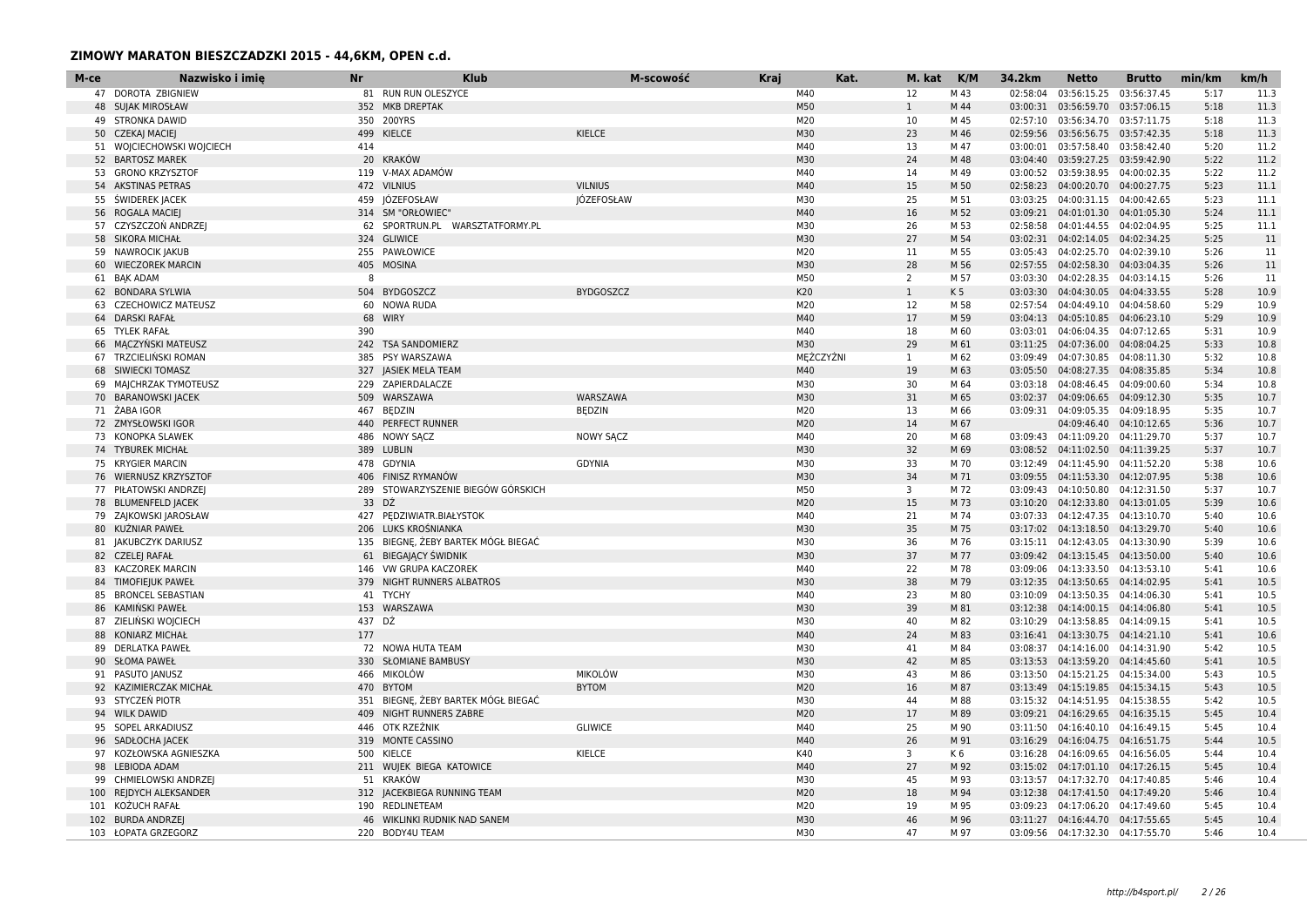## ZIMOWY MARATON BIESZCZADZKI 2015 - 44,6KM, OPEN c.d.

| M-ce | Nazwisko i imię | Nr | Klub | M-scowość | Kraj | Kat. | M. kat | K/M | 34.2km | Netto | Brutto | min/km | km/h |
|---|---|---|---|---|---|---|---|---|---|---|---|---|---|
| 47 | DOROTA ZBIGNIEW | 81 | RUN RUN OLESZYCE | | | M40 | 12 | M 43 | 02:58:04 | 03:56:15.25 | 03:56:37.45 | 5:17 | 11.3 |
| 48 | SUJAK MIROSŁAW | 352 | MKB DREPTAK | | | M50 | 1 | M 44 | 03:00:31 | 03:56:59.70 | 03:57:06.15 | 5:18 | 11.3 |
| 49 | STRONKA DAWID | 350 | 200YRS | | | M20 | 10 | M 45 | 02:57:10 | 03:56:34.70 | 03:57:11.75 | 5:18 | 11.3 |
| 50 | CZEKAJ MACIEJ | 499 | KIELCE | KIELCE | | M30 | 23 | M 46 | 02:59:56 | 03:56:56.75 | 03:57:42.35 | 5:18 | 11.3 |
| 51 | WOJCIECHOWSKI WOJCIECH | 414 | | | | M40 | 13 | M 47 | 03:00:01 | 03:57:58.40 | 03:58:42.40 | 5:20 | 11.2 |
| 52 | BARTOSZ MAREK | 20 | KRAKÓW | | | M30 | 24 | M 48 | 03:04:40 | 03:59:27.25 | 03:59:42.90 | 5:22 | 11.2 |
| 53 | GRONO KRZYSZTOF | 119 | V-MAX ADAMÓW | | | M40 | 14 | M 49 | 03:00:52 | 03:59:38.95 | 04:00:02.35 | 5:22 | 11.2 |
| 54 | AKSTINAS PETRAS | 472 | VILNIUS | VILNIUS | | M40 | 15 | M 50 | 02:58:23 | 04:00:20.70 | 04:00:27.75 | 5:23 | 11.1 |
| 55 | ŚWIDEREK JACEK | 459 | JÓZEFOSŁAW | JÓZEFOSŁAW | | M30 | 25 | M 51 | 03:03:25 | 04:00:31.15 | 04:00:42.65 | 5:23 | 11.1 |
| 56 | ROGALA MACIEJ | 314 | SM "ORŁOWIEC" | | | M40 | 16 | M 52 | 03:09:21 | 04:01:01.30 | 04:01:05.30 | 5:24 | 11.1 |
| 57 | CZYSZCZOŃ ANDRZEJ | 62 | SPORTRUN.PL WARSZTATFORMY.PL | | | M30 | 26 | M 53 | 02:58:58 | 04:01:44.55 | 04:02:04.95 | 5:25 | 11.1 |
| 58 | SIKORA MICHAŁ | 324 | GLIWICE | | | M30 | 27 | M 54 | 03:02:31 | 04:02:14.05 | 04:02:34.25 | 5:25 | 11 |
| 59 | NAWROCIK JAKUB | 255 | PAWŁOWICE | | | M20 | 11 | M 55 | 03:05:43 | 04:02:25.70 | 04:02:39.10 | 5:26 | 11 |
| 60 | WIECZOREK MARCIN | 405 | MOSINA | | | M30 | 28 | M 56 | 02:57:55 | 04:02:58.30 | 04:03:04.35 | 5:26 | 11 |
| 61 | BĄK ADAM | 8 | | | | M50 | 2 | M 57 | 03:03:30 | 04:02:28.35 | 04:03:14.15 | 5:26 | 11 |
| 62 | BONDARA SYLWIA | 504 | BYDGOSZCZ | BYDGOSZCZ | | K20 | 1 | K 5 | 03:03:30 | 04:04:30.05 | 04:04:33.55 | 5:28 | 10.9 |
| 63 | CZECHOWICZ MATEUSZ | 60 | NOWA RUDA | | | M20 | 12 | M 58 | 02:57:54 | 04:04:49.10 | 04:04:58.60 | 5:29 | 10.9 |
| 64 | DARSKI RAFAŁ | 68 | WIRY | | | M40 | 17 | M 59 | 03:04:13 | 04:05:10.85 | 04:06:23.10 | 5:29 | 10.9 |
| 65 | TYLEK RAFAŁ | 390 | | | | M40 | 18 | M 60 | 03:03:01 | 04:06:04.35 | 04:07:12.65 | 5:31 | 10.9 |
| 66 | MĄCZYŃSKI MATEUSZ | 242 | TSA SANDOMIERZ | | | M30 | 29 | M 61 | 03:11:25 | 04:07:36.00 | 04:08:04.25 | 5:33 | 10.8 |
| 67 | TRZCIELIŃSKI ROMAN | 385 | PSY WARSZAWA | | | MĘŻCZYŹNI | 1 | M 62 | 03:09:49 | 04:07:30.85 | 04:08:11.30 | 5:32 | 10.8 |
| 68 | SIWIECKI TOMASZ | 327 | JASIEK MELA TEAM | | | M40 | 19 | M 63 | 03:05:50 | 04:08:27.35 | 04:08:35.85 | 5:34 | 10.8 |
| 69 | MAJCHRZAK TYMOTEUSZ | 229 | ZAPIERDALACZE | | | M30 | 30 | M 64 | 03:03:18 | 04:08:46.45 | 04:09:00.60 | 5:34 | 10.8 |
| 70 | BARANOWSKI JACEK | 509 | WARSZAWA | WARSZAWA | | M30 | 31 | M 65 | 03:02:37 | 04:09:06.65 | 04:09:12.30 | 5:35 | 10.7 |
| 71 | ŻABA IGOR | 467 | BĘDZIN | BĘDZIN | | M20 | 13 | M 66 | 03:09:31 | 04:09:05.35 | 04:09:18.95 | 5:35 | 10.7 |
| 72 | ZMYSŁOWSKI IGOR | 440 | PERFECT RUNNER | | | M20 | 14 | M 67 | | 04:09:46.40 | 04:10:12.65 | 5:36 | 10.7 |
| 73 | KONOPKA SLAWEK | 486 | NOWY SĄCZ | NOWY SĄCZ | | M40 | 20 | M 68 | 03:09:43 | 04:11:09.20 | 04:11:29.70 | 5:37 | 10.7 |
| 74 | TYBUREK MICHAŁ | 389 | LUBLIN | | | M30 | 32 | M 69 | 03:08:52 | 04:11:02.50 | 04:11:39.25 | 5:37 | 10.7 |
| 75 | KRYGIER MARCIN | 478 | GDYNIA | GDYNIA | | M30 | 33 | M 70 | 03:12:49 | 04:11:45.90 | 04:11:52.20 | 5:38 | 10.6 |
| 76 | WIERNUSZ KRZYSZTOF | 406 | FINISZ RYMANÓW | | | M30 | 34 | M 71 | 03:09:55 | 04:11:53.30 | 04:12:07.95 | 5:38 | 10.6 |
| 77 | PIŁATOWSKI ANDRZEJ | 289 | STOWARZYSZENIE BIEGÓW GÓRSKICH | | | M50 | 3 | M 72 | 03:09:43 | 04:10:50.80 | 04:12:31.50 | 5:37 | 10.7 |
| 78 | BLUMENFELD JACEK | 33 | DŹ | | | M20 | 15 | M 73 | 03:10:20 | 04:12:33.80 | 04:13:01.05 | 5:39 | 10.6 |
| 79 | ZAJKOWSKI JAROSŁAW | 427 | PĘDZIWIATR.BIAŁYSTOK | | | M40 | 21 | M 74 | 03:07:33 | 04:12:47.35 | 04:13:10.70 | 5:40 | 10.6 |
| 80 | KUŹNIAR PAWEŁ | 206 | LUKS KROŚNIANKA | | | M30 | 35 | M 75 | 03:17:02 | 04:13:18.50 | 04:13:29.70 | 5:40 | 10.6 |
| 81 | JAKUBCZYK DARIUSZ | 135 | BIEGNĘ, ŻEBY BARTEK MÓGŁ BIEGAĆ | | | M30 | 36 | M 76 | 03:15:11 | 04:12:43.05 | 04:13:30.90 | 5:39 | 10.6 |
| 82 | CZELEJ RAFAŁ | 61 | BIEGAJĄCY ŚWIDNIK | | | M30 | 37 | M 77 | 03:09:42 | 04:13:15.45 | 04:13:50.00 | 5:40 | 10.6 |
| 83 | KACZOREK MARCIN | 146 | VW GRUPA KACZOREK | | | M40 | 22 | M 78 | 03:09:06 | 04:13:33.50 | 04:13:53.10 | 5:41 | 10.6 |
| 84 | TIMOFIEJUK PAWEŁ | 379 | NIGHT RUNNERS ALBATROS | | | M30 | 38 | M 79 | 03:12:35 | 04:13:50.65 | 04:14:02.95 | 5:41 | 10.5 |
| 85 | BRONCEL SEBASTIAN | 41 | TYCHY | | | M40 | 23 | M 80 | 03:10:09 | 04:13:50.35 | 04:14:06.30 | 5:41 | 10.5 |
| 86 | KAMIŃSKI PAWEŁ | 153 | WARSZAWA | | | M30 | 39 | M 81 | 03:12:38 | 04:14:00.15 | 04:14:06.80 | 5:41 | 10.5 |
| 87 | ZIELIŃSKI WOJCIECH | 437 | DŹ | | | M30 | 40 | M 82 | 03:10:29 | 04:13:58.85 | 04:14:09.15 | 5:41 | 10.5 |
| 88 | KONIARZ MICHAŁ | 177 | | | | M40 | 24 | M 83 | 03:16:41 | 04:13:30.75 | 04:14:21.10 | 5:41 | 10.6 |
| 89 | DERLATKA PAWEŁ | 72 | NOWA HUTA TEAM | | | M30 | 41 | M 84 | 03:08:37 | 04:14:16.00 | 04:14:31.90 | 5:42 | 10.5 |
| 90 | SŁOMA PAWEŁ | 330 | SŁOMIANE BAMBUSY | | | M30 | 42 | M 85 | 03:13:53 | 04:13:59.20 | 04:14:45.60 | 5:41 | 10.5 |
| 91 | PASUTO JANUSZ | 466 | MIKOŁÓW | MIKOŁÓW | | M30 | 43 | M 86 | 03:13:50 | 04:15:21.25 | 04:15:34.00 | 5:43 | 10.5 |
| 92 | KAZIMIERCZAK MICHAŁ | 470 | BYTOM | BYTOM | | M20 | 16 | M 87 | 03:13:49 | 04:15:19.85 | 04:15:34.15 | 5:43 | 10.5 |
| 93 | STYCZEŃ PIOTR | 351 | BIEGNĘ, ŻEBY BARTEK MÓGŁ BIEGAĆ | | | M30 | 44 | M 88 | 03:15:32 | 04:14:51.95 | 04:15:38.55 | 5:42 | 10.5 |
| 94 | WILK DAWID | 409 | NIGHT RUNNERS ZABRE | | | M20 | 17 | M 89 | 03:09:21 | 04:16:29.65 | 04:16:35.15 | 5:45 | 10.4 |
| 95 | SOPEL ARKADIUSZ | 446 | OTK RZEŹNIK | GLIWICE | | M40 | 25 | M 90 | 03:11:50 | 04:16:40.10 | 04:16:49.15 | 5:45 | 10.4 |
| 96 | SADŁOCHA JACEK | 319 | MONTE CASSINO | | | M40 | 26 | M 91 | 03:16:29 | 04:16:04.75 | 04:16:51.75 | 5:44 | 10.5 |
| 97 | KOZŁOWSKA AGNIESZKA | 500 | KIELCE | KIELCE | | K40 | 3 | K 6 | 03:16:28 | 04:16:09.65 | 04:16:56.05 | 5:44 | 10.4 |
| 98 | LEBIODA ADAM | 211 | WUJEK BIEGA KATOWICE | | | M40 | 27 | M 92 | 03:15:02 | 04:17:01.10 | 04:17:26.15 | 5:45 | 10.4 |
| 99 | CHMIELOWSKI ANDRZEJ | 51 | KRAKÓW | | | M30 | 45 | M 93 | 03:13:57 | 04:17:32.70 | 04:17:40.85 | 5:46 | 10.4 |
| 100 | REJDYCH ALEKSANDER | 312 | JACEKBIEGA RUNNING TEAM | | | M20 | 18 | M 94 | 03:12:38 | 04:17:41.50 | 04:17:49.20 | 5:46 | 10.4 |
| 101 | KOŻUCH RAFAŁ | 190 | REDLINETEAM | | | M20 | 19 | M 95 | 03:09:23 | 04:17:06.20 | 04:17:49.60 | 5:45 | 10.4 |
| 102 | BURDA ANDRZEJ | 46 | WIKLINKI RUDNIK NAD SANEM | | | M30 | 46 | M 96 | 03:11:27 | 04:16:44.70 | 04:17:55.65 | 5:45 | 10.4 |
| 103 | ŁOPATA GRZEGORZ | 220 | BODY4U TEAM | | | M30 | 47 | M 97 | 03:09:56 | 04:17:32.30 | 04:17:55.70 | 5:46 | 10.4 |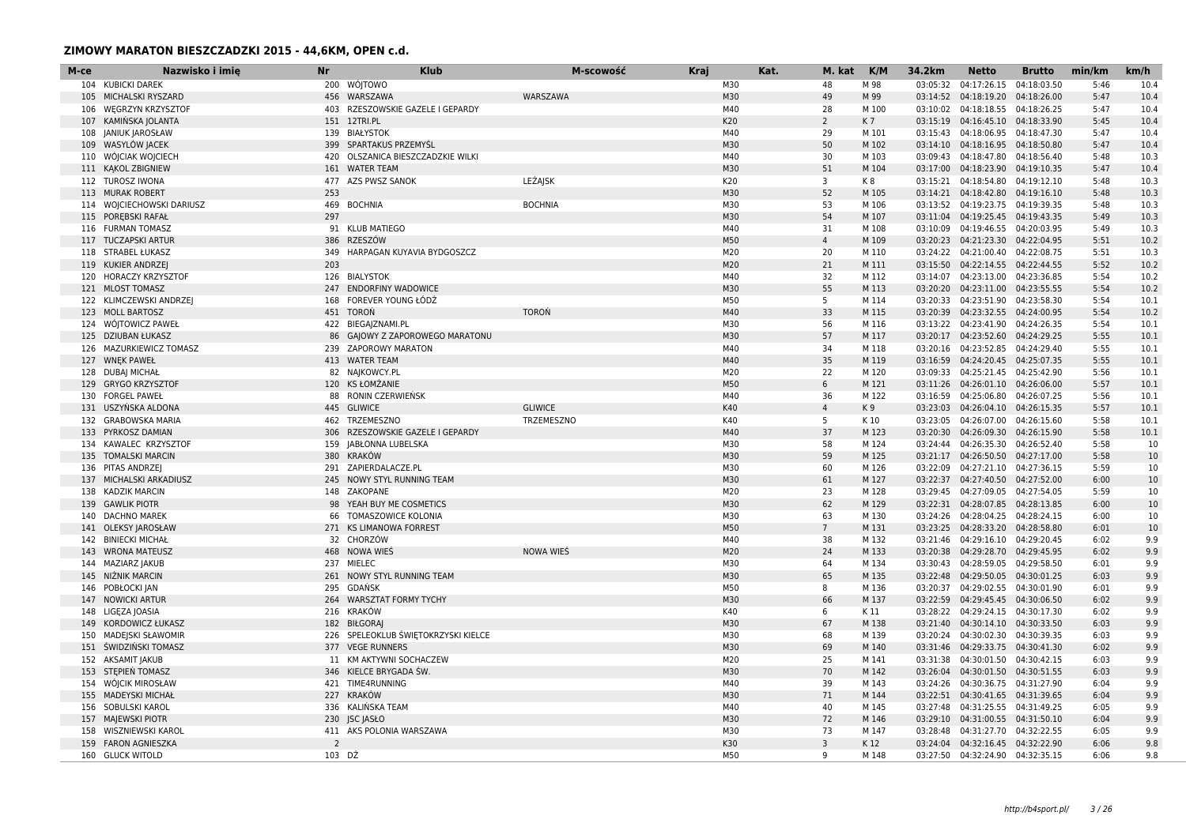## ZIMOWY MARATON BIESZCZADZKI 2015 - 44,6KM, OPEN c.d.

| M-ce | Nazwisko i imię | Nr | Klub | M-scowość | Kraj | Kat. | M. kat | K/M | 34.2km | Netto | Brutto | min/km | km/h |
|---|---|---|---|---|---|---|---|---|---|---|---|---|---|
| 104 | KUBICKI DAREK | 200 | WÓJTOWO | | | M30 | 48 | M 98 | 03:05:32 | 04:17:26.15 | 04:18:03.50 | 5:46 | 10.4 |
| 105 | MICHALSKI RYSZARD | 456 | WARSZAWA | WARSZAWA | | M30 | 49 | M 99 | 03:14:52 | 04:18:19.20 | 04:18:26.00 | 5:47 | 10.4 |
| 106 | WĘGRZYN KRZYSZTOF | 403 | RZESZOWSKIE GAZELE I GEPARDY | | | M40 | 28 | M 100 | 03:10:02 | 04:18:18.55 | 04:18:26.25 | 5:47 | 10.4 |
| 107 | KAMIŃSKA JOLANTA | 151 | 12TRI.PL | | | K20 | 2 | K 7 | 03:15:19 | 04:16:45.10 | 04:18:33.90 | 5:45 | 10.4 |
| 108 | JANIUK JAROSŁAW | 139 | BIAŁYSTOK | | | M40 | 29 | M 101 | 03:15:43 | 04:18:06.95 | 04:18:47.30 | 5:47 | 10.4 |
| 109 | WASYLÓW JACEK | 399 | SPARTAKUS PRZEMYŚL | | | M30 | 50 | M 102 | 03:14:10 | 04:18:16.95 | 04:18:50.80 | 5:47 | 10.4 |
| 110 | WÓJCIAK WOJCIECH | 420 | OLSZANICA BIESZCZADZKIE WILKI | | | M40 | 30 | M 103 | 03:09:43 | 04:18:47.80 | 04:18:56.40 | 5:48 | 10.3 |
| 111 | KĄKOL ZBIGNIEW | 161 | WATER TEAM | | | M30 | 51 | M 104 | 03:17:00 | 04:18:23.90 | 04:19:10.35 | 5:47 | 10.4 |
| 112 | TUROSZ IWONA | 477 | AZS PWSZ SANOK | LEŻAJSK | | K20 | 3 | K 8 | 03:15:21 | 04:18:54.80 | 04:19:12.10 | 5:48 | 10.3 |
| 113 | MURAK ROBERT | 253 | | | | M30 | 52 | M 105 | 03:14:21 | 04:18:42.80 | 04:19:16.10 | 5:48 | 10.3 |
| 114 | WOJCIECHOWSKI DARIUSZ | 469 | BOCHNIA | BOCHNIA | | M30 | 53 | M 106 | 03:13:52 | 04:19:23.75 | 04:19:39.35 | 5:48 | 10.3 |
| 115 | PORĘBSKI RAFAŁ | 297 | | | | M30 | 54 | M 107 | 03:11:04 | 04:19:25.45 | 04:19:43.35 | 5:49 | 10.3 |
| 116 | FURMAN TOMASZ | 91 | KLUB MATIEGO | | | M40 | 31 | M 108 | 03:10:09 | 04:19:46.55 | 04:20:03.95 | 5:49 | 10.3 |
| 117 | TUCZAPSKI ARTUR | 386 | RZESZÓW | | | M50 | 4 | M 109 | 03:20:23 | 04:21:23.30 | 04:22:04.95 | 5:51 | 10.2 |
| 118 | STRABEL ŁUKASZ | 349 | HARPAGAN KUYAVIA BYDGOSZCZ | | | M20 | 20 | M 110 | 03:24:22 | 04:21:00.40 | 04:22:08.75 | 5:51 | 10.3 |
| 119 | KUKIER ANDRZEJ | 203 | | | | M20 | 21 | M 111 | 03:15:50 | 04:22:14.55 | 04:22:44.55 | 5:52 | 10.2 |
| 120 | HORACZY KRZYSZTOF | 126 | BIALYSTOK | | | M40 | 32 | M 112 | 03:14:07 | 04:23:13.00 | 04:23:36.85 | 5:54 | 10.2 |
| 121 | MLOST TOMASZ | 247 | ENDORFINY WADOWICE | | | M30 | 55 | M 113 | 03:20:20 | 04:23:11.00 | 04:23:55.55 | 5:54 | 10.2 |
| 122 | KLIMCZEWSKI ANDRZEJ | 168 | FOREVER YOUNG ŁÓDŹ | | | M50 | 5 | M 114 | 03:20:33 | 04:23:51.90 | 04:23:58.30 | 5:54 | 10.1 |
| 123 | MOLL BARTOSZ | 451 | TORÓŃ | TORÓŃ | | M40 | 33 | M 115 | 03:20:39 | 04:23:32.55 | 04:24:00.95 | 5:54 | 10.2 |
| 124 | WÓJTOWICZ PAWEŁ | 422 | BIEGAJZNAMI.PL | | | M30 | 56 | M 116 | 03:13:22 | 04:23:41.90 | 04:24:26.35 | 5:54 | 10.1 |
| 125 | DZIUBAN ŁUKASZ | 86 | GAJOWY Z ZAPOROWEGO MARATONU | | | M30 | 57 | M 117 | 03:20:17 | 04:23:52.60 | 04:24:29.25 | 5:55 | 10.1 |
| 126 | MAZURKIEWICZ TOMASZ | 239 | ZAPOROWY MARATON | | | M40 | 34 | M 118 | 03:20:16 | 04:23:52.85 | 04:24:29.40 | 5:55 | 10.1 |
| 127 | WNĘK PAWEŁ | 413 | WATER TEAM | | | M40 | 35 | M 119 | 03:16:59 | 04:24:20.45 | 04:25:07.35 | 5:55 | 10.1 |
| 128 | DUBAJ MICHAŁ | 82 | NAJKOWCY.PL | | | M20 | 22 | M 120 | 03:09:33 | 04:25:21.45 | 04:25:42.90 | 5:56 | 10.1 |
| 129 | GRYGO KRZYSZTOF | 120 | KS ŁOMŻANIE | | | M50 | 6 | M 121 | 03:11:26 | 04:26:01.10 | 04:26:06.00 | 5:57 | 10.1 |
| 130 | FORGEL PAWEŁ | 88 | RONIN CZERWIEŃSK | | | M40 | 36 | M 122 | 03:16:59 | 04:25:06.80 | 04:26:07.25 | 5:56 | 10.1 |
| 131 | USZYŃSKA ALDONA | 445 | GLIWICE | GLIWICE | | K40 | 4 | K 9 | 03:23:03 | 04:26:04.10 | 04:26:15.35 | 5:57 | 10.1 |
| 132 | GRABOWSKA MARIA | 462 | TRZEMESZNO | TRZEMESZNO | | K40 | 5 | K 10 | 03:23:05 | 04:26:07.00 | 04:26:15.60 | 5:58 | 10.1 |
| 133 | PYRKOSZ DAMIAN | 306 | RZESZOWSKIE GAZELE I GEPARDY | | | M40 | 37 | M 123 | 03:20:30 | 04:26:09.30 | 04:26:15.90 | 5:58 | 10.1 |
| 134 | KAWALEC KRZYSZTOF | 159 | JABŁONNA LUBELSKA | | | M30 | 58 | M 124 | 03:24:44 | 04:26:35.30 | 04:26:52.40 | 5:58 | 10 |
| 135 | TOMALSKI MARCIN | 380 | KRAKÓW | | | M30 | 59 | M 125 | 03:21:17 | 04:26:50.50 | 04:27:17.00 | 5:58 | 10 |
| 136 | PITAS ANDRZEJ | 291 | ZAPIERDALACZE.PL | | | M30 | 60 | M 126 | 03:22:09 | 04:27:21.10 | 04:27:36.15 | 5:59 | 10 |
| 137 | MICHALSKI ARKADIUSZ | 245 | NOWY STYL RUNNING TEAM | | | M30 | 61 | M 127 | 03:22:37 | 04:27:40.50 | 04:27:52.00 | 6:00 | 10 |
| 138 | KADZIK MARCIN | 148 | ZAKOPANE | | | M20 | 23 | M 128 | 03:29:45 | 04:27:09.05 | 04:27:54.05 | 5:59 | 10 |
| 139 | GAWLIK PIOTR | 98 | YEAH BUY ME COSMETICS | | | M30 | 62 | M 129 | 03:22:31 | 04:28:07.85 | 04:28:13.85 | 6:00 | 10 |
| 140 | DACHNO MAREK | 66 | TOMASZOWICE KOLONIA | | | M30 | 63 | M 130 | 03:24:26 | 04:28:04.25 | 04:28:24.15 | 6:00 | 10 |
| 141 | OLEKSY JAROSŁAW | 271 | KS LIMANOWA FORREST | | | M50 | 7 | M 131 | 03:23:25 | 04:28:33.20 | 04:28:58.80 | 6:01 | 10 |
| 142 | BINIECKI MICHAŁ | 32 | CHORZÓW | | | M40 | 38 | M 132 | 03:21:46 | 04:29:16.10 | 04:29:20.45 | 6:02 | 9.9 |
| 143 | WRONA MATEUSZ | 468 | NOWA WIEŚ | NOWA WIEŚ | | M20 | 24 | M 133 | 03:20:38 | 04:29:28.70 | 04:29:45.95 | 6:02 | 9.9 |
| 144 | MAZIARZ JAKUB | 237 | MIELEC | | | M30 | 64 | M 134 | 03:30:43 | 04:28:59.05 | 04:29:58.50 | 6:01 | 9.9 |
| 145 | NIŻNIK MARCIN | 261 | NOWY STYL RUNNING TEAM | | | M30 | 65 | M 135 | 03:22:48 | 04:29:50.05 | 04:30:01.25 | 6:03 | 9.9 |
| 146 | POBŁOCKI JAN | 295 | GDAŃSK | | | M50 | 8 | M 136 | 03:20:37 | 04:29:02.55 | 04:30:01.90 | 6:01 | 9.9 |
| 147 | NOWICKI ARTUR | 264 | WARSZTAT FORMY TYCHY | | | M30 | 66 | M 137 | 03:22:59 | 04:29:45.45 | 04:30:06.50 | 6:02 | 9.9 |
| 148 | LIGĘZA JOASIA | 216 | KRAKÓW | | | K40 | 6 | K 11 | 03:28:22 | 04:29:24.15 | 04:30:17.30 | 6:02 | 9.9 |
| 149 | KORDOWICZ ŁUKASZ | 182 | BIŁGORAJ | | | M30 | 67 | M 138 | 03:21:40 | 04:30:14.10 | 04:30:33.50 | 6:03 | 9.9 |
| 150 | MADEJSKI SŁAWOMIR | 226 | SPELEOKLUB ŚWIĘTOKRZYSKI KIELCE | | | M30 | 68 | M 139 | 03:20:24 | 04:30:02.30 | 04:30:39.35 | 6:03 | 9.9 |
| 151 | ŚWIDZIŃSKI TOMASZ | 377 | VEGE RUNNERS | | | M30 | 69 | M 140 | 03:31:46 | 04:29:33.75 | 04:30:41.30 | 6:02 | 9.9 |
| 152 | AKSAMIT JAKUB | 11 | KM AKTYWNI SOCHACZEW | | | M20 | 25 | M 141 | 03:31:38 | 04:30:01.50 | 04:30:42.15 | 6:03 | 9.9 |
| 153 | STĘPIEŃ TOMASZ | 346 | KIELCE BRYGADA ŚW. | | | M30 | 70 | M 142 | 03:26:04 | 04:30:01.50 | 04:30:51.55 | 6:03 | 9.9 |
| 154 | WÓJCIK MIROSŁAW | 421 | TIME4RUNNING | | | M40 | 39 | M 143 | 03:24:26 | 04:30:36.75 | 04:31:27.90 | 6:04 | 9.9 |
| 155 | MADEYSKI MICHAŁ | 227 | KRAKÓW | | | M30 | 71 | M 144 | 03:22:51 | 04:30:41.65 | 04:31:39.65 | 6:04 | 9.9 |
| 156 | SOBULSKI KAROL | 336 | KALIŃSKA TEAM | | | M40 | 40 | M 145 | 03:27:48 | 04:31:25.55 | 04:31:49.25 | 6:05 | 9.9 |
| 157 | MAJEWSKI PIOTR | 230 | JSC JASŁO | | | M30 | 72 | M 146 | 03:29:10 | 04:31:00.55 | 04:31:50.10 | 6:04 | 9.9 |
| 158 | WISZNIEWSKI KAROL | 411 | AKS POLONIA WARSZAWA | | | M30 | 73 | M 147 | 03:28:48 | 04:31:27.70 | 04:32:22.55 | 6:05 | 9.9 |
| 159 | FARON AGNIESZKA | 2 | | | | K30 | 3 | K 12 | 03:24:04 | 04:32:16.45 | 04:32:22.90 | 6:06 | 9.8 |
| 160 | GLUCK WITOLD | 103 | DŹ | | | M50 | 9 | M 148 | 03:27:50 | 04:32:24.90 | 04:32:35.15 | 6:06 | 9.8 |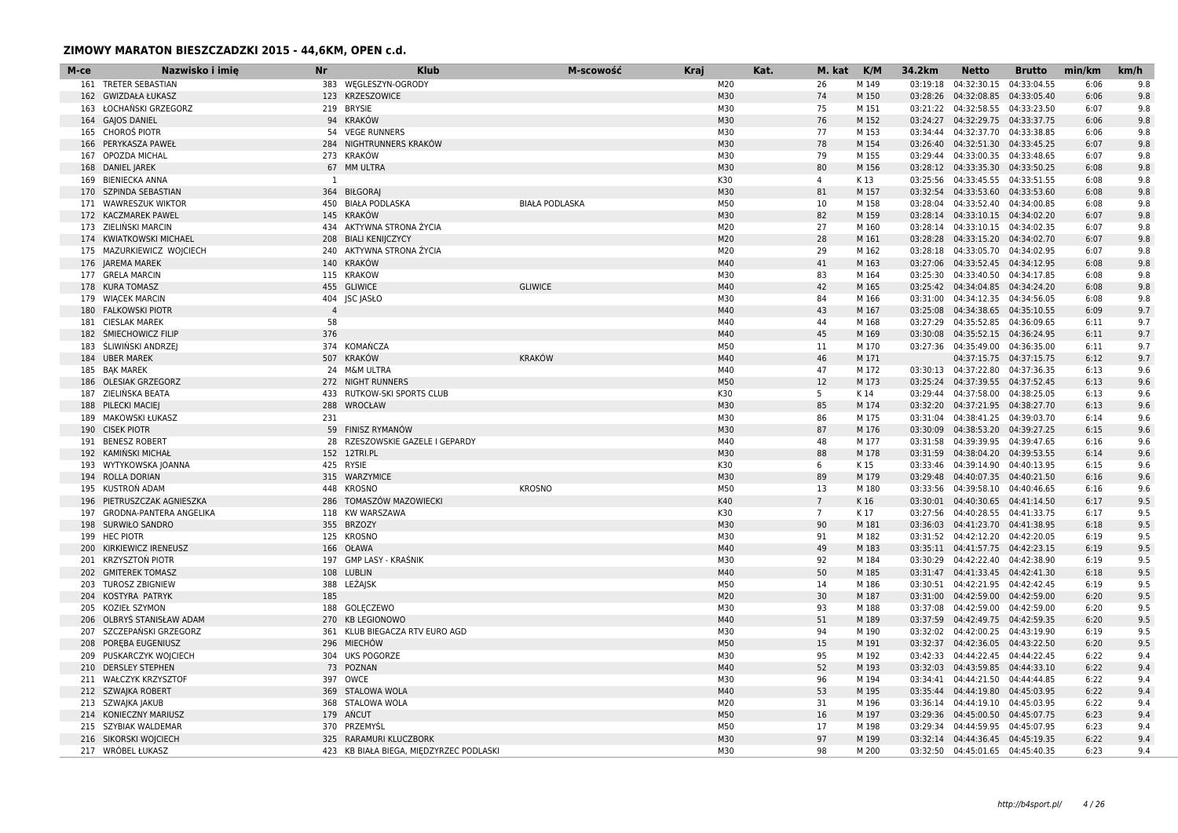## ZIMOWY MARATON BIESZCZADZKI 2015 - 44,6KM, OPEN c.d.

| M-ce | Nazwisko i imię | Nr | Klub | M-scowość | Kraj | Kat. | M. kat | K/M | 34.2km | Netto | Brutto | min/km | km/h |
|---|---|---|---|---|---|---|---|---|---|---|---|---|---|
| 161 | TRETER SEBASTIAN | 383 | WĘGLESZYN-OGRODY | | | M20 | 26 | M 149 | 03:19:18 | 04:32:30.15 | 04:33:04.55 | 6:06 | 9.8 |
| 162 | GWIZDAŁA ŁUKASZ | 123 | KRZESZOWICE | | | M30 | 74 | M 150 | 03:28:26 | 04:32:08.85 | 04:33:05.40 | 6:06 | 9.8 |
| 163 | ŁOCHAŃSKI GRZEGORZ | 219 | BRYSIE | | | M30 | 75 | M 151 | 03:21:22 | 04:32:58.55 | 04:33:23.50 | 6:07 | 9.8 |
| 164 | GAJOS DANIEL | 94 | KRAKÓW | | | M30 | 76 | M 152 | 03:24:27 | 04:32:29.75 | 04:33:37.75 | 6:06 | 9.8 |
| 165 | CHOROŚ PIOTR | 54 | VEGE RUNNERS | | | M30 | 77 | M 153 | 03:34:44 | 04:32:37.70 | 04:33:38.85 | 6:06 | 9.8 |
| 166 | PERYKASZA PAWEŁ | 284 | NIGHTRUNNERS KRAKÓW | | | M30 | 78 | M 154 | 03:26:40 | 04:32:51.30 | 04:33:45.25 | 6:07 | 9.8 |
| 167 | OPOZDA MICHAL | 273 | KRAKÓW | | | M30 | 79 | M 155 | 03:29:44 | 04:33:00.35 | 04:33:48.65 | 6:07 | 9.8 |
| 168 | DANIEL JAREK | 67 | MM ULTRA | | | M30 | 80 | M 156 | 03:28:12 | 04:33:35.30 | 04:33:50.25 | 6:08 | 9.8 |
| 169 | BIENIECKA ANNA | 1 | | | | K30 | 4 | K 13 | 03:25:56 | 04:33:45.55 | 04:33:51.55 | 6:08 | 9.8 |
| 170 | SZPINDA SEBASTIAN | 364 | BIŁGORAJ | | | M30 | 81 | M 157 | 03:32:54 | 04:33:53.60 | 04:33:53.60 | 6:08 | 9.8 |
| 171 | WAWRESZUK WIKTOR | 450 | BIAŁA PODLASKA | BIAŁA PODLASKA | | M50 | 10 | M 158 | 03:28:04 | 04:33:52.40 | 04:34:00.85 | 6:08 | 9.8 |
| 172 | KACZMAREK PAWEL | 145 | KRAKÓW | | | M30 | 82 | M 159 | 03:28:14 | 04:33:10.15 | 04:34:02.20 | 6:07 | 9.8 |
| 173 | ZIELIŃSKI MARCIN | 434 | AKTYWNA STRONA ŻYCIA | | | M20 | 27 | M 160 | 03:28:14 | 04:33:10.15 | 04:34:02.35 | 6:07 | 9.8 |
| 174 | KWIATKOWSKI MICHAEL | 208 | BIALI KENIJCZYCY | | | M20 | 28 | M 161 | 03:28:28 | 04:33:15.20 | 04:34:02.70 | 6:07 | 9.8 |
| 175 | MAZURKIEWICZ WOJCIECH | 240 | AKTYWNA STRONA ŻYCIA | | | M20 | 29 | M 162 | 03:28:18 | 04:33:05.70 | 04:34:02.95 | 6:07 | 9.8 |
| 176 | JAREMA MAREK | 140 | KRAKÓW | | | M40 | 41 | M 163 | 03:27:06 | 04:33:52.45 | 04:34:12.95 | 6:08 | 9.8 |
| 177 | GRELA MARCIN | 115 | KRAKOW | | | M30 | 83 | M 164 | 03:25:30 | 04:33:40.50 | 04:34:17.85 | 6:08 | 9.8 |
| 178 | KURA TOMASZ | 455 | GLIWICE | GLIWICE | | M40 | 42 | M 165 | 03:25:42 | 04:34:04.85 | 04:34:24.20 | 6:08 | 9.8 |
| 179 | WIĄCEK MARCIN | 404 | JSC JASŁO | | | M30 | 84 | M 166 | 03:31:00 | 04:34:12.35 | 04:34:56.05 | 6:08 | 9.8 |
| 180 | FALKOWSKI PIOTR | 4 | | | | M40 | 43 | M 167 | 03:25:08 | 04:34:38.65 | 04:35:10.55 | 6:09 | 9.7 |
| 181 | CIESLAK MAREK | 58 | | | | M40 | 44 | M 168 | 03:27:29 | 04:35:52.85 | 04:36:09.65 | 6:11 | 9.7 |
| 182 | ŚMIECHOWICZ FILIP | 376 | | | | M40 | 45 | M 169 | 03:30:08 | 04:35:52.15 | 04:36:24.95 | 6:11 | 9.7 |
| 183 | ŚLIWIŃSKI ANDRZEJ | 374 | KOMAŃCZA | | | M50 | 11 | M 170 | 03:27:36 | 04:35:49.00 | 04:36:35.00 | 6:11 | 9.7 |
| 184 | UBER MAREK | 507 | KRAKÓW | KRAKÓW | | M40 | 46 | M 171 | | 04:37:15.75 | 04:37:15.75 | 6:12 | 9.7 |
| 185 | BĄK MAREK | 24 | M&M ULTRA | | | M40 | 47 | M 172 | 03:30:13 | 04:37:22.80 | 04:37:36.35 | 6:13 | 9.6 |
| 186 | OLESIAK GRZEGORZ | 272 | NIGHT RUNNERS | | | M50 | 12 | M 173 | 03:25:24 | 04:37:39.55 | 04:37:52.45 | 6:13 | 9.6 |
| 187 | ZIELIŃSKA BEATA | 433 | RUTKOW-SKI SPORTS CLUB | | | K30 | 5 | K 14 | 03:29:44 | 04:37:58.00 | 04:38:25.05 | 6:13 | 9.6 |
| 188 | PILECKI MACIEJ | 288 | WROCŁAW | | | M30 | 85 | M 174 | 03:32:20 | 04:37:21.95 | 04:38:27.70 | 6:13 | 9.6 |
| 189 | MAKOWSKI ŁUKASZ | 231 | | | | M30 | 86 | M 175 | 03:31:04 | 04:38:41.25 | 04:39:03.70 | 6:14 | 9.6 |
| 190 | CISEK PIOTR | 59 | FINISZ RYMANÓW | | | M30 | 87 | M 176 | 03:30:09 | 04:38:53.20 | 04:39:27.25 | 6:15 | 9.6 |
| 191 | BENESZ ROBERT | 28 | RZESZOWSKIE GAZELE I GEPARDY | | | M40 | 48 | M 177 | 03:31:58 | 04:39:39.95 | 04:39:47.65 | 6:16 | 9.6 |
| 192 | KAMIŃSKI MICHAŁ | 152 | 12TRI.PL | | | M30 | 88 | M 178 | 03:31:59 | 04:38:04.20 | 04:39:53.55 | 6:14 | 9.6 |
| 193 | WYTYKOWSKA JOANNA | 425 | RYSIE | | | K30 | 6 | K 15 | 03:33:46 | 04:39:14.90 | 04:40:13.95 | 6:15 | 9.6 |
| 194 | ROLLA DORIAN | 315 | WARZYMICE | | | M30 | 89 | M 179 | 03:29:48 | 04:40:07.35 | 04:40:21.50 | 6:16 | 9.6 |
| 195 | KUSTROŃ ADAM | 448 | KROSNO | KROSNO | | M50 | 13 | M 180 | 03:33:56 | 04:39:58.10 | 04:40:46.65 | 6:16 | 9.6 |
| 196 | PIETRUSZCZAK AGNIESZKA | 286 | TOMASZÓW MAZOWIECKI | | | K40 | 7 | K 16 | 03:30:01 | 04:40:30.65 | 04:41:14.50 | 6:17 | 9.5 |
| 197 | GRODNA-PANTERA ANGELIKA | 118 | KW WARSZAWA | | | K30 | 7 | K 17 | 03:27:56 | 04:40:28.55 | 04:41:33.75 | 6:17 | 9.5 |
| 198 | SURWIŁO SANDRO | 355 | BRZOZY | | | M30 | 90 | M 181 | 03:36:03 | 04:41:23.70 | 04:41:38.95 | 6:18 | 9.5 |
| 199 | HEC PIOTR | 125 | KROSNO | | | M30 | 91 | M 182 | 03:31:52 | 04:42:12.20 | 04:42:20.05 | 6:19 | 9.5 |
| 200 | KIRKIEWICZ IRENEUSZ | 166 | OŁAWA | | | M40 | 49 | M 183 | 03:35:11 | 04:41:57.75 | 04:42:23.15 | 6:19 | 9.5 |
| 201 | KRZYSZTOŃ PIOTR | 197 | GMP LASY - KRAŚNIK | | | M30 | 92 | M 184 | 03:30:29 | 04:42:22.40 | 04:42:38.90 | 6:19 | 9.5 |
| 202 | GMITEREK TOMASZ | 108 | LUBLIN | | | M40 | 50 | M 185 | 03:31:47 | 04:41:33.45 | 04:42:41.30 | 6:18 | 9.5 |
| 203 | TUROSZ ZBIGNIEW | 388 | LEŻAJSK | | | M50 | 14 | M 186 | 03:30:51 | 04:42:21.95 | 04:42:42.45 | 6:19 | 9.5 |
| 204 | KOSTYRA PATRYK | 185 | | | | M20 | 30 | M 187 | 03:31:00 | 04:42:59.00 | 04:42:59.00 | 6:20 | 9.5 |
| 205 | KOZIEŁ SZYMON | 188 | GOLĘCZEWO | | | M30 | 93 | M 188 | 03:37:08 | 04:42:59.00 | 04:42:59.00 | 6:20 | 9.5 |
| 206 | OLBRYŚ STANISŁAW ADAM | 270 | KB LEGIONOWO | | | M40 | 51 | M 189 | 03:37:59 | 04:42:49.75 | 04:42:59.35 | 6:20 | 9.5 |
| 207 | SZCZEPAŃSKI GRZEGORZ | 361 | KLUB BIEGACZA RTV EURO AGD | | | M30 | 94 | M 190 | 03:32:02 | 04:42:00.25 | 04:43:19.90 | 6:19 | 9.5 |
| 208 | PORĘBA EUGENIUSZ | 296 | MIECHÓW | | | M50 | 15 | M 191 | 03:32:37 | 04:42:36.05 | 04:43:22.50 | 6:20 | 9.5 |
| 209 | PUSKARCZYK WOJCIECH | 304 | UKS POGORZE | | | M30 | 95 | M 192 | 03:42:33 | 04:44:22.45 | 04:44:22.45 | 6:22 | 9.4 |
| 210 | DERSLEY STEPHEN | 73 | POZNAN | | | M40 | 52 | M 193 | 03:32:03 | 04:43:59.85 | 04:44:33.10 | 6:22 | 9.4 |
| 211 | WAŁCZYK KRZYSZTOF | 397 | OWCE | | | M30 | 96 | M 194 | 03:34:41 | 04:44:21.50 | 04:44:44.85 | 6:22 | 9.4 |
| 212 | SZWAJKA ROBERT | 369 | STALOWA WOLA | | | M40 | 53 | M 195 | 03:35:44 | 04:44:19.80 | 04:45:03.95 | 6:22 | 9.4 |
| 213 | SZWAJKA JAKUB | 368 | STALOWA WOLA | | | M20 | 31 | M 196 | 03:36:14 | 04:44:19.10 | 04:45:03.95 | 6:22 | 9.4 |
| 214 | KONIECZNY MARIUSZ | 179 | AŃCUT | | | M50 | 16 | M 197 | 03:29:36 | 04:45:00.50 | 04:45:07.75 | 6:23 | 9.4 |
| 215 | SZYBIAK WALDEMAR | 370 | PRZEMYŚL | | | M50 | 17 | M 198 | 03:29:34 | 04:44:59.95 | 04:45:07.95 | 6:23 | 9.4 |
| 216 | SIKORSKI WOJCIECH | 325 | RARAMURI KLUCZBORK | | | M30 | 97 | M 199 | 03:32:14 | 04:44:36.45 | 04:45:19.35 | 6:22 | 9.4 |
| 217 | WRÓBEL ŁUKASZ | 423 | KB BIAŁA BIEGA, MIĘDZYRZEC PODLASKI | | | M30 | 98 | M 200 | 03:32:50 | 04:45:01.65 | 04:45:40.35 | 6:23 | 9.4 |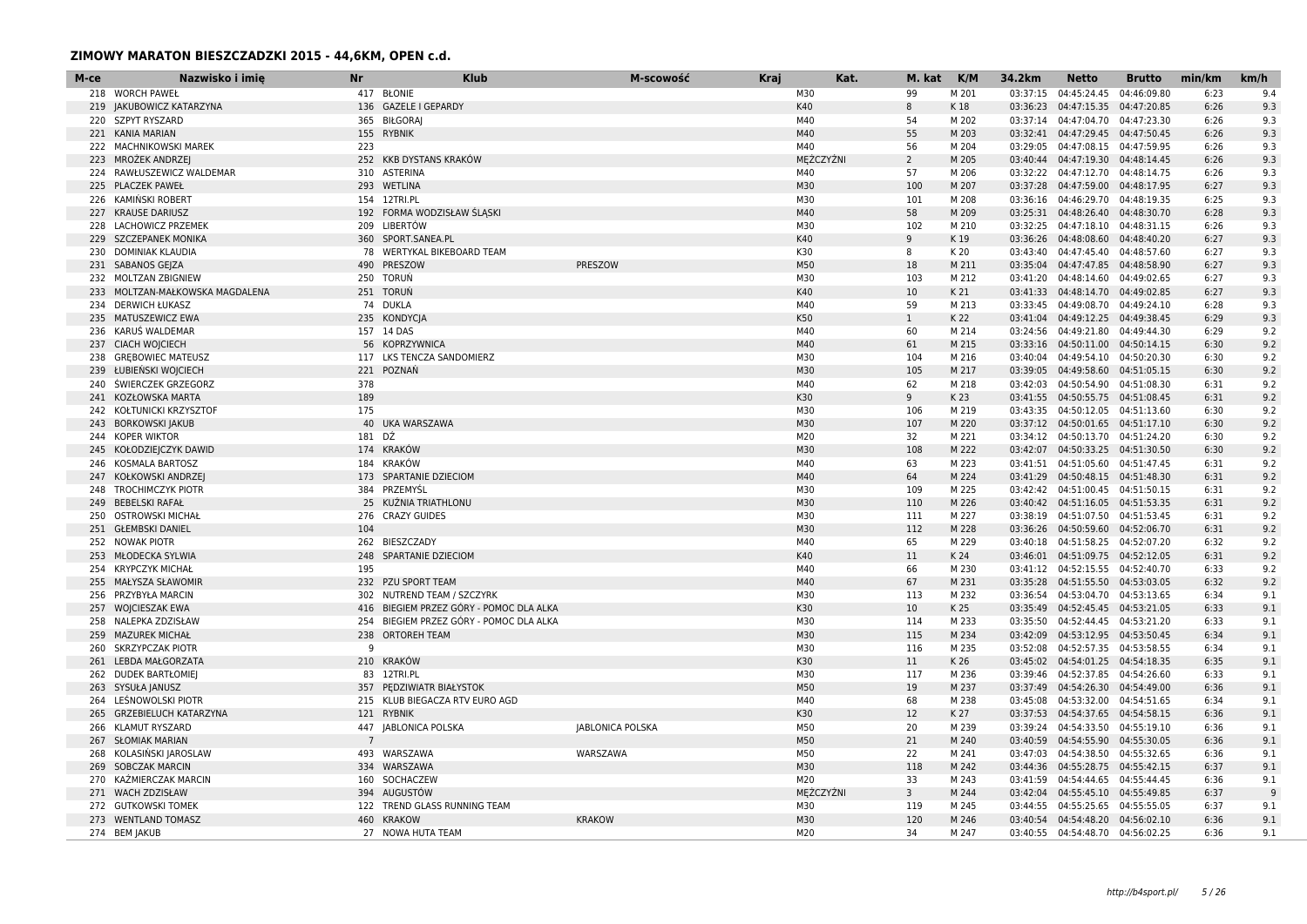## ZIMOWY MARATON BIESZCZADZKI 2015 - 44,6KM, OPEN c.d.

| M-ce | Nazwisko i imię | Nr | Klub | M-scowość | Kraj | Kat. | M. kat | K/M | 34.2km | Netto | Brutto | min/km | km/h |
|---|---|---|---|---|---|---|---|---|---|---|---|---|---|
| 218 | WORCH PAWEŁ | 417 | BŁONIE | | | M30 | 99 | M 201 | 03:37:15 | 04:45:24.45 | 04:46:09.80 | 6:23 | 9.4 |
| 219 | JAKUBOWICZ KATARZYNA | 136 | GAZELE I GEPARDY | | | K40 | 8 | K 18 | 03:36:23 | 04:47:15.35 | 04:47:20.85 | 6:26 | 9.3 |
| 220 | SZPYT RYSZARD | 365 | BIŁGORAJ | | | M40 | 54 | M 202 | 03:37:14 | 04:47:04.70 | 04:47:23.30 | 6:26 | 9.3 |
| 221 | KANIA MARIAN | 155 | RYBNIK | | | M40 | 55 | M 203 | 03:32:41 | 04:47:29.45 | 04:47:50.45 | 6:26 | 9.3 |
| 222 | MACHNIKOWSKI MAREK | 223 | | | | M40 | 56 | M 204 | 03:29:05 | 04:47:08.15 | 04:47:59.95 | 6:26 | 9.3 |
| 223 | MROŻEK ANDRZEJ | 252 | KKB DYSTANS KRAKÓW | | | MĘŻCZYŹNI | 2 | M 205 | 03:40:44 | 04:47:19.30 | 04:48:14.45 | 6:26 | 9.3 |
| 224 | RAWŁUSZEWICZ WALDEMAR | 310 | ASTERINA | | | M40 | 57 | M 206 | 03:32:22 | 04:47:12.70 | 04:48:14.75 | 6:26 | 9.3 |
| 225 | PLACZEK PAWEŁ | 293 | WETLINA | | | M30 | 100 | M 207 | 03:37:28 | 04:47:59.00 | 04:48:17.95 | 6:27 | 9.3 |
| 226 | KAMIŃSKI ROBERT | 154 | 12TRI.PL | | | M30 | 101 | M 208 | 03:36:16 | 04:46:29.70 | 04:48:19.35 | 6:25 | 9.3 |
| 227 | KRAUSE DARIUSZ | 192 | FORMA WODZISŁAW ŚLĄSKI | | | M40 | 58 | M 209 | 03:25:31 | 04:48:26.40 | 04:48:30.70 | 6:28 | 9.3 |
| 228 | LACHOWICZ PRZEMEK | 209 | LIBERTÓW | | | M30 | 102 | M 210 | 03:32:25 | 04:47:18.10 | 04:48:31.15 | 6:26 | 9.3 |
| 229 | SZCZEPANEK MONIKA | 360 | SPORT.SANEA.PL | | | K40 | 9 | K 19 | 03:36:26 | 04:48:08.60 | 04:48:40.20 | 6:27 | 9.3 |
| 230 | DOMINIAK KLAUDIA | 78 | WERTYKAL BIKEBOARD TEAM | | | K30 | 8 | K 20 | 03:43:40 | 04:47:45.40 | 04:48:57.60 | 6:27 | 9.3 |
| 231 | SABANOS GEJZA | 490 | PRESZOW | PRESZOW | | M50 | 18 | M 211 | 03:35:04 | 04:47:47.85 | 04:48:58.90 | 6:27 | 9.3 |
| 232 | MOLTZAN ZBIGNIEW | 250 | TORUŃ | | | M30 | 103 | M 212 | 03:41:20 | 04:48:14.60 | 04:49:02.65 | 6:27 | 9.3 |
| 233 | MOLTZAN-MAŁKOWSKA MAGDALENA | 251 | TORUŃ | | | K40 | 10 | K 21 | 03:41:33 | 04:48:14.70 | 04:49:02.85 | 6:27 | 9.3 |
| 234 | DERWICH ŁUKASZ | 74 | DUKLA | | | M40 | 59 | M 213 | 03:33:45 | 04:49:08.70 | 04:49:24.10 | 6:28 | 9.3 |
| 235 | MATUSZEWICZ EWA | 235 | KONDYCJA | | | K50 | 1 | K 22 | 03:41:04 | 04:49:12.25 | 04:49:38.45 | 6:29 | 9.3 |
| 236 | KARUŚ WALDEMAR | 157 | 14 DAS | | | M40 | 60 | M 214 | 03:24:56 | 04:49:21.80 | 04:49:44.30 | 6:29 | 9.2 |
| 237 | CIACH WOJCIECH | 56 | KOPRZYWNICA | | | M40 | 61 | M 215 | 03:33:16 | 04:50:11.00 | 04:50:14.15 | 6:30 | 9.2 |
| 238 | GRĘBOWIEC MATEUSZ | 117 | LKS TENCZA SANDOMIERZ | | | M30 | 104 | M 216 | 03:40:04 | 04:49:54.10 | 04:50:20.30 | 6:30 | 9.2 |
| 239 | ŁUBIEŃSKI WOJCIECH | 221 | POZNAŃ | | | M30 | 105 | M 217 | 03:39:05 | 04:49:58.60 | 04:51:05.15 | 6:30 | 9.2 |
| 240 | ŚWIERCZEK GRZEGORZ | 378 | | | | M40 | 62 | M 218 | 03:42:03 | 04:50:54.90 | 04:51:08.30 | 6:31 | 9.2 |
| 241 | KOZŁOWSKA MARTA | 189 | | | | K30 | 9 | K 23 | 03:41:55 | 04:50:55.75 | 04:51:08.45 | 6:31 | 9.2 |
| 242 | KOŁTUNICKI KRZYSZTOF | 175 | | | | M30 | 106 | M 219 | 03:43:35 | 04:50:12.05 | 04:51:13.60 | 6:30 | 9.2 |
| 243 | BORKOWSKI JAKUB | 40 | UKA WARSZAWA | | | M30 | 107 | M 220 | 03:37:12 | 04:50:01.65 | 04:51:17.10 | 6:30 | 9.2 |
| 244 | KOPER WIKTOR | 181 | DŻ | | | M20 | 32 | M 221 | 03:34:12 | 04:50:13.70 | 04:51:24.20 | 6:30 | 9.2 |
| 245 | KOŁODZIEJCZYK DAWID | 174 | KRAKÓW | | | M30 | 108 | M 222 | 03:42:07 | 04:50:33.25 | 04:51:30.50 | 6:30 | 9.2 |
| 246 | KOSMALA BARTOSZ | 184 | KRAKÓW | | | M40 | 63 | M 223 | 03:41:51 | 04:51:05.60 | 04:51:47.45 | 6:31 | 9.2 |
| 247 | KOŁKOWSKI ANDRZEJ | 173 | SPARTANIE DZIECIOM | | | M40 | 64 | M 224 | 03:41:29 | 04:50:48.15 | 04:51:48.30 | 6:31 | 9.2 |
| 248 | TROCHIMCZYK PIOTR | 384 | PRZEMYŚL | | | M30 | 109 | M 225 | 03:42:42 | 04:51:00.45 | 04:51:50.15 | 6:31 | 9.2 |
| 249 | BEBELSKI RAFAŁ | 25 | KUŹNIA TRIATHLONU | | | M30 | 110 | M 226 | 03:40:42 | 04:51:16.05 | 04:51:53.35 | 6:31 | 9.2 |
| 250 | OSTROWSKI MICHAŁ | 276 | CRAZY GUIDES | | | M30 | 111 | M 227 | 03:38:19 | 04:51:07.50 | 04:51:53.45 | 6:31 | 9.2 |
| 251 | GŁEMBSKI DANIEL | 104 | | | | M30 | 112 | M 228 | 03:36:26 | 04:50:59.60 | 04:52:06.70 | 6:31 | 9.2 |
| 252 | NOWAK PIOTR | 262 | BIESZCZADY | | | M40 | 65 | M 229 | 03:40:18 | 04:51:58.25 | 04:52:07.20 | 6:32 | 9.2 |
| 253 | MŁODECKA SYLWIA | 248 | SPARTANIE DZIECIOM | | | K40 | 11 | K 24 | 03:46:01 | 04:51:09.75 | 04:52:12.05 | 6:31 | 9.2 |
| 254 | KRYPCZYK MICHAŁ | 195 | | | | M40 | 66 | M 230 | 03:41:12 | 04:52:15.55 | 04:52:40.70 | 6:33 | 9.2 |
| 255 | MAŁYSZA SŁAWOMIR | 232 | PZU SPORT TEAM | | | M40 | 67 | M 231 | 03:35:28 | 04:51:55.50 | 04:53:03.05 | 6:32 | 9.2 |
| 256 | PRZYBYŁA MARCIN | 302 | NUTREND TEAM / SZCZYRK | | | M30 | 113 | M 232 | 03:36:54 | 04:53:04.70 | 04:53:13.65 | 6:34 | 9.1 |
| 257 | WOJCIESZAK EWA | 416 | BIEGIEM PRZEZ GÓRY - POMOC DLA ALKA | | | K30 | 10 | K 25 | 03:35:49 | 04:52:45.45 | 04:53:21.05 | 6:33 | 9.1 |
| 258 | NALEPKA ZDZISŁAW | 254 | BIEGIEM PRZEZ GÓRY - POMOC DLA ALKA | | | M30 | 114 | M 233 | 03:35:50 | 04:52:44.45 | 04:53:21.20 | 6:33 | 9.1 |
| 259 | MAZUREK MICHAŁ | 238 | ORTOREH TEAM | | | M30 | 115 | M 234 | 03:42:09 | 04:53:12.95 | 04:53:50.45 | 6:34 | 9.1 |
| 260 | SKRZYPCZAK PIOTR | 9 | | | | M30 | 116 | M 235 | 03:52:08 | 04:52:57.35 | 04:53:58.55 | 6:34 | 9.1 |
| 261 | LEBDA MAŁGORZATA | 210 | KRAKÓW | | | K30 | 11 | K 26 | 03:45:02 | 04:54:01.25 | 04:54:18.35 | 6:35 | 9.1 |
| 262 | DUDEK BARTŁOMIEJ | 83 | 12TRI.PL | | | M30 | 117 | M 236 | 03:39:46 | 04:52:37.85 | 04:54:26.60 | 6:33 | 9.1 |
| 263 | SYSUŁA JANUSZ | 357 | PĘDZIWIATR BIAŁYSTOK | | | M50 | 19 | M 237 | 03:37:49 | 04:54:26.30 | 04:54:49.00 | 6:36 | 9.1 |
| 264 | LEŚNOWOLSKI PIOTR | 215 | KLUB BIEGACZA RTV EURO AGD | | | M40 | 68 | M 238 | 03:45:08 | 04:53:32.00 | 04:54:51.65 | 6:34 | 9.1 |
| 265 | GRZEBIELUCH KATARZYNA | 121 | RYBNIK | | | K30 | 12 | K 27 | 03:37:53 | 04:54:37.65 | 04:54:58.15 | 6:36 | 9.1 |
| 266 | KLAMUT RYSZARD | 447 | JABLONICA POLSKA | JABLONICA POLSKA | | M50 | 20 | M 239 | 03:39:24 | 04:54:33.50 | 04:55:19.10 | 6:36 | 9.1 |
| 267 | SŁOMIAK MARIAN | 7 | | | | M50 | 21 | M 240 | 03:40:59 | 04:54:55.90 | 04:55:30.05 | 6:36 | 9.1 |
| 268 | KOLASIŃSKI JAROSLAW | 493 | WARSZAWA | WARSZAWA | | M50 | 22 | M 241 | 03:47:03 | 04:54:38.50 | 04:55:32.65 | 6:36 | 9.1 |
| 269 | SOBCZAK MARCIN | 334 | WARSZAWA | | | M30 | 118 | M 242 | 03:44:36 | 04:55:28.75 | 04:55:42.15 | 6:37 | 9.1 |
| 270 | KAŹMIERCZAK MARCIN | 160 | SOCHACZEW | | | M20 | 33 | M 243 | 03:41:59 | 04:54:44.65 | 04:55:44.45 | 6:36 | 9.1 |
| 271 | WACH ZDZISŁAW | 394 | AUGUSTÓW | | | MĘŻCZYŹNI | 3 | M 244 | 03:42:04 | 04:55:45.10 | 04:55:49.85 | 6:37 | 9 |
| 272 | GUTKOWSKI TOMEK | 122 | TREND GLASS RUNNING TEAM | | | M30 | 119 | M 245 | 03:44:55 | 04:55:25.65 | 04:55:55.05 | 6:37 | 9.1 |
| 273 | WENTLAND TOMASZ | 460 | KRAKOW | KRAKOW | | M30 | 120 | M 246 | 03:40:54 | 04:54:48.20 | 04:56:02.10 | 6:36 | 9.1 |
| 274 | BEM JAKUB | 27 | NOWA HUTA TEAM | | | M20 | 34 | M 247 | 03:40:55 | 04:54:48.70 | 04:56:02.25 | 6:36 | 9.1 |

http://b4sport.pl/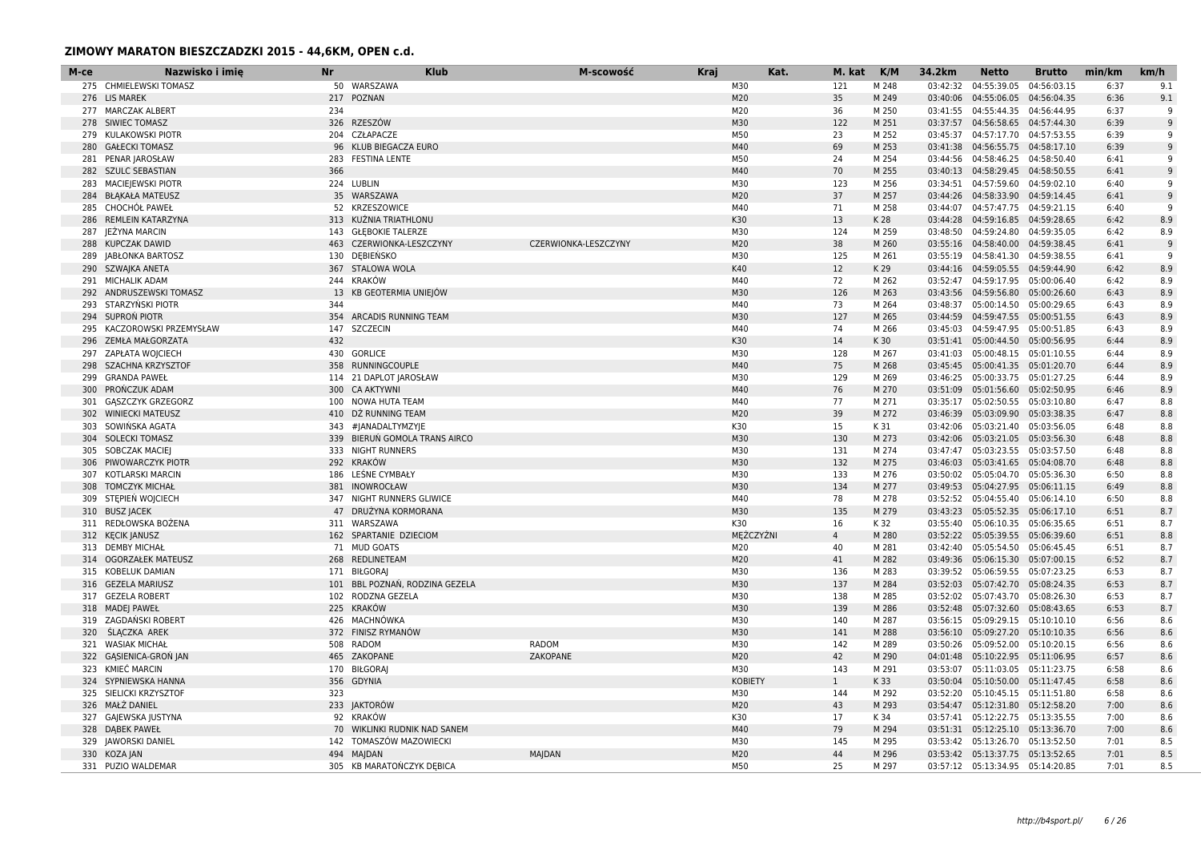## ZIMOWY MARATON BIESZCZADZKI 2015 - 44,6KM, OPEN c.d.

| M-ce | Nazwisko i imię | Nr | Klub | M-scowość | Kraj | Kat. | M. kat | K/M | 34.2km | Netto | Brutto | min/km | km/h |
|---|---|---|---|---|---|---|---|---|---|---|---|---|---|
| 275 | CHMIELEWSKI TOMASZ | 50 | WARSZAWA | | | M30 | 121 | M 248 | 03:42:32 | 04:55:39.05 | 04:56:03.15 | 6:37 | 9.1 |
| 276 | LIS MAREK | 217 | POZNAN | | | M20 | 35 | M 249 | 03:40:06 | 04:55:06.05 | 04:56:04.35 | 6:36 | 9.1 |
| 277 | MARCZAK ALBERT | 234 | | | | M20 | 36 | M 250 | 03:41:55 | 04:55:44.35 | 04:56:44.95 | 6:37 | 9 |
| 278 | SIWIEC TOMASZ | 326 | RZESZÓW | | | M30 | 122 | M 251 | 03:37:57 | 04:56:58.65 | 04:57:44.30 | 6:39 | 9 |
| 279 | KULAKOWSKI PIOTR | 204 | CZŁAPACZE | | | M50 | 23 | M 252 | 03:45:37 | 04:57:17.70 | 04:57:53.55 | 6:39 | 9 |
| 280 | GAŁECKI TOMASZ | 96 | KLUB BIEGACZA EURO | | | M40 | 69 | M 253 | 03:41:38 | 04:56:55.75 | 04:58:17.10 | 6:39 | 9 |
| 281 | PENAR JAROSŁAW | 283 | FESTINA LENTE | | | M50 | 24 | M 254 | 03:44:56 | 04:58:46.25 | 04:58:50.40 | 6:41 | 9 |
| 282 | SZULC SEBASTIAN | 366 | | | | M40 | 70 | M 255 | 03:40:13 | 04:58:29.45 | 04:58:50.55 | 6:41 | 9 |
| 283 | MACIEJEWSKI PIOTR | 224 | LUBLIN | | | M30 | 123 | M 256 | 03:34:51 | 04:57:59.60 | 04:59:02.10 | 6:40 | 9 |
| 284 | BŁĄKAŁA MATEUSZ | 35 | WARSZAWA | | | M20 | 37 | M 257 | 03:44:26 | 04:58:33.90 | 04:59:14.45 | 6:41 | 9 |
| 285 | CHOCHÓŁ PAWEŁ | 52 | KRZESZOWICE | | | M40 | 71 | M 258 | 03:44:07 | 04:57:47.75 | 04:59:21.15 | 6:40 | 9 |
| 286 | REMLEIN KATARZYNA | 313 | KUŹNIA TRIATHLONU | | | K30 | 13 | K 28 | 03:44:28 | 04:59:16.85 | 04:59:28.65 | 6:42 | 8.9 |
| 287 | JEŻYNA MARCIN | 143 | GŁĘBOKIE TALERZE | | | M30 | 124 | M 259 | 03:48:50 | 04:59:24.80 | 04:59:35.05 | 6:42 | 8.9 |
| 288 | KUPCZAK DAWID | 463 | CZERWIONKA-LESZCZYNY | CZERWIONKA-LESZCZYNY | | M20 | 38 | M 260 | 03:55:16 | 04:58:40.00 | 04:59:38.45 | 6:41 | 9 |
| 289 | JABŁONKA BARTOSZ | 130 | DĘBIEŃSKO | | | M30 | 125 | M 261 | 03:55:19 | 04:58:41.30 | 04:59:38.55 | 6:41 | 9 |
| 290 | SZWAJKA ANETA | 367 | STALOWA WOLA | | | K40 | 12 | K 29 | 03:44:16 | 04:59:05.55 | 04:59:44.90 | 6:42 | 8.9 |
| 291 | MICHALIK ADAM | 244 | KRAKÓW | | | M40 | 72 | M 262 | 03:52:47 | 04:59:17.95 | 05:00:06.40 | 6:42 | 8.9 |
| 292 | ANDRUSZEWSKI TOMASZ | 13 | KB GEOTERMIA UNIEJÓW | | | M30 | 126 | M 263 | 03:43:56 | 04:59:56.80 | 05:00:26.60 | 6:43 | 8.9 |
| 293 | STARZYŃSKI PIOTR | 344 | | | | M40 | 73 | M 264 | 03:48:37 | 05:00:14.50 | 05:00:29.65 | 6:43 | 8.9 |
| 294 | SUPROŃ PIOTR | 354 | ARCADIS RUNNING TEAM | | | M30 | 127 | M 265 | 03:44:59 | 04:59:47.55 | 05:00:51.55 | 6:43 | 8.9 |
| 295 | KACZOROWSKI PRZEMYSŁAW | 147 | SZCZECIN | | | M40 | 74 | M 266 | 03:45:03 | 04:59:47.95 | 05:00:51.85 | 6:43 | 8.9 |
| 296 | ZEMŁA MAŁGORZATA | 432 | | | | K30 | 14 | K 30 | 03:51:41 | 05:00:44.50 | 05:00:56.95 | 6:44 | 8.9 |
| 297 | ZAPŁATA WOJCIECH | 430 | GORLICE | | | M30 | 128 | M 267 | 03:41:03 | 05:00:48.15 | 05:01:10.55 | 6:44 | 8.9 |
| 298 | SZACHNA KRZYSZTOF | 358 | RUNNINGCOUPLE | | | M40 | 75 | M 268 | 03:45:45 | 05:00:41.35 | 05:01:20.70 | 6:44 | 8.9 |
| 299 | GRANDA PAWEŁ | 114 | 21 DAPLOT JAROSŁAW | | | M30 | 129 | M 269 | 03:46:25 | 05:00:33.75 | 05:01:27.25 | 6:44 | 8.9 |
| 300 | PROŃCZUK ADAM | 300 | CA AKTYWNI | | | M40 | 76 | M 270 | 03:51:09 | 05:01:56.60 | 05:02:50.95 | 6:46 | 8.9 |
| 301 | GĄSZCZYK GRZEGORZ | 100 | NOWA HUTA TEAM | | | M40 | 77 | M 271 | 03:35:17 | 05:02:50.55 | 05:03:10.80 | 6:47 | 8.8 |
| 302 | WINIECKI MATEUSZ | 410 | DŻ RUNNING TEAM | | | M20 | 39 | M 272 | 03:46:39 | 05:03:09.90 | 05:03:38.35 | 6:47 | 8.8 |
| 303 | SOWIŃSKA AGATA | 343 | #JANADALTYMZYJE | | | K30 | 15 | K 31 | 03:42:06 | 05:03:21.40 | 05:03:56.05 | 6:48 | 8.8 |
| 304 | SOLECKI TOMASZ | 339 | BIERUŃ GOMOLA TRANS AIRCO | | | M30 | 130 | M 273 | 03:42:06 | 05:03:21.05 | 05:03:56.30 | 6:48 | 8.8 |
| 305 | SOBCZAK MACIEJ | 333 | NIGHT RUNNERS | | | M30 | 131 | M 274 | 03:47:47 | 05:03:23.55 | 05:03:57.50 | 6:48 | 8.8 |
| 306 | PIWOWARCZYK PIOTR | 292 | KRAKÓW | | | M30 | 132 | M 275 | 03:46:03 | 05:03:41.65 | 05:04:08.70 | 6:48 | 8.8 |
| 307 | KOTLARSKI MARCIN | 186 | LEŚNE CYMBAŁY | | | M30 | 133 | M 276 | 03:50:02 | 05:05:04.70 | 05:05:36.30 | 6:50 | 8.8 |
| 308 | TOMCZYK MICHAŁ | 381 | INOWROCŁAW | | | M30 | 134 | M 277 | 03:49:53 | 05:04:27.95 | 05:06:11.15 | 6:49 | 8.8 |
| 309 | STĘPIEŃ WOJCIECH | 347 | NIGHT RUNNERS GLIWICE | | | M40 | 78 | M 278 | 03:52:52 | 05:04:55.40 | 05:06:14.10 | 6:50 | 8.8 |
| 310 | BUSZ JACEK | 47 | DRUŻYNA KORMORANA | | | M30 | 135 | M 279 | 03:43:23 | 05:05:52.35 | 05:06:17.10 | 6:51 | 8.7 |
| 311 | REDŁOWSKA BOŻENA | 311 | WARSZAWA | | | K30 | 16 | K 32 | 03:55:40 | 05:06:10.35 | 05:06:35.65 | 6:51 | 8.7 |
| 312 | KĘCIK JANUSZ | 162 | SPARTANIE DZIECIOM | | | MĘŻCZYŹNI | 4 | M 280 | 03:52:22 | 05:05:39.55 | 05:06:39.60 | 6:51 | 8.8 |
| 313 | DEMBY MICHAŁ | 71 | MUD GOATS | | | M20 | 40 | M 281 | 03:42:40 | 05:05:54.50 | 05:06:45.45 | 6:51 | 8.7 |
| 314 | OGORZAŁEK MATEUSZ | 268 | REDLINETEAM | | | M20 | 41 | M 282 | 03:49:36 | 05:06:15.30 | 05:07:00.15 | 6:52 | 8.7 |
| 315 | KOBELUK DAMIAN | 171 | BIŁGORAJ | | | M30 | 136 | M 283 | 03:39:52 | 05:06:59.55 | 05:07:23.25 | 6:53 | 8.7 |
| 316 | GEZELA MARIUSZ | 101 | BBL POZNAŃ, RODZINA GEZELA | | | M30 | 137 | M 284 | 03:52:03 | 05:07:42.70 | 05:08:24.35 | 6:53 | 8.7 |
| 317 | GEZELA ROBERT | 102 | RODZNA GEZELA | | | M30 | 138 | M 285 | 03:52:02 | 05:07:43.70 | 05:08:26.30 | 6:53 | 8.7 |
| 318 | MADEJ PAWEŁ | 225 | KRAKÓW | | | M30 | 139 | M 286 | 03:52:48 | 05:07:32.60 | 05:08:43.65 | 6:53 | 8.7 |
| 319 | ZAGDAŃSKI ROBERT | 426 | MACHNÓWKA | | | M30 | 140 | M 287 | 03:56:15 | 05:09:29.15 | 05:10:10.10 | 6:56 | 8.6 |
| 320 | ŚLĄCZKA AREK | 372 | FINISZ RYMANÓW | | | M30 | 141 | M 288 | 03:56:10 | 05:09:27.20 | 05:10:10.35 | 6:56 | 8.6 |
| 321 | WASIAK MICHAŁ | 508 | RADOM | RADOM | | M30 | 142 | M 289 | 03:50:26 | 05:09:52.00 | 05:10:20.15 | 6:56 | 8.6 |
| 322 | GĄSIENICA-GROŃ JAN | 465 | ZAKOPANE | ZAKOPANE | | M20 | 42 | M 290 | 04:01:48 | 05:10:22.95 | 05:11:06.95 | 6:57 | 8.6 |
| 323 | KMIEĆ MARCIN | 170 | BIŁGORAJ | | | M30 | 143 | M 291 | 03:53:07 | 05:11:03.05 | 05:11:23.75 | 6:58 | 8.6 |
| 324 | SYPNIEWSKA HANNA | 356 | GDYNIA | | | KOBIETY | 1 | K 33 | 03:50:04 | 05:10:50.00 | 05:11:47.45 | 6:58 | 8.6 |
| 325 | SIELICKI KRZYSZTOF | 323 | | | | M30 | 144 | M 292 | 03:52:20 | 05:10:45.15 | 05:11:51.80 | 6:58 | 8.6 |
| 326 | MAŁŻ DANIEL | 233 | JAKTORÓW | | | M20 | 43 | M 293 | 03:54:47 | 05:12:31.80 | 05:12:58.20 | 7:00 | 8.6 |
| 327 | GAJEWSKA JUSTYNA | 92 | KRAKÓW | | | K30 | 17 | K 34 | 03:57:41 | 05:12:22.75 | 05:13:35.55 | 7:00 | 8.6 |
| 328 | DĄBEK PAWEŁ | 70 | WIKLINKI RUDNIK NAD SANEM | | | M40 | 79 | M 294 | 03:51:31 | 05:12:25.10 | 05:13:36.70 | 7:00 | 8.6 |
| 329 | JAWORSKI DANIEL | 142 | TOMASZÓW MAZOWIECKI | | | M30 | 145 | M 295 | 03:53:42 | 05:13:26.70 | 05:13:52.50 | 7:01 | 8.5 |
| 330 | KOZA JAN | 494 | MAJDAN | MAJDAN | | M20 | 44 | M 296 | 03:53:42 | 05:13:37.75 | 05:13:52.65 | 7:01 | 8.5 |
| 331 | PUZIO WALDEMAR | 305 | KB MARATOŃCZYK DĘBICA | | | M50 | 25 | M 297 | 03:57:12 | 05:13:34.95 | 05:14:20.85 | 7:01 | 8.5 |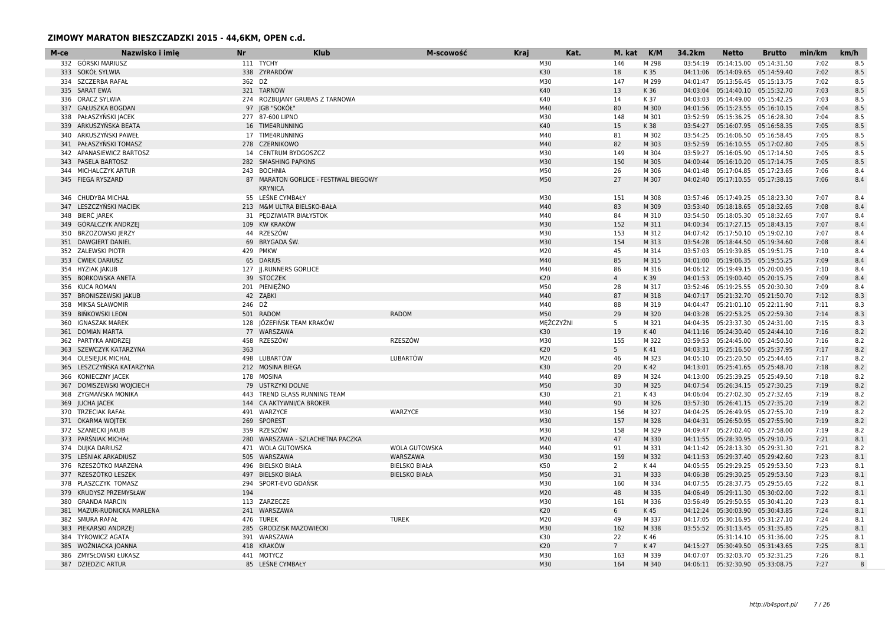## ZIMOWY MARATON BIESZCZADZKI 2015 - 44,6KM, OPEN c.d.

| M-ce | Nazwisko i imię | Nr | Klub | M-scowość | Kraj | Kat. | M. kat | K/M | 34.2km | Netto | Brutto | min/km | km/h |
|---|---|---|---|---|---|---|---|---|---|---|---|---|---|
| 332 | GÓRSKI MARIUSZ | 111 | TYCHY | | | M30 | 146 | M 298 | 03:54:19 | 05:14:15.00 | 05:14:31.50 | 7:02 | 8.5 |
| 333 | SOKÓŁ SYLWIA | 338 | ZYRARDÓW | | | K30 | 18 | K 35 | 04:11:06 | 05:14:09.65 | 05:14:59.40 | 7:02 | 8.5 |
| 334 | SZCZERBA RAFAŁ | 362 | DŹ | | | M30 | 147 | M 299 | 04:01:47 | 05:13:56.45 | 05:15:13.75 | 7:02 | 8.5 |
| 335 | SARAT EWA | 321 | TARNÓW | | | K40 | 13 | K 36 | 04:03:04 | 05:14:40.10 | 05:15:32.70 | 7:03 | 8.5 |
| 336 | ORACZ SYLWIA | 274 | ROZBUJANY GRUBAS Z TARNOWA | | | K40 | 14 | K 37 | 04:03:03 | 05:14:49.00 | 05:15:42.25 | 7:03 | 8.5 |
| 337 | GAŁUSZKA BOGDAN | 97 | JGB "SOKÓŁ" | | | M40 | 80 | M 300 | 04:01:56 | 05:15:23.55 | 05:16:10.15 | 7:04 | 8.5 |
| 338 | PAŁASZYŃSKI JACEK | 277 | 87-600 LIPNO | | | M30 | 148 | M 301 | 03:52:59 | 05:15:36.25 | 05:16:28.30 | 7:04 | 8.5 |
| 339 | ARKUSZYŃSKA BEATA | 16 | TIME4RUNNING | | | K40 | 15 | K 38 | 03:54:27 | 05:16:07.95 | 05:16:58.35 | 7:05 | 8.5 |
| 340 | ARKUSZYŃSKI PAWEŁ | 17 | TIME4RUNNING | | | M40 | 81 | M 302 | 03:54:25 | 05:16:06.50 | 05:16:58.45 | 7:05 | 8.5 |
| 341 | PAŁASZYŃSKI TOMASZ | 278 | CZERNIKOWO | | | M40 | 82 | M 303 | 03:52:59 | 05:16:10.55 | 05:17:02.80 | 7:05 | 8.5 |
| 342 | APANASIEWICZ BARTOSZ | 14 | CENTRUM BYDGOSZCZ | | | M30 | 149 | M 304 | 03:59:27 | 05:16:05.90 | 05:17:14.50 | 7:05 | 8.5 |
| 343 | PASELA BARTOSZ | 282 | SMASHING PĄPKINS | | | M30 | 150 | M 305 | 04:00:44 | 05:16:10.20 | 05:17:14.75 | 7:05 | 8.5 |
| 344 | MICHALCZYK ARTUR | 243 | BOCHNIA | | | M50 | 26 | M 306 | 04:01:48 | 05:17:04.85 | 05:17:23.65 | 7:06 | 8.4 |
| 345 | FIEGA RYSZARD | 87 | MARATON GORLICE - FESTIWAL BIEGOWY KRYNICA | | | M50 | 27 | M 307 | 04:02:40 | 05:17:10.55 | 05:17:38.15 | 7:06 | 8.4 |
| 346 | CHUDYBA MICHAŁ | 55 | LEŚNE CYMBAŁY | | | M30 | 151 | M 308 | 03:57:46 | 05:17:49.25 | 05:18:23.30 | 7:07 | 8.4 |
| 347 | LESZCZYŃSKI MACIEK | 213 | M&M ULTRA BIELSKO-BAŁA | | | M40 | 83 | M 309 | 03:53:40 | 05:18:18.65 | 05:18:32.65 | 7:08 | 8.4 |
| 348 | BIERĆ JAREK | 31 | PĘDZIWIATR BIAŁYSTOK | | | M40 | 84 | M 310 | 03:54:50 | 05:18:05.30 | 05:18:32.65 | 7:07 | 8.4 |
| 349 | GÓRALCZYK ANDRZEJ | 109 | KW KRAKÓW | | | M30 | 152 | M 311 | 04:00:34 | 05:17:27.15 | 05:18:43.15 | 7:07 | 8.4 |
| 350 | BRZOZOWSKI JERZY | 44 | RZESZÓW | | | M30 | 153 | M 312 | 04:07:42 | 05:17:50.10 | 05:19:02.10 | 7:07 | 8.4 |
| 351 | DAWGIERT DANIEL | 69 | BRYGADA ŚW. | | | M30 | 154 | M 313 | 03:54:28 | 05:18:44.50 | 05:19:34.60 | 7:08 | 8.4 |
| 352 | ZALEWSKI PIOTR | 429 | PMKW | | | M20 | 45 | M 314 | 03:57:03 | 05:19:39.85 | 05:19:51.75 | 7:10 | 8.4 |
| 353 | ĆWIEK DARIUSZ | 65 | DARIUS | | | M40 | 85 | M 315 | 04:01:00 | 05:19:06.35 | 05:19:55.25 | 7:09 | 8.4 |
| 354 | HYŻIAK JAKUB | 127 | JJ.RUNNERS GORLICE | | | M40 | 86 | M 316 | 04:06:12 | 05:19:49.15 | 05:20:00.95 | 7:10 | 8.4 |
| 355 | BORKOWSKA ANETA | 39 | STOCZEK | | | K20 | 4 | K 39 | 04:01:53 | 05:19:00.40 | 05:20:15.75 | 7:09 | 8.4 |
| 356 | KUCA ROMAN | 201 | PIENIĘŻNO | | | M50 | 28 | M 317 | 03:52:46 | 05:19:25.55 | 05:20:30.30 | 7:09 | 8.4 |
| 357 | BRONISZEWSKI JAKUB | 42 | ZĄBKI | | | M40 | 87 | M 318 | 04:07:17 | 05:21:32.70 | 05:21:50.70 | 7:12 | 8.3 |
| 358 | MIKSA SŁAWOMIR | 246 | DŹ | | | M40 | 88 | M 319 | 04:04:47 | 05:21:01.10 | 05:22:11.90 | 7:11 | 8.3 |
| 359 | BIŃKOWSKI LEON | 501 | RADOM | RADOM | | M50 | 29 | M 320 | 04:03:28 | 05:22:53.25 | 05:22:59.30 | 7:14 | 8.3 |
| 360 | IGNASZAK MAREK | 128 | JÓZEFIŃSK TEAM KRAKÓW | | | MĘŻCZYŹNI | 5 | M 321 | 04:04:35 | 05:23:37.30 | 05:24:31.00 | 7:15 | 8.3 |
| 361 | DOMIAN MARTA | 77 | WARSZAWA | | | K30 | 19 | K 40 | 04:11:16 | 05:24:30.40 | 05:24:44.10 | 7:16 | 8.2 |
| 362 | PARTYKA ANDRZEJ | 458 | RZESZÓW | RZESZÓW | | M30 | 155 | M 322 | 03:59:53 | 05:24:45.00 | 05:24:50.50 | 7:16 | 8.2 |
| 363 | SZEWCZYK KATARZYNA | 363 | | | | K20 | 5 | K 41 | 04:03:31 | 05:25:16.50 | 05:25:37.95 | 7:17 | 8.2 |
| 364 | OLESIEJUK MICHAL | 498 | LUBARTÓW | LUBARTÓW | | M20 | 46 | M 323 | 04:05:10 | 05:25:20.50 | 05:25:44.65 | 7:17 | 8.2 |
| 365 | LESZCZYŃSKA KATARZYNA | 212 | MOSINA BIEGA | | | K30 | 20 | K 42 | 04:13:01 | 05:25:41.65 | 05:25:48.70 | 7:18 | 8.2 |
| 366 | KONIECZNY JACEK | 178 | MOSINA | | | M40 | 89 | M 324 | 04:13:00 | 05:25:39.25 | 05:25:49.50 | 7:18 | 8.2 |
| 367 | DOMISZEWSKI WOJCIECH | 79 | USTRZYKI DOLNE | | | M50 | 30 | M 325 | 04:07:54 | 05:26:34.15 | 05:27:30.25 | 7:19 | 8.2 |
| 368 | ZYGMAŃSKA MONIKA | 443 | TREND GLASS RUNNING TEAM | | | K30 | 21 | K 43 | 04:06:04 | 05:27:02.30 | 05:27:32.65 | 7:19 | 8.2 |
| 369 | JUCHA JACEK | 144 | CA AKTYWNI/CA BROKER | | | M40 | 90 | M 326 | 03:57:30 | 05:26:41.15 | 05:27:35.20 | 7:19 | 8.2 |
| 370 | TRZECIAK RAFAŁ | 491 | WARZYCE | WARZYCE | | M30 | 156 | M 327 | 04:04:25 | 05:26:49.95 | 05:27:55.70 | 7:19 | 8.2 |
| 371 | OKARMA WOJTEK | 269 | SPOREST | | | M30 | 157 | M 328 | 04:04:31 | 05:26:50.95 | 05:27:55.90 | 7:19 | 8.2 |
| 372 | SZANECKI JAKUB | 359 | RZESZÓW | | | M30 | 158 | M 329 | 04:09:47 | 05:27:02.40 | 05:27:58.00 | 7:19 | 8.2 |
| 373 | PARŚNIAK MICHAŁ | 280 | WARSZAWA - SZLACHETNA PACZKA | | | M20 | 47 | M 330 | 04:11:55 | 05:28:30.95 | 05:29:10.75 | 7:21 | 8.1 |
| 374 | DUJKA DARIUSZ | 471 | WOLA GUTOWSKA | WOLA GUTOWSKA | | M40 | 91 | M 331 | 04:11:42 | 05:28:13.30 | 05:29:31.30 | 7:21 | 8.2 |
| 375 | LEŚNIAK ARKADIUSZ | 505 | WARSZAWA | WARSZAWA | | M30 | 159 | M 332 | 04:11:53 | 05:29:37.40 | 05:29:42.60 | 7:23 | 8.1 |
| 376 | RZESZÓTKO MARZENA | 496 | BIELSKO BIAŁA | BIELSKO BIAŁA | | K50 | 2 | K 44 | 04:05:55 | 05:29:29.25 | 05:29:53.50 | 7:23 | 8.1 |
| 377 | RZESZÓTKO LESZEK | 497 | BIELSKO BIAŁA | BIELSKO BIAŁA | | M50 | 31 | M 333 | 04:06:38 | 05:29:30.25 | 05:29:53.50 | 7:23 | 8.1 |
| 378 | PLASZCZYK TOMASZ | 294 | SPORT-EVO GDAŃSK | | | M30 | 160 | M 334 | 04:07:55 | 05:28:37.75 | 05:29:55.65 | 7:22 | 8.1 |
| 379 | KRUDYSZ PRZEMYSŁAW | 194 | | | | M20 | 48 | M 335 | 04:06:49 | 05:29:11.30 | 05:30:02.00 | 7:22 | 8.1 |
| 380 | GRANDA MARCIN | 113 | ZARZECZE | | | M30 | 161 | M 336 | 03:56:49 | 05:29:50.55 | 05:30:41.20 | 7:23 | 8.1 |
| 381 | MAZUR-RUDNICKA MARLENA | 241 | WARSZAWA | | | K20 | 6 | K 45 | 04:12:24 | 05:30:03.90 | 05:30:43.85 | 7:24 | 8.1 |
| 382 | SMURA RAFAŁ | 476 | TUREK | TUREK | | M20 | 49 | M 337 | 04:17:05 | 05:30:16.95 | 05:31:27.10 | 7:24 | 8.1 |
| 383 | PIEKARSKI ANDRZEJ | 285 | GRODZISK MAZOWIECKI | | | M30 | 162 | M 338 | 03:55:52 | 05:31:13.45 | 05:31:35.85 | 7:25 | 8.1 |
| 384 | TYROWICZ AGATA | 391 | WARSZAWA | | | K30 | 22 | K 46 | | 05:31:14.10 | 05:31:36.00 | 7:25 | 8.1 |
| 385 | WOŹNIACKA JOANNA | 418 | KRAKÓW | | | K20 | 7 | K 47 | 04:15:27 | 05:30:49.50 | 05:31:43.65 | 7:25 | 8.1 |
| 386 | ZMYSŁOWSKI ŁUKASZ | 441 | MOTYCZ | | | M30 | 163 | M 339 | 04:07:07 | 05:32:03.70 | 05:32:31.25 | 7:26 | 8.1 |
| 387 | DZIEDZIC ARTUR | 85 | LEŚNE CYMBAŁY | | | M30 | 164 | M 340 | 04:06:11 | 05:32:30.90 | 05:33:08.75 | 7:27 | 8 |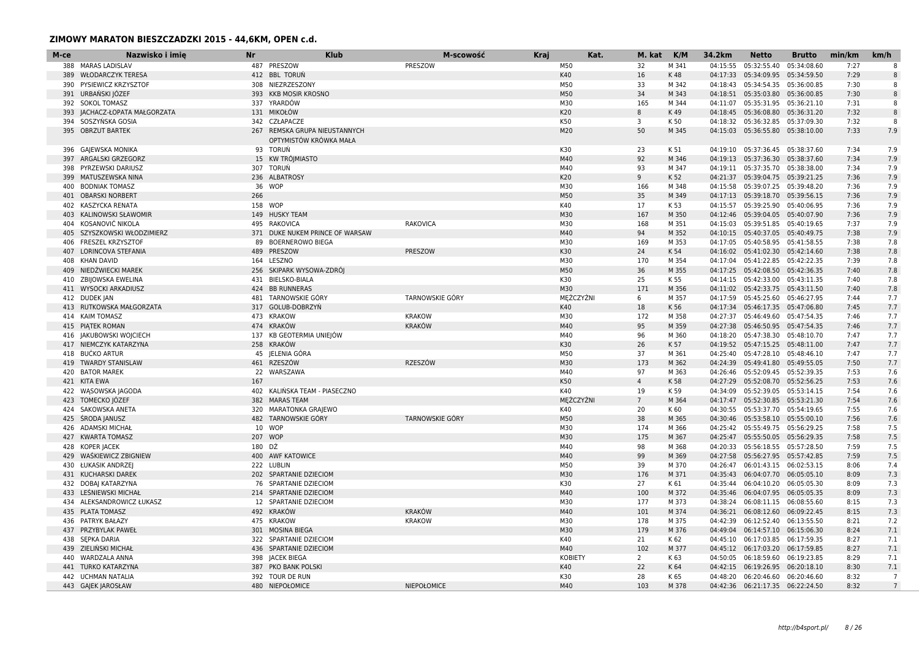## ZIMOWY MARATON BIESZCZADZKI 2015 - 44,6KM, OPEN c.d.

| M-ce | Nazwisko i imię | Nr | Klub | M-scowość | Kraj | Kat. | M. kat | K/M | 34.2km | Netto | Brutto | min/km | km/h |
|---|---|---|---|---|---|---|---|---|---|---|---|---|---|
| 388 | MARAS LADISLAV | 487 | PRESZOW | PRESZOW | | M50 | 32 | M 341 | 04:15:55 | 05:32:55.40 | 05:34:08.60 | 7:27 | 8 |
| 389 | WŁODARCZYK TERESA | 412 | BBL TORUŃ | | | K40 | 16 | K 48 | 04:17:33 | 05:34:09.95 | 05:34:59.50 | 7:29 | 8 |
| 390 | PYSIEWICZ KRZYSZTOF | 308 | NIEZRZESZONY | | | M50 | 33 | M 342 | 04:18:43 | 05:34:54.35 | 05:36:00.85 | 7:30 | 8 |
| 391 | URBAŃSKI JÓZEF | 393 | KKB MOSIR KROSNO | | | M50 | 34 | M 343 | 04:18:51 | 05:35:03.80 | 05:36:00.85 | 7:30 | 8 |
| 392 | SOKOL TOMASZ | 337 | YRARDÓW | | | M30 | 165 | M 344 | 04:11:07 | 05:35:31.95 | 05:36:21.10 | 7:31 | 8 |
| 393 | JACHACZ-ŁOPATA MAŁGORZATA | 131 | MIKOŁÓW | | | K20 | 8 | K 49 | 04:18:45 | 05:36:08.80 | 05:36:31.20 | 7:32 | 8 |
| 394 | SOSZYŃSKA GOSIA | 342 | CZŁAPACZE | | | K50 | 3 | K 50 | 04:18:32 | 05:36:32.85 | 05:37:09.30 | 7:32 | 8 |
| 395 | OBRZUT BARTEK | 267 | REMSKA GRUPA NIEUSTANNYCH OPTYMISTÓW KRÓWKA MAŁA | | | M20 | 50 | M 345 | 04:15:03 | 05:36:55.80 | 05:38:10.00 | 7:33 | 7.9 |
| 396 | GAJEWSKA MONIKA | 93 | TORUŃ | | | K30 | 23 | K 51 | 04:19:10 | 05:37:36.45 | 05:38:37.60 | 7:34 | 7.9 |
| 397 | ARGALSKI GRZEGORZ | 15 | KW TRÓJMIASTO | | | M40 | 92 | M 346 | 04:19:13 | 05:37:36.30 | 05:38:37.60 | 7:34 | 7.9 |
| 398 | PYRZEWSKI DARIUSZ | 307 | TORUŃ | | | M40 | 93 | M 347 | 04:19:11 | 05:37:35.70 | 05:38:38.00 | 7:34 | 7.9 |
| 399 | MATUSZEWSKA NINA | 236 | ALBATROSY | | | K20 | 9 | K 52 | 04:21:37 | 05:39:04.75 | 05:39:21.25 | 7:36 | 7.9 |
| 400 | BODNIAK TOMASZ | 36 | WOP | | | M30 | 166 | M 348 | 04:15:58 | 05:39:07.25 | 05:39:48.20 | 7:36 | 7.9 |
| 401 | OBARSKI NORBERT | 266 | | | | M50 | 35 | M 349 | 04:17:13 | 05:39:18.70 | 05:39:56.15 | 7:36 | 7.9 |
| 402 | KASZYCKA RENATA | 158 | WOP | | | K40 | 17 | K 53 | 04:15:57 | 05:39:25.90 | 05:40:06.95 | 7:36 | 7.9 |
| 403 | KALINOWSKI SŁAWOMIR | 149 | HUSKY TEAM | | | M30 | 167 | M 350 | 04:12:46 | 05:39:04.05 | 05:40:07.90 | 7:36 | 7.9 |
| 404 | KOSANOVIĆ NIKOLA | 495 | RAKOVICA | RAKOVICA | | M30 | 168 | M 351 | 04:15:03 | 05:39:51.85 | 05:40:19.65 | 7:37 | 7.9 |
| 405 | SZYSZKOWSKI WŁODZIMIERZ | 371 | DUKE NUKEM PRINCE OF WARSAW | | | M40 | 94 | M 352 | 04:10:15 | 05:40:37.05 | 05:40:49.75 | 7:38 | 7.9 |
| 406 | FRESZEL KRZYSZTOF | 89 | BOERNEROWO BIEGA | | | M30 | 169 | M 353 | 04:17:05 | 05:40:58.95 | 05:41:58.55 | 7:38 | 7.8 |
| 407 | LORINCOVA STEFANIA | 489 | PRESZOW | PRESZOW | | K30 | 24 | K 54 | 04:16:02 | 05:41:02.30 | 05:42:14.60 | 7:38 | 7.8 |
| 408 | KHAN DAVID | 164 | LESZNO | | | M30 | 170 | M 354 | 04:17:04 | 05:41:22.85 | 05:42:22.35 | 7:39 | 7.8 |
| 409 | NIEDŹWIECKI MAREK | 256 | SKIPARK WYSOWA-ZDRÓJ | | | M50 | 36 | M 355 | 04:17:25 | 05:42:08.50 | 05:42:36.35 | 7:40 | 7.8 |
| 410 | ZBIJOWSKA EWELINA | 431 | BIELSKO-BIALA | | | K30 | 25 | K 55 | 04:14:15 | 05:42:33.00 | 05:43:11.35 | 7:40 | 7.8 |
| 411 | WYSOCKI ARKADIUSZ | 424 | BB RUNNERAS | | | M30 | 171 | M 356 | 04:11:02 | 05:42:33.75 | 05:43:11.50 | 7:40 | 7.8 |
| 412 | DUDEK JAN | 481 | TARNOWSKIE GÓRY | TARNOWSKIE GÓRY | | MĘŻCZYŹNI | 6 | M 357 | 04:17:59 | 05:45:25.60 | 05:46:27.95 | 7:44 | 7.7 |
| 413 | RUTKOWSKA MAŁGORZATA | 317 | GOLUB-DOBRZYŃ | | | K40 | 18 | K 56 | 04:17:34 | 05:46:17.35 | 05:47:06.80 | 7:45 | 7.7 |
| 414 | KAIM TOMASZ | 473 | KRAKOW | KRAKOW | | M30 | 172 | M 358 | 04:27:37 | 05:46:49.60 | 05:47:54.35 | 7:46 | 7.7 |
| 415 | PIĄTEK ROMAN | 474 | KRAKÓW | KRAKÓW | | M40 | 95 | M 359 | 04:27:38 | 05:46:50.95 | 05:47:54.35 | 7:46 | 7.7 |
| 416 | JAKUBOWSKI WOJCIECH | 137 | KB GEOTERMIA UNIEJÓW | | | M40 | 96 | M 360 | 04:18:20 | 05:47:38.30 | 05:48:10.70 | 7:47 | 7.7 |
| 417 | NIEMCZYK KATARZYNA | 258 | KRAKÓW | | | K30 | 26 | K 57 | 04:19:52 | 05:47:15.25 | 05:48:11.00 | 7:47 | 7.7 |
| 418 | BUĆKO ARTUR | 45 | JELENIA GÓRA | | | M50 | 37 | M 361 | 04:25:40 | 05:47:28.10 | 05:48:46.10 | 7:47 | 7.7 |
| 419 | TWARDY STANISLAW | 461 | RZESZÓW | RZESZÓW | | M30 | 173 | M 362 | 04:24:39 | 05:49:41.80 | 05:49:55.05 | 7:50 | 7.7 |
| 420 | BATOR MAREK | 22 | WARSZAWA | | | M40 | 97 | M 363 | 04:26:46 | 05:52:09.45 | 05:52:39.35 | 7:53 | 7.6 |
| 421 | KITA EWA | 167 | | | | K50 | 4 | K 58 | 04:27:29 | 05:52:08.70 | 05:52:56.25 | 7:53 | 7.6 |
| 422 | WĄSOWSKA JAGODA | 402 | KALIŃSKA TEAM - PIASECZNO | | | K40 | 19 | K 59 | 04:34:09 | 05:52:39.05 | 05:53:14.15 | 7:54 | 7.6 |
| 423 | TOMECKO JÓZEF | 382 | MARAS TEAM | | | MĘŻCZYŹNI | 7 | M 364 | 04:17:47 | 05:52:30.85 | 05:53:21.30 | 7:54 | 7.6 |
| 424 | SAKOWSKA ANETA | 320 | MARATONKA GRAJEWO | | | K40 | 20 | K 60 | 04:30:55 | 05:53:37.70 | 05:54:19.65 | 7:55 | 7.6 |
| 425 | ŚRODA JANUSZ | 482 | TARNOWSKIE GÓRY | TARNOWSKIE GÓRY | | M50 | 38 | M 365 | 04:30:46 | 05:53:58.10 | 05:55:00.10 | 7:56 | 7.6 |
| 426 | ADAMSKI MICHAŁ | 10 | WOP | | | M30 | 174 | M 366 | 04:25:42 | 05:55:49.75 | 05:56:29.25 | 7:58 | 7.5 |
| 427 | KWARTA TOMASZ | 207 | WOP | | | M30 | 175 | M 367 | 04:25:47 | 05:55:50.05 | 05:56:29.35 | 7:58 | 7.5 |
| 428 | KOPER JACEK | 180 | DŻ | | | M40 | 98 | M 368 | 04:20:33 | 05:56:18.55 | 05:57:28.50 | 7:59 | 7.5 |
| 429 | WAŚKIEWICZ ZBIGNIEW | 400 | AWF KATOWICE | | | M40 | 99 | M 369 | 04:27:58 | 05:56:27.95 | 05:57:42.85 | 7:59 | 7.5 |
| 430 | ŁUKASIK ANDRZEJ | 222 | LUBLIN | | | M50 | 39 | M 370 | 04:26:47 | 06:01:43.15 | 06:02:53.15 | 8:06 | 7.4 |
| 431 | KUCHARSKI DAREK | 202 | SPARTANIE DZIECIOM | | | M30 | 176 | M 371 | 04:35:43 | 06:04:07.70 | 06:05:05.10 | 8:09 | 7.3 |
| 432 | DOBAJ KATARZYNA | 76 | SPARTANIE DZIECIOM | | | K30 | 27 | K 61 | 04:35:44 | 06:04:10.20 | 06:05:05.30 | 8:09 | 7.3 |
| 433 | LEŚNIEWSKI MICHAŁ | 214 | SPARTANIE DZIECIOM | | | M40 | 100 | M 372 | 04:35:46 | 06:04:07.95 | 06:05:05.35 | 8:09 | 7.3 |
| 434 | ALEKSANDROWICZ ŁUKASZ | 12 | SPARTANIE DZIECIOM | | | M30 | 177 | M 373 | 04:38:24 | 06:08:11.15 | 06:08:55.60 | 8:15 | 7.3 |
| 435 | PLATA TOMASZ | 492 | KRAKÓW | KRAKÓW | | M40 | 101 | M 374 | 04:36:21 | 06:08:12.60 | 06:09:22.45 | 8:15 | 7.3 |
| 436 | PATRYK BAŁAZY | 475 | KRAKOW | KRAKOW | | M30 | 178 | M 375 | 04:42:39 | 06:12:52.40 | 06:13:55.50 | 8:21 | 7.2 |
| 437 | PRZYBYLAK PAWEŁ | 301 | MOSINA BIEGA | | | M30 | 179 | M 376 | 04:49:04 | 06:14:57.10 | 06:15:06.30 | 8:24 | 7.1 |
| 438 | SĘPKA DARIA | 322 | SPARTANIE DZIECIOM | | | K40 | 21 | K 62 | 04:45:10 | 06:17:03.85 | 06:17:59.35 | 8:27 | 7.1 |
| 439 | ZIELIŃSKI MICHAŁ | 436 | SPARTANIE DZIECIOM | | | M40 | 102 | M 377 | 04:45:12 | 06:17:03.20 | 06:17:59.85 | 8:27 | 7.1 |
| 440 | WARDZALA ANNA | 398 | JACEK BIEGA | | | KOBIETY | 2 | K 63 | 04:50:05 | 06:18:59.60 | 06:19:23.85 | 8:29 | 7.1 |
| 441 | TURKO KATARZYNA | 387 | PKO BANK POLSKI | | | K40 | 22 | K 64 | 04:42:15 | 06:19:26.95 | 06:20:18.10 | 8:30 | 7.1 |
| 442 | UCHMAN NATALIA | 392 | TOUR DE RUN | | | K30 | 28 | K 65 | 04:48:20 | 06:20:46.60 | 06:20:46.60 | 8:32 | 7 |
| 443 | GAJEK JAROSŁAW | 480 | NIEPOŁOMICE | NIEPOŁOMICE | | M40 | 103 | M 378 | 04:42:36 | 06:21:17.35 | 06:22:24.50 | 8:32 | 7 |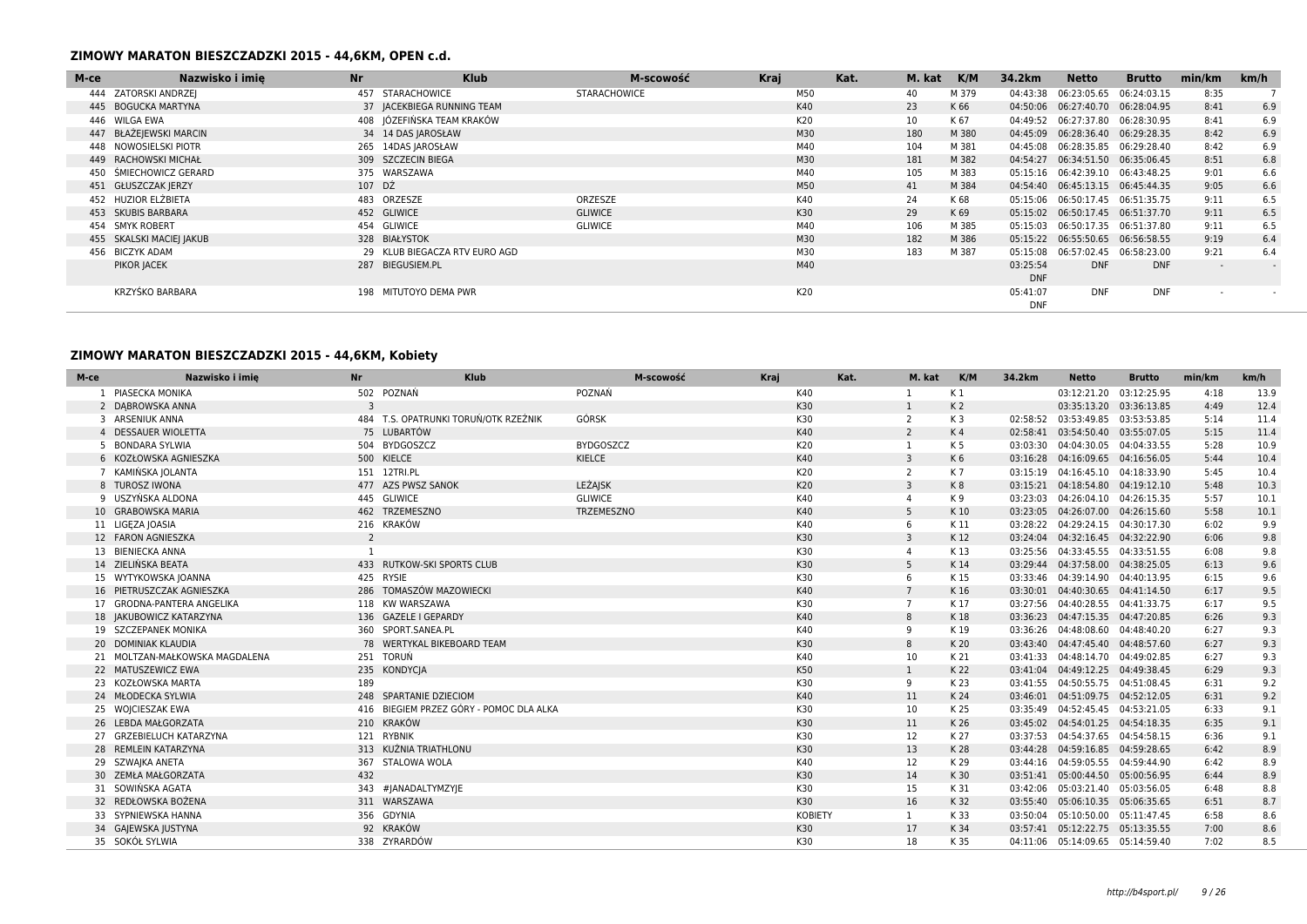## ZIMOWY MARATON BIESZCZADZKI 2015 - 44,6KM, OPEN c.d.

| M-ce | Nazwisko i imię | Nr | Klub | M-scowość | Kraj | Kat. | M. kat | K/M | 34.2km | Netto | Brutto | min/km | km/h |
|---|---|---|---|---|---|---|---|---|---|---|---|---|---|
| 444 | ZATORSKI ANDRZEJ | 457 | STARACHOWICE | STARACHOWICE | | M50 | 40 | M 379 | 04:43:38 | 06:23:05.65 | 06:24:03.15 | 8:35 | 7 |
| 445 | BOGUCKA MARTYNA | 37 | JACEKBIEGA RUNNING TEAM | | | K40 | 23 | K 66 | 04:50:06 | 06:27:40.70 | 06:28:04.95 | 8:41 | 6.9 |
| 446 | WILGA EWA | 408 | JÓZEFIŃSKA TEAM KRAKÓW | | | K20 | 10 | K 67 | 04:49:52 | 06:27:37.80 | 06:28:30.95 | 8:41 | 6.9 |
| 447 | BŁAŻEJEWSKI MARCIN | 34 | 14 DAS JAROSŁAW | | | M30 | 180 | M 380 | 04:45:09 | 06:28:36.40 | 06:29:28.35 | 8:42 | 6.9 |
| 448 | NOWOSIELSKI PIOTR | 265 | 14DAS JAROSŁAW | | | M40 | 104 | M 381 | 04:45:08 | 06:28:35.85 | 06:29:28.40 | 8:42 | 6.9 |
| 449 | RACHOWSKI MICHAŁ | 309 | SZCZECIN BIEGA | | | M30 | 181 | M 382 | 04:54:27 | 06:34:51.50 | 06:35:06.45 | 8:51 | 6.8 |
| 450 | ŚMIECHOWICZ GERARD | 375 | WARSZAWA | | | M40 | 105 | M 383 | 05:15:16 | 06:42:39.10 | 06:43:48.25 | 9:01 | 6.6 |
| 451 | GŁUSZCZAK JERZY | 107 | DŻ | | | M50 | 41 | M 384 | 04:54:40 | 06:45:13.15 | 06:45:44.35 | 9:05 | 6.6 |
| 452 | HUZIOR ELŻBIETA | 483 | ORZESZE | ORZESZE | | K40 | 24 | K 68 | 05:15:06 | 06:50:17.45 | 06:51:35.75 | 9:11 | 6.5 |
| 453 | SKUBIS BARBARA | 452 | GLIWICE | GLIWICE | | K30 | 29 | K 69 | 05:15:02 | 06:50:17.45 | 06:51:37.70 | 9:11 | 6.5 |
| 454 | SMYK ROBERT | 454 | GLIWICE | GLIWICE | | M40 | 106 | M 385 | 05:15:03 | 06:50:17.35 | 06:51:37.80 | 9:11 | 6.5 |
| 455 | SKALSKI MACIEJ JAKUB | 328 | BIAŁYSTOK | | | M30 | 182 | M 386 | 05:15:22 | 06:55:50.65 | 06:56:58.55 | 9:19 | 6.4 |
| 456 | BICZYK ADAM | 29 | KLUB BIEGACZA RTV EURO AGD | | | M30 | 183 | M 387 | 05:15:08 | 06:57:02.45 | 06:58:23.00 | 9:21 | 6.4 |
| | PIKOR JACEK | 287 | BIEGUSIEM.PL | | | M40 | | | 03:25:54 DNF | DNF | DNF | - | - |
| | KRZYŚKO BARBARA | 198 | MITUTOYO DEMA PWR | | | K20 | | | 05:41:07 DNF | DNF | DNF | - | - |

## ZIMOWY MARATON BIESZCZADZKI 2015 - 44,6KM, Kobiety

| M-ce | Nazwisko i imię | Nr | Klub | M-scowość | Kraj | Kat. | M. kat | K/M | 34.2km | Netto | Brutto | min/km | km/h |
|---|---|---|---|---|---|---|---|---|---|---|---|---|---|
| 1 | PIASECKA MONIKA | 502 | POZNAŃ | POZNAŃ | | K40 | 1 | K 1 | | 03:12:21.20 | 03:12:25.95 | 4:18 | 13.9 |
| 2 | DĄBROWSKA ANNA | 3 | | | | K30 | 1 | K 2 | | 03:35:13.20 | 03:36:13.85 | 4:49 | 12.4 |
| 3 | ARSENIUK ANNA | 484 | T.S. OPATRUNKI TORUŃ/OTK RZEŹNIK | GÓRSK | | K30 | 2 | K 3 | 02:58:52 | 03:53:49.85 | 03:53:53.85 | 5:14 | 11.4 |
| 4 | DESSAUER WIOLETTA | 75 | LUBARTÓW | | | K40 | 2 | K 4 | 02:58:41 | 03:54:50.40 | 03:55:07.05 | 5:15 | 11.4 |
| 5 | BONDARA SYLWIA | 504 | BYDGOSZCZ | BYDGOSZCZ | | K20 | 1 | K 5 | 03:03:30 | 04:04:30.05 | 04:04:33.55 | 5:28 | 10.9 |
| 6 | KOZŁOWSKA AGNIESZKA | 500 | KIELCE | KIELCE | | K40 | 3 | K 6 | 03:16:28 | 04:16:09.65 | 04:16:56.05 | 5:44 | 10.4 |
| 7 | KAMIŃSKA JOLANTA | 151 | 12TRI.PL | | | K20 | 2 | K 7 | 03:15:19 | 04:16:45.10 | 04:18:33.90 | 5:45 | 10.4 |
| 8 | TUROSZ IWONA | 477 | AZS PWSZ SANOK | LEŻAJSK | | K20 | 3 | K 8 | 03:15:21 | 04:18:54.80 | 04:19:12.10 | 5:48 | 10.3 |
| 9 | USZYŃSKA ALDONA | 445 | GLIWICE | GLIWICE | | K40 | 4 | K 9 | 03:23:03 | 04:26:04.10 | 04:26:15.35 | 5:57 | 10.1 |
| 10 | GRABOWSKA MARIA | 462 | TRZEMESZNO | TRZEMESZNO | | K40 | 5 | K 10 | 03:23:05 | 04:26:07.00 | 04:26:15.60 | 5:58 | 10.1 |
| 11 | LIGĘZA JOASIA | 216 | KRAKÓW | | | K40 | 6 | K 11 | 03:28:22 | 04:29:24.15 | 04:30:17.30 | 6:02 | 9.9 |
| 12 | FAROŃ AGNIESZKA | 2 | | | | K30 | 3 | K 12 | 03:24:04 | 04:32:16.45 | 04:32:22.90 | 6:06 | 9.8 |
| 13 | BIENIECKA ANNA | 1 | | | | K30 | 4 | K 13 | 03:25:56 | 04:33:45.55 | 04:33:51.55 | 6:08 | 9.8 |
| 14 | ZIELIŃSKA BEATA | 433 | RUTKOW-SKI SPORTS CLUB | | | K30 | 5 | K 14 | 03:29:44 | 04:37:58.00 | 04:38:25.05 | 6:13 | 9.6 |
| 15 | WYTYKOWSKA JOANNA | 425 | RYSIE | | | K30 | 6 | K 15 | 03:33:46 | 04:39:14.90 | 04:40:13.95 | 6:15 | 9.6 |
| 16 | PIETRUSZCZAK AGNIESZKA | 286 | TOMASZÓW MAZOWIECKI | | | K40 | 7 | K 16 | 03:30:01 | 04:40:30.65 | 04:41:14.50 | 6:17 | 9.5 |
| 17 | GRODNA-PANTERA ANGELIKA | 118 | KW WARSZAWA | | | K30 | 7 | K 17 | 03:27:56 | 04:40:28.55 | 04:41:33.75 | 6:17 | 9.5 |
| 18 | JAKUBOWICZ KATARZYNA | 136 | GAZELE I GEPARDY | | | K40 | 8 | K 18 | 03:36:23 | 04:47:15.35 | 04:47:20.85 | 6:26 | 9.3 |
| 19 | SZCZEPANEK MONIKA | 360 | SPORT.SANEA.PL | | | K40 | 9 | K 19 | 03:36:26 | 04:48:08.60 | 04:48:40.20 | 6:27 | 9.3 |
| 20 | DOMINIAK KLAUDIA | 78 | WERTYKAL BIKEBOARD TEAM | | | K30 | 8 | K 20 | 03:43:40 | 04:47:45.40 | 04:48:57.60 | 6:27 | 9.3 |
| 21 | MOLTZAN-MAŁKOWSKA MAGDALENA | 251 | TORUŃ | | | K40 | 10 | K 21 | 03:41:33 | 04:48:14.70 | 04:49:02.85 | 6:27 | 9.3 |
| 22 | MATUSZEWICZ EWA | 235 | KONDYCJA | | | K50 | 1 | K 22 | 03:41:04 | 04:49:12.25 | 04:49:38.45 | 6:29 | 9.3 |
| 23 | KOZŁOWSKA MARTA | 189 | | | | K30 | 9 | K 23 | 03:41:55 | 04:50:55.75 | 04:51:08.45 | 6:31 | 9.2 |
| 24 | MŁODECKA SYLWIA | 248 | SPARTANIE DZIECIOM | | | K40 | 11 | K 24 | 03:46:01 | 04:51:09.75 | 04:52:12.05 | 6:31 | 9.2 |
| 25 | WOJCIESZAK EWA | 416 | BIEGIEM PRZEZ GÓRY - POMOC DLA ALKA | | | K30 | 10 | K 25 | 03:35:49 | 04:52:45.45 | 04:53:21.05 | 6:33 | 9.1 |
| 26 | LEBDA MAŁGORZATA | 210 | KRAKÓW | | | K30 | 11 | K 26 | 03:45:02 | 04:54:01.25 | 04:54:18.35 | 6:35 | 9.1 |
| 27 | GRZEBIELUCH KATARZYNA | 121 | RYBNIK | | | K30 | 12 | K 27 | 03:37:53 | 04:54:37.65 | 04:54:58.15 | 6:36 | 9.1 |
| 28 | REMLEIN KATARZYNA | 313 | KUŹNIA TRIATHLONU | | | K30 | 13 | K 28 | 03:44:28 | 04:59:16.85 | 04:59:28.65 | 6:42 | 8.9 |
| 29 | SZWAJKA ANETA | 367 | STALOWA WOLA | | | K40 | 12 | K 29 | 03:44:16 | 04:59:05.55 | 04:59:44.90 | 6:42 | 8.9 |
| 30 | ZEMŁA MAŁGORZATA | 432 | | | | K30 | 14 | K 30 | 03:51:41 | 05:00:44.50 | 05:00:56.95 | 6:44 | 8.9 |
| 31 | SOWIŃSKA AGATA | 343 | #JANADALTYMZYJE | | | K30 | 15 | K 31 | 03:42:06 | 05:03:21.40 | 05:03:56.05 | 6:48 | 8.8 |
| 32 | REDŁOWSKA BOŻENA | 311 | WARSZAWA | | | K30 | 16 | K 32 | 03:55:40 | 05:06:10.35 | 05:06:35.65 | 6:51 | 8.7 |
| 33 | SYPNIEWSKA HANNA | 356 | GDYNIA | | | KOBIETY | 1 | K 33 | 03:50:04 | 05:10:50.00 | 05:11:47.45 | 6:58 | 8.6 |
| 34 | GAJEWSKA JUSTYNA | 92 | KRAKÓW | | | K30 | 17 | K 34 | 03:57:41 | 05:12:22.75 | 05:13:35.55 | 7:00 | 8.6 |
| 35 | SOKÓŁ SYLWIA | 338 | ŻYRARDÓW | | | K30 | 18 | K 35 | 04:11:06 | 05:14:09.65 | 05:14:59.40 | 7:02 | 8.5 |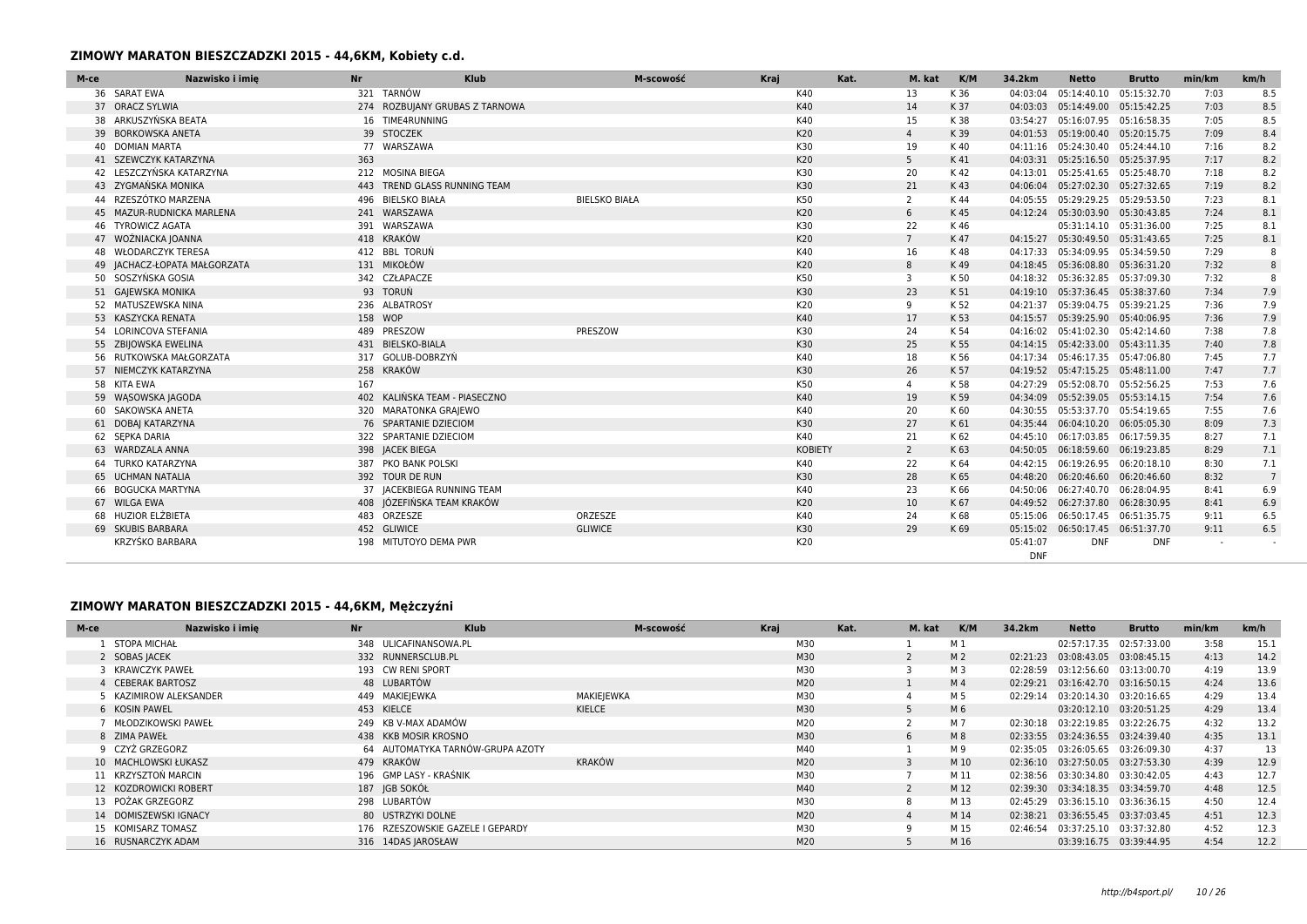## ZIMOWY MARATON BIESZCZADZKI 2015 - 44,6KM, Kobiety c.d.

| M-ce | Nazwisko i imię | Nr | Klub | M-scowość | Kraj | Kat. | M. kat | K/M | 34.2km | Netto | Brutto | min/km | km/h |
|---|---|---|---|---|---|---|---|---|---|---|---|---|---|
| 36 | SARAT EWA | 321 | TARNÓW | | | K40 | 13 | K 36 | 04:03:04 | 05:14:40.10 | 05:15:32.70 | 7:03 | 8.5 |
| 37 | ORACZ SYLWIA | 274 | ROZBUJANY GRUBAS Z TARNOWA | | | K40 | 14 | K 37 | 04:03:03 | 05:14:49.00 | 05:15:42.25 | 7:03 | 8.5 |
| 38 | ARKUSZYŃSKA BEATA | 16 | TIME4RUNNING | | | K40 | 15 | K 38 | 03:54:27 | 05:16:07.95 | 05:16:58.35 | 7:05 | 8.5 |
| 39 | BORKOWSKA ANETA | 39 | STOCZEK | | | K20 | 4 | K 39 | 04:01:53 | 05:19:00.40 | 05:20:15.75 | 7:09 | 8.4 |
| 40 | DOMIAN MARTA | 77 | WARSZAWA | | | K30 | 19 | K 40 | 04:11:16 | 05:24:30.40 | 05:24:44.10 | 7:16 | 8.2 |
| 41 | SZEWCZYK KATARZYNA | 363 | | | | K20 | 5 | K 41 | 04:03:31 | 05:25:16.50 | 05:25:37.95 | 7:17 | 8.2 |
| 42 | LESZCZYŃSKA KATARZYNA | 212 | MOSINA BIEGA | | | K30 | 20 | K 42 | 04:13:01 | 05:25:41.65 | 05:25:48.70 | 7:18 | 8.2 |
| 43 | ZYGMAŃSKA MONIKA | 443 | TREND GLASS RUNNING TEAM | | | K30 | 21 | K 43 | 04:06:04 | 05:27:02.30 | 05:27:32.65 | 7:19 | 8.2 |
| 44 | RZESZÓTKO MARZENA | 496 | BIELSKO BIAŁA | BIELSKO BIAŁA | | K50 | 2 | K 44 | 04:05:55 | 05:29:29.25 | 05:29:53.50 | 7:23 | 8.1 |
| 45 | MAZUR-RUDNICKA MARLENA | 241 | WARSZAWA | | | K20 | 6 | K 45 | 04:12:24 | 05:30:03.90 | 05:30:43.85 | 7:24 | 8.1 |
| 46 | TYROWICZ AGATA | 391 | WARSZAWA | | | K30 | 22 | K 46 | | 05:31:14.10 | 05:31:36.00 | 7:25 | 8.1 |
| 47 | WOŹNIACKA JOANNA | 418 | KRAKÓW | | | K20 | 7 | K 47 | 04:15:27 | 05:30:49.50 | 05:31:43.65 | 7:25 | 8.1 |
| 48 | WŁODARCZYK TERESA | 412 | BBL TORUŃ | | | K40 | 16 | K 48 | 04:17:33 | 05:34:09.95 | 05:34:59.50 | 7:29 | 8 |
| 49 | JACHACZ-ŁOPATA MAŁGORZATA | 131 | MIKOŁÓW | | | K20 | 8 | K 49 | 04:18:45 | 05:36:08.80 | 05:36:31.20 | 7:32 | 8 |
| 50 | SOSZYŃSKA GOSIA | 342 | CZŁAPACZE | | | K50 | 3 | K 50 | 04:18:32 | 05:36:32.85 | 05:37:09.30 | 7:32 | 8 |
| 51 | GAJEWSKA MONIKA | 93 | TORUŃ | | | K30 | 23 | K 51 | 04:19:10 | 05:37:36.45 | 05:38:37.60 | 7:34 | 7.9 |
| 52 | MATUSZEWSKA NINA | 236 | ALBATROSY | | | K20 | 9 | K 52 | 04:21:37 | 05:39:04.75 | 05:39:21.25 | 7:36 | 7.9 |
| 53 | KASZYCKA RENATA | 158 | WOP | | | K40 | 17 | K 53 | 04:15:57 | 05:39:25.90 | 05:40:06.95 | 7:36 | 7.9 |
| 54 | LORINCOVA STEFANIA | 489 | PRESZOW | PRESZOW | | K30 | 24 | K 54 | 04:16:02 | 05:41:02.30 | 05:42:14.60 | 7:38 | 7.8 |
| 55 | ZBIJOWSKA EWELINA | 431 | BIELSKO-BIALA | | | K30 | 25 | K 55 | 04:14:15 | 05:42:33.00 | 05:43:11.35 | 7:40 | 7.8 |
| 56 | RUTKOWSKA MAŁGORZATA | 317 | GOLUB-DOBRZYŃ | | | K40 | 18 | K 56 | 04:17:34 | 05:46:17.35 | 05:47:06.80 | 7:45 | 7.7 |
| 57 | NIEMCZYK KATARZYNA | 258 | KRAKÓW | | | K30 | 26 | K 57 | 04:19:52 | 05:47:15.25 | 05:48:11.00 | 7:47 | 7.7 |
| 58 | KITA EWA | 167 | | | | K50 | 4 | K 58 | 04:27:29 | 05:52:08.70 | 05:52:56.25 | 7:53 | 7.6 |
| 59 | WĄSOWSKA JAGODA | 402 | KALIŃSKA TEAM - PIASECZNO | | | K40 | 19 | K 59 | 04:34:09 | 05:52:39.05 | 05:53:14.15 | 7:54 | 7.6 |
| 60 | SAKOWSKA ANETA | 320 | MARATONKA GRAJEWO | | | K40 | 20 | K 60 | 04:30:55 | 05:53:37.70 | 05:54:19.65 | 7:55 | 7.6 |
| 61 | DOBAJ KATARZYNA | 76 | SPARTANIE DZIECIOM | | | K30 | 27 | K 61 | 04:35:44 | 06:04:10.20 | 06:05:05.30 | 8:09 | 7.3 |
| 62 | SĘPKA DARIA | 322 | SPARTANIE DZIECIOM | | | K40 | 21 | K 62 | 04:45:10 | 06:17:03.85 | 06:17:59.35 | 8:27 | 7.1 |
| 63 | WARDZALA ANNA | 398 | JACEK BIEGA | | | KOBIETY | 2 | K 63 | 04:50:05 | 06:18:59.60 | 06:19:23.85 | 8:29 | 7.1 |
| 64 | TURKO KATARZYNA | 387 | PKO BANK POLSKI | | | K40 | 22 | K 64 | 04:42:15 | 06:19:26.95 | 06:20:18.10 | 8:30 | 7.1 |
| 65 | UCHMAN NATALIA | 392 | TOUR DE RUN | | | K30 | 28 | K 65 | 04:48:20 | 06:20:46.60 | 06:20:46.60 | 8:32 | 7 |
| 66 | BOGUCKA MARTYNA | 37 | JACEKBIEGA RUNNING TEAM | | | K40 | 23 | K 66 | 04:50:06 | 06:27:40.70 | 06:28:04.95 | 8:41 | 6.9 |
| 67 | WILGA EWA | 408 | JÓZEFIŃSKA TEAM KRAKÓW | | | K20 | 10 | K 67 | 04:49:52 | 06:27:37.80 | 06:28:30.95 | 8:41 | 6.9 |
| 68 | HUZIOR ELŻBIETA | 483 | ORZESZE | ORZESZE | | K40 | 24 | K 68 | 05:15:06 | 06:50:17.45 | 06:51:35.75 | 9:11 | 6.5 |
| 69 | SKUBIS BARBARA | 452 | GLIWICE | GLIWICE | | K30 | 29 | K 69 | 05:15:02 | 06:50:17.45 | 06:51:37.70 | 9:11 | 6.5 |
| | KRZYŚKO BARBARA | 198 | MITUTOYO DEMA PWR | | | K20 | | | 05:41:07 DNF | DNF | DNF | - | - |

## ZIMOWY MARATON BIESZCZADZKI 2015 - 44,6KM, Mężczyźni

| M-ce | Nazwisko i imię | Nr | Klub | M-scowość | Kraj | Kat. | M. kat | K/M | 34.2km | Netto | Brutto | min/km | km/h |
|---|---|---|---|---|---|---|---|---|---|---|---|---|---|
| 1 | STOPA MICHAŁ | 348 | ULICAFINANSOWA.PL | | | M30 | 1 | M 1 | | 02:57:17.35 | 02:57:33.00 | 3:58 | 15.1 |
| 2 | SOBAS JACEK | 332 | RUNNERSCLUB.PL | | | M30 | 2 | M 2 | 02:21:23 | 03:08:43.05 | 03:08:45.15 | 4:13 | 14.2 |
| 3 | KRAWCZYK PAWEŁ | 193 | CW RENI SPORT | | | M30 | 3 | M 3 | 02:28:59 | 03:12:56.60 | 03:13:00.70 | 4:19 | 13.9 |
| 4 | CEBERAK BARTOSZ | 48 | LUBARTÓW | | | M20 | 1 | M 4 | 02:29:21 | 03:16:42.70 | 03:16:50.15 | 4:24 | 13.6 |
| 5 | KAZIMIROW ALEKSANDER | 449 | MAKIEJEWKA | MAKIEJEWKA | | M30 | 4 | M 5 | 02:29:14 | 03:20:14.30 | 03:20:16.65 | 4:29 | 13.4 |
| 6 | KOSIN PAWEL | 453 | KIELCE | KIELCE | | M30 | 5 | M 6 | | 03:20:12.10 | 03:20:51.25 | 4:29 | 13.4 |
| 7 | MŁODZIKOWSKI PAWEŁ | 249 | KB V-MAX ADAMÓW | | | M20 | 2 | M 7 | 02:30:18 | 03:22:19.85 | 03:22:26.75 | 4:32 | 13.2 |
| 8 | ZIMA PAWEŁ | 438 | KKB MOSIR KROSNO | | | M30 | 6 | M 8 | 02:33:55 | 03:24:36.55 | 03:24:39.40 | 4:35 | 13.1 |
| 9 | CZYŻ GRZEGORZ | 64 | AUTOMATYKA TARNÓW-GRUPA AZOTY | | | M40 | 1 | M 9 | 02:35:05 | 03:26:05.65 | 03:26:09.30 | 4:37 | 13 |
| 10 | MACHLOWSKI ŁUKASZ | 479 | KRAKÓW | KRAKÓW | | M20 | 3 | M 10 | 02:36:10 | 03:27:50.05 | 03:27:53.30 | 4:39 | 12.9 |
| 11 | KRZYSZTOŃ MARCIN | 196 | GMP LASY - KRAŚNIK | | | M30 | 7 | M 11 | 02:38:56 | 03:30:34.80 | 03:30:42.05 | 4:43 | 12.7 |
| 12 | KOZDROWICKI ROBERT | 187 | JGB SOKÓŁ | | | M40 | 2 | M 12 | 02:39:30 | 03:34:18.35 | 03:34:59.70 | 4:48 | 12.5 |
| 13 | POŻAK GRZEGORZ | 298 | LUBARTÓW | | | M30 | 8 | M 13 | 02:45:29 | 03:36:15.10 | 03:36:36.15 | 4:50 | 12.4 |
| 14 | DOMISZEWSKI IGNACY | 80 | USTRZYKI DOLNE | | | M20 | 4 | M 14 | 02:38:21 | 03:36:55.45 | 03:37:03.45 | 4:51 | 12.3 |
| 15 | KOMISARZ TOMASZ | 176 | RZESZOWSKIE GAZELE I GEPARDY | | | M30 | 9 | M 15 | 02:46:54 | 03:37:25.10 | 03:37:32.80 | 4:52 | 12.3 |
| 16 | RUSNARCZYK ADAM | 316 | 14DAS JAROSŁAW | | | M20 | 5 | M 16 | | 03:39:16.75 | 03:39:44.95 | 4:54 | 12.2 |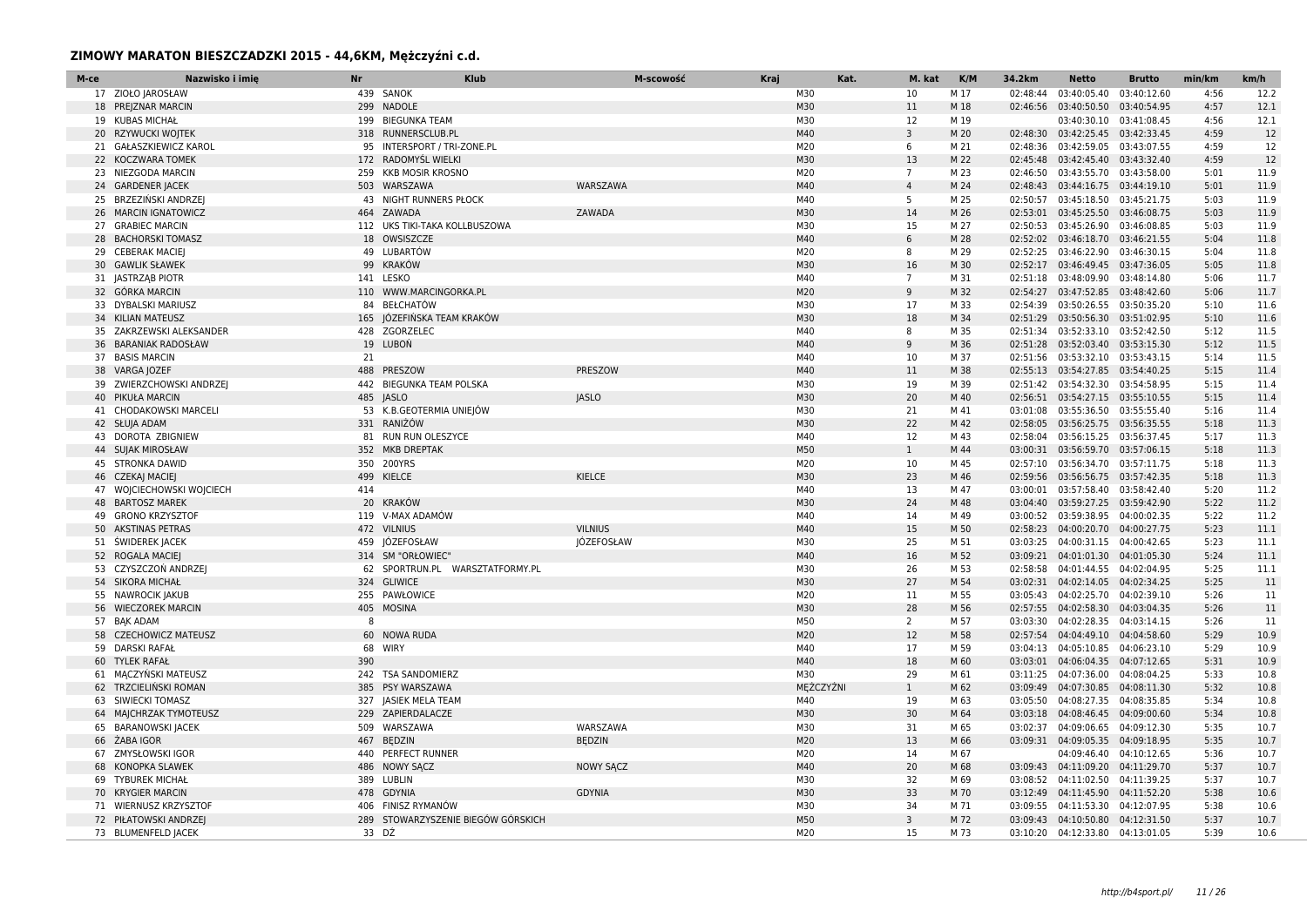## ZIMOWY MARATON BIESZCZADZKI 2015 - 44,6KM, Mężczyźni c.d.

| M-ce | Nazwisko i imię | Nr | Klub | M-scowość | Kraj | Kat. | M. kat | K/M | 34.2km | Netto | Brutto | min/km | km/h |
|---|---|---|---|---|---|---|---|---|---|---|---|---|---|
| 17 | ZIOŁO JAROSŁAW | 439 | SANOK | | | M30 | 10 | M 17 | 02:48:44 | 03:40:05.40 | 03:40:12.60 | 4:56 | 12.2 |
| 18 | PREJZNAR MARCIN | 299 | NADOLE | | | M30 | 11 | M 18 | 02:46:56 | 03:40:50.50 | 03:40:54.95 | 4:57 | 12.1 |
| 19 | KUBAS MICHAŁ | 199 | BIEGUNKA TEAM | | | M30 | 12 | M 19 | | 03:40:30.10 | 03:41:08.45 | 4:56 | 12.1 |
| 20 | RZYWUCKI WOJTEK | 318 | RUNNERSCLUB.PL | | | M40 | 3 | M 20 | 02:48:30 | 03:42:25.45 | 03:42:33.45 | 4:59 | 12 |
| 21 | GAŁASZKIEWICZ KAROL | 95 | INTERSPORT / TRI-ZONE.PL | | | M20 | 6 | M 21 | 02:48:36 | 03:42:59.05 | 03:43:07.55 | 4:59 | 12 |
| 22 | KOCZWARA TOMEK | 172 | RADOMYŚL WIELKI | | | M30 | 13 | M 22 | 02:45:48 | 03:42:45.40 | 03:43:32.40 | 4:59 | 12 |
| 23 | NIEZGODA MARCIN | 259 | KKB MOSIR KROSNO | | | M20 | 7 | M 23 | 02:46:50 | 03:43:55.70 | 03:43:58.00 | 5:01 | 11.9 |
| 24 | GARDENER JACEK | 503 | WARSZAWA | WARSZAWA | | M40 | 4 | M 24 | 02:48:43 | 03:44:16.75 | 03:44:19.10 | 5:01 | 11.9 |
| 25 | BRZEZIŃSKI ANDRZEJ | 43 | NIGHT RUNNERS PŁOCK | | | M40 | 5 | M 25 | 02:50:57 | 03:45:18.50 | 03:45:21.75 | 5:03 | 11.9 |
| 26 | MARCIN IGNATOWICZ | 464 | ZAWADA | ZAWADA | | M30 | 14 | M 26 | 02:53:01 | 03:45:25.50 | 03:46:08.75 | 5:03 | 11.9 |
| 27 | GRABIEC MARCIN | 112 | UKS TIKI-TAKA KOLLBUSZOWA | | | M30 | 15 | M 27 | 02:50:53 | 03:45:26.90 | 03:46:08.85 | 5:03 | 11.9 |
| 28 | BACHORSKI TOMASZ | 18 | OWSISZCZE | | | M40 | 6 | M 28 | 02:52:02 | 03:46:18.70 | 03:46:21.55 | 5:04 | 11.8 |
| 29 | CEBERAK MACIEJ | 49 | LUBARTÓW | | | M20 | 8 | M 29 | 02:52:25 | 03:46:22.90 | 03:46:30.15 | 5:04 | 11.8 |
| 30 | GAWLIK SŁAWEK | 99 | KRAKÓW | | | M30 | 16 | M 30 | 02:52:17 | 03:46:49.45 | 03:47:36.05 | 5:05 | 11.8 |
| 31 | JASTRZĄB PIOTR | 141 | LESKO | | | M40 | 7 | M 31 | 02:51:18 | 03:48:09.90 | 03:48:14.80 | 5:06 | 11.7 |
| 32 | GÓRKA MARCIN | 110 | WWW.MARCINGORKA.PL | | | M20 | 9 | M 32 | 02:54:27 | 03:47:52.85 | 03:48:42.60 | 5:06 | 11.7 |
| 33 | DYBALSKI MARIUSZ | 84 | BEŁCHATÓW | | | M30 | 17 | M 33 | 02:54:39 | 03:50:26.55 | 03:50:35.20 | 5:10 | 11.6 |
| 34 | KILIAN MATEUSZ | 165 | JÓZEFIŃSKA TEAM KRAKÓW | | | M30 | 18 | M 34 | 02:51:29 | 03:50:56.30 | 03:51:02.95 | 5:10 | 11.6 |
| 35 | ZAKRZEWSKI ALEKSANDER | 428 | ZGORZELEC | | | M40 | 8 | M 35 | 02:51:34 | 03:52:33.10 | 03:52:42.50 | 5:12 | 11.5 |
| 36 | BARANIAK RADOSŁAW | 19 | LUBOŃ | | | M40 | 9 | M 36 | 02:51:28 | 03:52:03.40 | 03:53:15.30 | 5:12 | 11.5 |
| 37 | BASIS MARCIN | 21 | | | | M40 | 10 | M 37 | 02:51:56 | 03:53:32.10 | 03:53:43.15 | 5:14 | 11.5 |
| 38 | VARGA JOZEF | 488 | PRESZOW | PRESZOW | | M40 | 11 | M 38 | 02:55:13 | 03:54:27.85 | 03:54:40.25 | 5:15 | 11.4 |
| 39 | ZWIERZCHOWSKI ANDRZEJ | 442 | BIEGUNKA TEAM POLSKA | | | M30 | 19 | M 39 | 02:51:42 | 03:54:32.30 | 03:54:58.95 | 5:15 | 11.4 |
| 40 | PIKUŁA MARCIN | 485 | JASLO | JASLO | | M30 | 20 | M 40 | 02:56:51 | 03:54:27.15 | 03:55:10.55 | 5:15 | 11.4 |
| 41 | CHODAKOWSKI MARCELI | 53 | K.B.GEOTERMIA UNIEJÓW | | | M30 | 21 | M 41 | 03:01:08 | 03:55:36.50 | 03:55:55.40 | 5:16 | 11.4 |
| 42 | SŁUJA ADAM | 331 | RANIŻÓW | | | M30 | 22 | M 42 | 02:58:05 | 03:56:25.75 | 03:56:35.55 | 5:18 | 11.3 |
| 43 | DOROTA ZBIGNIEW | 81 | RUN RUN OLESZYCE | | | M40 | 12 | M 43 | 02:58:04 | 03:56:15.25 | 03:56:37.45 | 5:17 | 11.3 |
| 44 | SUJAK MIROSŁAW | 352 | MKB DREPTAK | | | M50 | 1 | M 44 | 03:00:31 | 03:56:59.70 | 03:57:06.15 | 5:18 | 11.3 |
| 45 | STRONKA DAWID | 350 | 200YRS | | | M20 | 10 | M 45 | 02:57:10 | 03:56:34.70 | 03:57:11.75 | 5:18 | 11.3 |
| 46 | CZEKAJ MACIEJ | 499 | KIELCE | KIELCE | | M30 | 23 | M 46 | 02:59:56 | 03:56:56.75 | 03:57:42.35 | 5:18 | 11.3 |
| 47 | WOJCIECHOWSKI WOJCIECH | 414 | | | | M40 | 13 | M 47 | 03:00:01 | 03:57:58.40 | 03:58:42.40 | 5:20 | 11.2 |
| 48 | BARTOSZ MAREK | 20 | KRAKÓW | | | M30 | 24 | M 48 | 03:04:40 | 03:59:27.25 | 03:59:42.90 | 5:22 | 11.2 |
| 49 | GRONO KRZYSZTOF | 119 | V-MAX ADAMÓW | | | M40 | 14 | M 49 | 03:00:52 | 03:59:38.95 | 04:00:02.35 | 5:22 | 11.2 |
| 50 | AKSTINAS PETRAS | 472 | VILNIUS | VILNIUS | | M40 | 15 | M 50 | 02:58:23 | 04:00:20.70 | 04:00:27.75 | 5:23 | 11.1 |
| 51 | ŚWIDEREK JACEK | 459 | JÓZEFOSŁAW | JÓZEFOSŁAW | | M30 | 25 | M 51 | 03:03:25 | 04:00:31.15 | 04:00:42.65 | 5:23 | 11.1 |
| 52 | ROGALA MACIEJ | 314 | SM "ORŁOWIEC" | | | M40 | 16 | M 52 | 03:09:21 | 04:01:01.30 | 04:01:05.30 | 5:24 | 11.1 |
| 53 | CZYSZCZOŃ ANDRZEJ | 62 | SPORTRUN.PL WARSZTATFORMY.PL | | | M30 | 26 | M 53 | 02:58:58 | 04:01:44.55 | 04:02:04.95 | 5:25 | 11.1 |
| 54 | SIKORA MICHAŁ | 324 | GLIWICE | | | M30 | 27 | M 54 | 03:02:31 | 04:02:14.05 | 04:02:34.25 | 5:25 | 11 |
| 55 | NAWROCIK JAKUB | 255 | PAWŁOWICE | | | M20 | 11 | M 55 | 03:05:43 | 04:02:25.70 | 04:02:39.10 | 5:26 | 11 |
| 56 | WIECZOREK MARCIN | 405 | MOSINA | | | M30 | 28 | M 56 | 02:57:55 | 04:02:58.30 | 04:03:04.35 | 5:26 | 11 |
| 57 | BĄK ADAM | 8 | | | | M50 | 2 | M 57 | 03:03:30 | 04:02:28.35 | 04:03:14.15 | 5:26 | 11 |
| 58 | CZECHOWICZ MATEUSZ | 60 | NOWA RUDA | | | M20 | 12 | M 58 | 02:57:54 | 04:04:49.10 | 04:04:58.60 | 5:29 | 10.9 |
| 59 | DARSKI RAFAŁ | 68 | WIRY | | | M40 | 17 | M 59 | 03:04:13 | 04:05:10.85 | 04:06:23.10 | 5:29 | 10.9 |
| 60 | TYLEK RAFAŁ | 390 | | | | M40 | 18 | M 60 | 03:03:01 | 04:06:04.35 | 04:07:12.65 | 5:31 | 10.9 |
| 61 | MĄCZYŃSKI MATEUSZ | 242 | TSA SANDOMIERZ | | | M30 | 29 | M 61 | 03:11:25 | 04:07:36.00 | 04:08:04.25 | 5:33 | 10.8 |
| 62 | TRZCIELIŃSKI ROMAN | 385 | PSY WARSZAWA | | | MĘŻCZYŹNI | 1 | M 62 | 03:09:49 | 04:07:30.85 | 04:08:11.30 | 5:32 | 10.8 |
| 63 | SIWIECKI TOMASZ | 327 | JASIEK MELA TEAM | | | M40 | 19 | M 63 | 03:05:50 | 04:08:27.35 | 04:08:35.85 | 5:34 | 10.8 |
| 64 | MAJCHRZAK TYMOTEUSZ | 229 | ZAPIERDALACZE | | | M30 | 30 | M 64 | 03:03:18 | 04:08:46.45 | 04:09:00.60 | 5:34 | 10.8 |
| 65 | BARANOWSKI JACEK | 509 | WARSZAWA | WARSZAWA | | M30 | 31 | M 65 | 03:02:37 | 04:09:06.65 | 04:09:12.30 | 5:35 | 10.7 |
| 66 | ŻABA IGOR | 467 | BĘDZIN | BĘDZIN | | M20 | 13 | M 66 | 03:09:31 | 04:09:05.35 | 04:09:18.95 | 5:35 | 10.7 |
| 67 | ZMYSŁOWSKI IGOR | 440 | PERFECT RUNNER | | | M20 | 14 | M 67 | | 04:09:46.40 | 04:10:12.65 | 5:36 | 10.7 |
| 68 | KONOPKA SLAWEK | 486 | NOWY SĄCZ | NOWY SĄCZ | | M40 | 20 | M 68 | 03:09:43 | 04:11:09.20 | 04:11:29.70 | 5:37 | 10.7 |
| 69 | TYBUREK MICHAŁ | 389 | LUBLIN | | | M30 | 32 | M 69 | 03:08:52 | 04:11:02.50 | 04:11:39.25 | 5:37 | 10.7 |
| 70 | KRYGIER MARCIN | 478 | GDYNIA | GDYNIA | | M30 | 33 | M 70 | 03:12:49 | 04:11:45.90 | 04:11:52.20 | 5:38 | 10.6 |
| 71 | WIERNUSZ KRZYSZTOF | 406 | FINISZ RYMANÓW | | | M30 | 34 | M 71 | 03:09:55 | 04:11:53.30 | 04:12:07.95 | 5:38 | 10.6 |
| 72 | PIŁATOWSKI ANDRZEJ | 289 | STOWARZYSZENIE BIEGÓW GÓRSKICH | | | M50 | 3 | M 72 | 03:09:43 | 04:10:50.80 | 04:12:31.50 | 5:37 | 10.7 |
| 73 | BLUMENFELD JACEK | 33 | DŹ | | | M20 | 15 | M 73 | 03:10:20 | 04:12:33.80 | 04:13:01.05 | 5:39 | 10.6 |

http://b4sport.pl/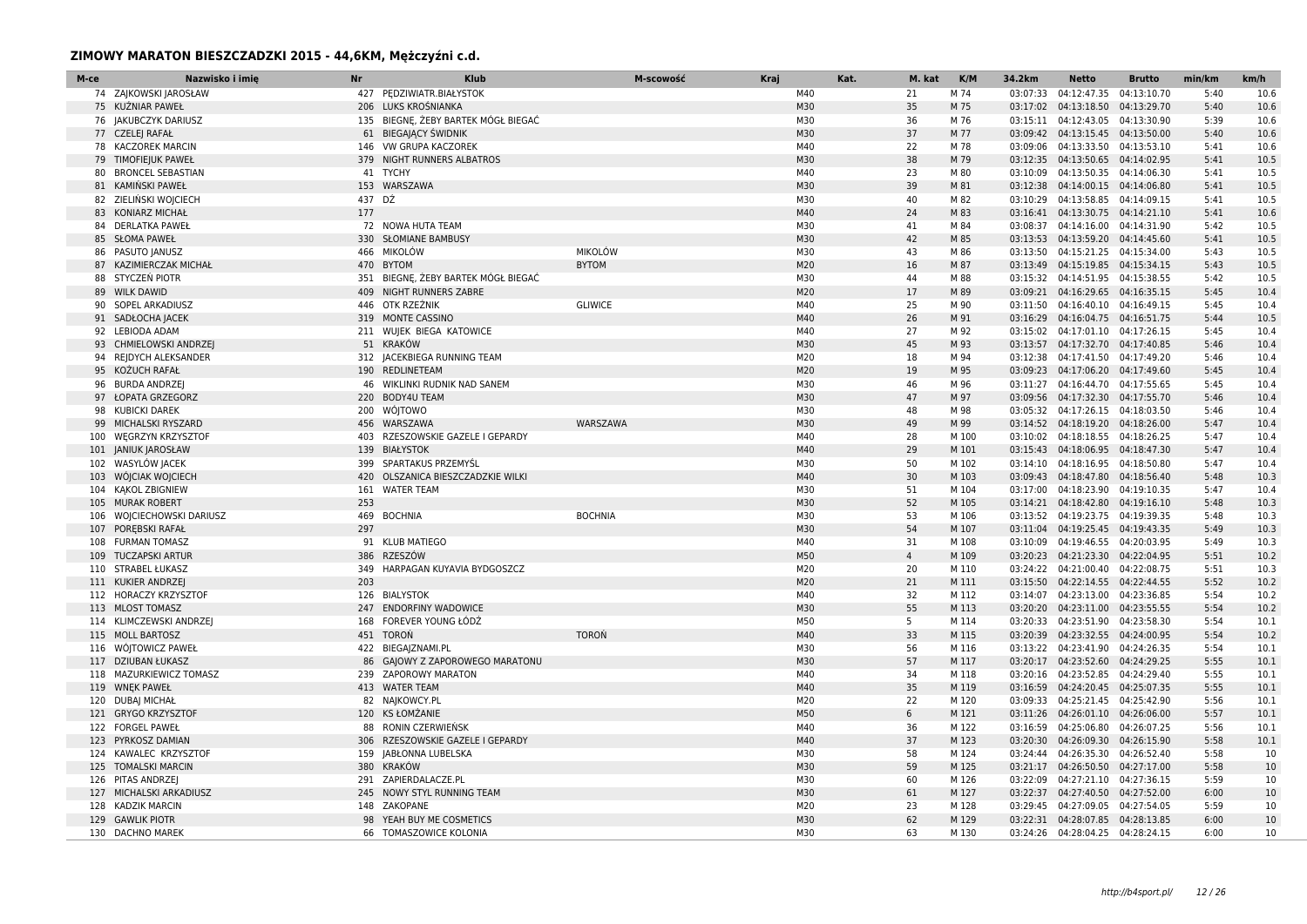## ZIMOWY MARATON BIESZCZADZKI 2015 - 44,6KM, Mężczyźni c.d.

| M-ce | Nazwisko i imię | Nr | Klub | M-scowość | Kraj | Kat. | M. kat | K/M | 34.2km | Netto | Brutto | min/km | km/h |
|---|---|---|---|---|---|---|---|---|---|---|---|---|---|
| 74 | ZAJKOWSKI JAROSŁAW | 427 | PĘDZIWIATR.BIAŁYSTOK | | | M40 | 21 | M 74 | 03:07:33 | 04:12:47.35 | 04:13:10.70 | 5:40 | 10.6 |
| 75 | KUŹNIAR PAWEŁ | 206 | LUKS KROŚNIANKA | | | M30 | 35 | M 75 | 03:17:02 | 04:13:18.50 | 04:13:29.70 | 5:40 | 10.6 |
| 76 | JAKUBCZYK DARIUSZ | 135 | BIEGNĘ, ŻEBY BARTEK MÓGŁ BIEGAĆ | | | M30 | 36 | M 76 | 03:15:11 | 04:12:43.05 | 04:13:30.90 | 5:39 | 10.6 |
| 77 | CZELEJ RAFAŁ | 61 | BIEGAJĄCY ŚWIDNIK | | | M30 | 37 | M 77 | 03:09:42 | 04:13:15.45 | 04:13:50.00 | 5:40 | 10.6 |
| 78 | KACZOREK MARCIN | 146 | VW GRUPA KACZOREK | | | M40 | 22 | M 78 | 03:09:06 | 04:13:33.50 | 04:13:53.10 | 5:41 | 10.6 |
| 79 | TIMOFIEJUK PAWEŁ | 379 | NIGHT RUNNERS ALBATROS | | | M30 | 38 | M 79 | 03:12:35 | 04:13:50.65 | 04:14:02.95 | 5:41 | 10.5 |
| 80 | BRONCEL SEBASTIAN | 41 | TYCHY | | | M40 | 23 | M 80 | 03:10:09 | 04:13:50.35 | 04:14:06.30 | 5:41 | 10.5 |
| 81 | KAMIŃSKI PAWEŁ | 153 | WARSZAWA | | | M30 | 39 | M 81 | 03:12:38 | 04:14:00.15 | 04:14:06.80 | 5:41 | 10.5 |
| 82 | ZIELIŃSKI WOJCIECH | 437 | DŻ | | | M30 | 40 | M 82 | 03:10:29 | 04:13:58.85 | 04:14:09.15 | 5:41 | 10.5 |
| 83 | KONIARZ MICHAŁ | 177 | | | | M40 | 24 | M 83 | 03:16:41 | 04:13:30.75 | 04:14:21.10 | 5:41 | 10.6 |
| 84 | DERLATKA PAWEŁ | 72 | NOWA HUTA TEAM | | | M30 | 41 | M 84 | 03:08:37 | 04:14:16.00 | 04:14:31.90 | 5:42 | 10.5 |
| 85 | SŁOMA PAWEŁ | 330 | SŁOMIANE BAMBUSY | | | M30 | 42 | M 85 | 03:13:53 | 04:13:59.20 | 04:14:45.60 | 5:41 | 10.5 |
| 86 | PASUTO JANUSZ | 466 | MIKOŁÓW | MIKOŁÓW | | M30 | 43 | M 86 | 03:13:50 | 04:15:21.25 | 04:15:34.00 | 5:43 | 10.5 |
| 87 | KAZIMIERCZAK MICHAŁ | 470 | BYTOM | BYTOM | | M20 | 16 | M 87 | 03:13:49 | 04:15:19.85 | 04:15:34.15 | 5:43 | 10.5 |
| 88 | STYCZEŃ PIOTR | 351 | BIEGNĘ, ŻEBY BARTEK MÓGŁ BIEGAĆ | | | M30 | 44 | M 88 | 03:15:32 | 04:14:51.95 | 04:15:38.55 | 5:42 | 10.5 |
| 89 | WILK DAWID | 409 | NIGHT RUNNERS ZABRE | | | M20 | 17 | M 89 | 03:09:21 | 04:16:29.65 | 04:16:35.15 | 5:45 | 10.4 |
| 90 | SOPEL ARKADIUSZ | 446 | OTK RZEŹNIK | GLIWICE | | M40 | 25 | M 90 | 03:11:50 | 04:16:40.10 | 04:16:49.15 | 5:45 | 10.4 |
| 91 | SADŁOCHA JACEK | 319 | MONTE CASSINO | | | M40 | 26 | M 91 | 03:16:29 | 04:16:04.75 | 04:16:51.75 | 5:44 | 10.5 |
| 92 | LEBIODA ADAM | 211 | WUJEK BIEGA KATOWICE | | | M40 | 27 | M 92 | 03:15:02 | 04:17:01.10 | 04:17:26.15 | 5:45 | 10.4 |
| 93 | CHMIELOWSKI ANDRZEJ | 51 | KRAKÓW | | | M30 | 45 | M 93 | 03:13:57 | 04:17:32.70 | 04:17:40.85 | 5:46 | 10.4 |
| 94 | REJDYCH ALEKSANDER | 312 | JACEKBIEGA RUNNING TEAM | | | M20 | 18 | M 94 | 03:12:38 | 04:17:41.50 | 04:17:49.20 | 5:46 | 10.4 |
| 95 | KOŻUCH RAFAŁ | 190 | REDLINETEAM | | | M20 | 19 | M 95 | 03:09:23 | 04:17:06.20 | 04:17:49.60 | 5:45 | 10.4 |
| 96 | BURDA ANDRZEJ | 46 | WIKLINKI RUDNIK NAD SANEM | | | M30 | 46 | M 96 | 03:11:27 | 04:16:44.70 | 04:17:55.65 | 5:45 | 10.4 |
| 97 | ŁOPATA GRZEGORZ | 220 | BODY4U TEAM | | | M30 | 47 | M 97 | 03:09:56 | 04:17:32.30 | 04:17:55.70 | 5:46 | 10.4 |
| 98 | KUBICKI DAREK | 200 | WÓJTOWO | | | M30 | 48 | M 98 | 03:05:32 | 04:17:26.15 | 04:18:03.50 | 5:46 | 10.4 |
| 99 | MICHALSKI RYSZARD | 456 | WARSZAWA | WARSZAWA | | M30 | 49 | M 99 | 03:14:52 | 04:18:19.20 | 04:18:26.00 | 5:47 | 10.4 |
| 100 | WĘGRZYN KRZYSZTOF | 403 | RZESZOWSKIE GAZELE I GEPARDY | | | M40 | 28 | M 100 | 03:10:02 | 04:18:18.55 | 04:18:26.25 | 5:47 | 10.4 |
| 101 | JANIUK JAROSŁAW | 139 | BIAŁYSTOK | | | M40 | 29 | M 101 | 03:15:43 | 04:18:06.95 | 04:18:47.30 | 5:47 | 10.4 |
| 102 | WASYLÓW JACEK | 399 | SPARTAKUS PRZEMYŚL | | | M30 | 50 | M 102 | 03:14:10 | 04:18:16.95 | 04:18:50.80 | 5:47 | 10.4 |
| 103 | WÓJCIAK WOJCIECH | 420 | OLSZANICA BIESZCZADZKIE WILKI | | | M40 | 30 | M 103 | 03:09:43 | 04:18:47.80 | 04:18:56.40 | 5:48 | 10.3 |
| 104 | KĄKOL ZBIGNIEW | 161 | WATER TEAM | | | M30 | 51 | M 104 | 03:17:00 | 04:18:23.90 | 04:19:10.35 | 5:47 | 10.4 |
| 105 | MURAK ROBERT | 253 | | | | M30 | 52 | M 105 | 03:14:21 | 04:18:42.80 | 04:19:16.10 | 5:48 | 10.3 |
| 106 | WOJCIECHOWSKI DARIUSZ | 469 | BOCHNIA | BOCHNIA | | M30 | 53 | M 106 | 03:13:52 | 04:19:23.75 | 04:19:39.35 | 5:48 | 10.3 |
| 107 | PORĘBSKI RAFAŁ | 297 | | | | M30 | 54 | M 107 | 03:11:04 | 04:19:25.45 | 04:19:43.35 | 5:49 | 10.3 |
| 108 | FURMAN TOMASZ | 91 | KLUB MATIEGO | | | M40 | 31 | M 108 | 03:10:09 | 04:19:46.55 | 04:20:03.95 | 5:49 | 10.3 |
| 109 | TUCZAPSKI ARTUR | 386 | RZESZÓW | | | M50 | 4 | M 109 | 03:20:23 | 04:21:23.30 | 04:22:04.95 | 5:51 | 10.2 |
| 110 | STRABEL ŁUKASZ | 349 | HARPAGAN KUYAVIA BYDGOSZCZ | | | M20 | 20 | M 110 | 03:24:22 | 04:21:00.40 | 04:22:08.75 | 5:51 | 10.3 |
| 111 | KUKIER ANDRZEJ | 203 | | | | M20 | 21 | M 111 | 03:15:50 | 04:22:14.55 | 04:22:44.55 | 5:52 | 10.2 |
| 112 | HORACZY KRZYSZTOF | 126 | BIALYSTOK | | | M40 | 32 | M 112 | 03:14:07 | 04:23:13.00 | 04:23:36.85 | 5:54 | 10.2 |
| 113 | MLOST TOMASZ | 247 | ENDORFINY WADOWICE | | | M30 | 55 | M 113 | 03:20:20 | 04:23:11.00 | 04:23:55.55 | 5:54 | 10.2 |
| 114 | KLIMCZEWSKI ANDRZEJ | 168 | FOREVER YOUNG ŁÓDŹ | | | M50 | 5 | M 114 | 03:20:33 | 04:23:51.90 | 04:23:58.30 | 5:54 | 10.1 |
| 115 | MOLL BARTOSZ | 451 | TORUŃ | TORUŃ | | M40 | 33 | M 115 | 03:20:39 | 04:23:32.55 | 04:24:00.95 | 5:54 | 10.2 |
| 116 | WÓJTOWICZ PAWEŁ | 422 | BIEGAJZNAMI.PL | | | M30 | 56 | M 116 | 03:13:22 | 04:23:41.90 | 04:24:26.35 | 5:54 | 10.1 |
| 117 | DZIUBAN ŁUKASZ | 86 | GAJOWY Z ZAPOROWEGO MARATONU | | | M30 | 57 | M 117 | 03:20:17 | 04:23:52.60 | 04:24:29.25 | 5:55 | 10.1 |
| 118 | MAZURKIEWICZ TOMASZ | 239 | ZAPOROWY MARATON | | | M40 | 34 | M 118 | 03:20:16 | 04:23:52.85 | 04:24:29.40 | 5:55 | 10.1 |
| 119 | WNĘK PAWEŁ | 413 | WATER TEAM | | | M40 | 35 | M 119 | 03:16:59 | 04:24:20.45 | 04:25:07.35 | 5:55 | 10.1 |
| 120 | DUBAJ MICHAŁ | 82 | NAJKOWCY.PL | | | M20 | 22 | M 120 | 03:09:33 | 04:25:21.45 | 04:25:42.90 | 5:56 | 10.1 |
| 121 | GRYGO KRZYSZTOF | 120 | KS ŁOMŻANIE | | | M50 | 6 | M 121 | 03:11:26 | 04:26:01.10 | 04:26:06.00 | 5:57 | 10.1 |
| 122 | FORGEL PAWEŁ | 88 | RONIN CZERWIEŃSK | | | M40 | 36 | M 122 | 03:16:59 | 04:25:06.80 | 04:26:07.25 | 5:56 | 10.1 |
| 123 | PYRKOSZ DAMIAN | 306 | RZESZOWSKIE GAZELE I GEPARDY | | | M40 | 37 | M 123 | 03:20:30 | 04:26:09.30 | 04:26:15.90 | 5:58 | 10.1 |
| 124 | KAWALEC KRZYSZTOF | 159 | JABŁONNA LUBELSKA | | | M30 | 58 | M 124 | 03:24:44 | 04:26:35.30 | 04:26:52.40 | 5:58 | 10 |
| 125 | TOMALSKI MARCIN | 380 | KRAKÓW | | | M30 | 59 | M 125 | 03:21:17 | 04:26:50.50 | 04:27:17.00 | 5:58 | 10 |
| 126 | PITAS ANDRZEJ | 291 | ZAPIERDALACZE.PL | | | M30 | 60 | M 126 | 03:22:09 | 04:27:21.10 | 04:27:36.15 | 5:59 | 10 |
| 127 | MICHALSKI ARKADIUSZ | 245 | NOWY STYL RUNNING TEAM | | | M30 | 61 | M 127 | 03:22:37 | 04:27:40.50 | 04:27:52.00 | 6:00 | 10 |
| 128 | KADZIK MARCIN | 148 | ZAKOPANE | | | M20 | 23 | M 128 | 03:29:45 | 04:27:09.05 | 04:27:54.05 | 5:59 | 10 |
| 129 | GAWLIK PIOTR | 98 | YEAH BUY ME COSMETICS | | | M30 | 62 | M 129 | 03:22:31 | 04:28:07.85 | 04:28:13.85 | 6:00 | 10 |
| 130 | DACHNO MAREK | 66 | TOMASZOWICE KOLONIA | | | M30 | 63 | M 130 | 03:24:26 | 04:28:04.25 | 04:28:24.15 | 6:00 | 10 |

http://b4sport.pl/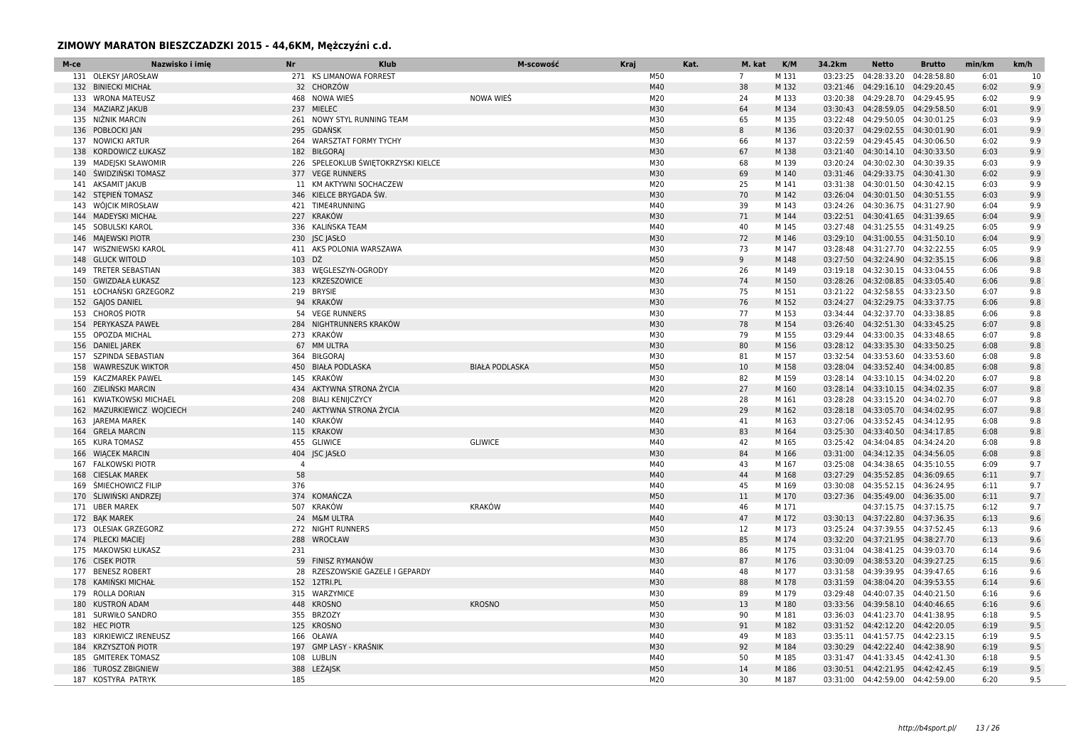## ZIMOWY MARATON BIESZCZADZKI 2015 - 44,6KM, Mężczyźni c.d.

| M-ce | Nazwisko i imię | Nr | Klub | M-scowość | Kraj | Kat. | M. kat | K/M | 34.2km | Netto | Brutto | min/km | km/h |
|---|---|---|---|---|---|---|---|---|---|---|---|---|---|
| 131 | OLEKSY JAROSŁAW | 271 | KS LIMANOWA FORREST | | | M50 | 7 | M 131 | 03:23:25 | 04:28:33.20 | 04:28:58.80 | 6:01 | 10 |
| 132 | BINIECKI MICHAŁ | 32 | CHORZÓW | | | M40 | 38 | M 132 | 03:21:46 | 04:29:16.10 | 04:29:20.45 | 6:02 | 9.9 |
| 133 | WRONA MATEUSZ | 468 | NOWA WIEŚ | NOWA WIEŚ | | M20 | 24 | M 133 | 03:20:38 | 04:29:28.70 | 04:29:45.95 | 6:02 | 9.9 |
| 134 | MAZIARZ JAKUB | 237 | MIELEC | | | M30 | 64 | M 134 | 03:30:43 | 04:28:59.05 | 04:29:58.50 | 6:01 | 9.9 |
| 135 | NIŻNIK MARCIN | 261 | NOWY STYL RUNNING TEAM | | | M30 | 65 | M 135 | 03:22:48 | 04:29:50.05 | 04:30:01.25 | 6:03 | 9.9 |
| 136 | POBŁOCKI JAN | 295 | GDAŃSK | | | M50 | 8 | M 136 | 03:20:37 | 04:29:02.55 | 04:30:01.90 | 6:01 | 9.9 |
| 137 | NOWICKI ARTUR | 264 | WARSZTAT FORMY TYCHY | | | M30 | 66 | M 137 | 03:22:59 | 04:29:45.45 | 04:30:06.50 | 6:02 | 9.9 |
| 138 | KORDOWICZ ŁUKASZ | 182 | BIŁGORAJ | | | M30 | 67 | M 138 | 03:21:40 | 04:30:14.10 | 04:30:33.50 | 6:03 | 9.9 |
| 139 | MADEJSKI SŁAWOMIR | 226 | SPELEOKLUB ŚWIĘTOKRZYSKI KIELCE | | | M30 | 68 | M 139 | 03:20:24 | 04:30:02.30 | 04:30:39.35 | 6:03 | 9.9 |
| 140 | ŚWIDZIŃSKI TOMASZ | 377 | VEGE RUNNERS | | | M30 | 69 | M 140 | 03:31:46 | 04:29:33.75 | 04:30:41.30 | 6:02 | 9.9 |
| 141 | AKSAMIT JAKUB | 11 | KM AKTYWNI SOCHACZEW | | | M20 | 25 | M 141 | 03:31:38 | 04:30:01.50 | 04:30:42.15 | 6:03 | 9.9 |
| 142 | STĘPIEŃ TOMASZ | 346 | KIELCE BRYGADA ŚW. | | | M30 | 70 | M 142 | 03:26:04 | 04:30:01.50 | 04:30:51.55 | 6:03 | 9.9 |
| 143 | WÓJCIK MIROSŁAW | 421 | TIME4RUNNING | | | M40 | 39 | M 143 | 03:24:26 | 04:30:36.75 | 04:31:27.90 | 6:04 | 9.9 |
| 144 | MADEYSKI MICHAŁ | 227 | KRAKÓW | | | M30 | 71 | M 144 | 03:22:51 | 04:30:41.65 | 04:31:39.65 | 6:04 | 9.9 |
| 145 | SOBULSKI KAROL | 336 | KALIŃSKA TEAM | | | M40 | 40 | M 145 | 03:27:48 | 04:31:25.55 | 04:31:49.25 | 6:05 | 9.9 |
| 146 | MAJEWSKI PIOTR | 230 | JSC JASŁO | | | M30 | 72 | M 146 | 03:29:10 | 04:31:00.55 | 04:31:50.10 | 6:04 | 9.9 |
| 147 | WISZNIEWSKI KAROL | 411 | AKS POLONIA WARSZAWA | | | M30 | 73 | M 147 | 03:28:48 | 04:31:27.70 | 04:32:22.55 | 6:05 | 9.9 |
| 148 | GLUCK WITOLD | 103 | DŹ | | | M50 | 9 | M 148 | 03:27:50 | 04:32:24.90 | 04:32:35.15 | 6:06 | 9.8 |
| 149 | TRETER SEBASTIAN | 383 | WĘGLESZYN-OGRODY | | | M20 | 26 | M 149 | 03:19:18 | 04:32:30.15 | 04:33:04.55 | 6:06 | 9.8 |
| 150 | GWIZDAŁA ŁUKASZ | 123 | KRZESZOWICE | | | M30 | 74 | M 150 | 03:28:26 | 04:32:08.85 | 04:33:05.40 | 6:06 | 9.8 |
| 151 | ŁOCHAŃSKI GRZEGORZ | 219 | BRYSIE | | | M30 | 75 | M 151 | 03:21:22 | 04:32:58.55 | 04:33:23.50 | 6:07 | 9.8 |
| 152 | GAJOS DANIEL | 94 | KRAKÓW | | | M30 | 76 | M 152 | 03:24:27 | 04:32:29.75 | 04:33:37.75 | 6:06 | 9.8 |
| 153 | CHOROŚ PIOTR | 54 | VEGE RUNNERS | | | M30 | 77 | M 153 | 03:34:44 | 04:32:37.70 | 04:33:38.85 | 6:06 | 9.8 |
| 154 | PERYKASZA PAWEŁ | 284 | NIGHTRUNNERS KRAKÓW | | | M30 | 78 | M 154 | 03:26:40 | 04:32:51.30 | 04:33:45.25 | 6:07 | 9.8 |
| 155 | OPOZDA MICHAL | 273 | KRAKÓW | | | M30 | 79 | M 155 | 03:29:44 | 04:33:00.35 | 04:33:48.65 | 6:07 | 9.8 |
| 156 | DANIEL JAREK | 67 | MM ULTRA | | | M30 | 80 | M 156 | 03:28:12 | 04:33:35.30 | 04:33:50.25 | 6:08 | 9.8 |
| 157 | SZPINDA SEBASTIAN | 364 | BIŁGORAJ | | | M30 | 81 | M 157 | 03:32:54 | 04:33:53.60 | 04:33:53.60 | 6:08 | 9.8 |
| 158 | WAWRESZUK WIKTOR | 450 | BIAŁA PODLASKA | BIAŁA PODLASKA | | M50 | 10 | M 158 | 03:28:04 | 04:33:52.40 | 04:34:00.85 | 6:08 | 9.8 |
| 159 | KACZMAREK PAWEL | 145 | KRAKÓW | | | M30 | 82 | M 159 | 03:28:14 | 04:33:10.15 | 04:34:02.20 | 6:07 | 9.8 |
| 160 | ZIELIŃSKI MARCIN | 434 | AKTYWNA STRONA ŻYCIA | | | M20 | 27 | M 160 | 03:28:14 | 04:33:10.15 | 04:34:02.35 | 6:07 | 9.8 |
| 161 | KWIATKOWSKI MICHAEL | 208 | BIALI KENIJCZYCY | | | M20 | 28 | M 161 | 03:28:28 | 04:33:15.20 | 04:34:02.70 | 6:07 | 9.8 |
| 162 | MAZURKIEWICZ WOJCIECH | 240 | AKTYWNA STRONA ŻYCIA | | | M20 | 29 | M 162 | 03:28:18 | 04:33:05.70 | 04:34:02.95 | 6:07 | 9.8 |
| 163 | JAREMA MAREK | 140 | KRAKÓW | | | M40 | 41 | M 163 | 03:27:06 | 04:33:52.45 | 04:34:12.95 | 6:08 | 9.8 |
| 164 | GRELA MARCIN | 115 | KRAKOW | | | M30 | 83 | M 164 | 03:25:30 | 04:33:40.50 | 04:34:17.85 | 6:08 | 9.8 |
| 165 | KURA TOMASZ | 455 | GLIWICE | GLIWICE | | M40 | 42 | M 165 | 03:25:42 | 04:34:04.85 | 04:34:24.20 | 6:08 | 9.8 |
| 166 | WIĄCEK MARCIN | 404 | JSC JASŁO | | | M30 | 84 | M 166 | 03:31:00 | 04:34:12.35 | 04:34:56.05 | 6:08 | 9.8 |
| 167 | FALKOWSKI PIOTR | 4 | | | | M40 | 43 | M 167 | 03:25:08 | 04:34:38.65 | 04:35:10.55 | 6:09 | 9.7 |
| 168 | CIESLAK MAREK | 58 | | | | M40 | 44 | M 168 | 03:27:29 | 04:35:52.85 | 04:36:09.65 | 6:11 | 9.7 |
| 169 | ŚMIECHOWICZ FILIP | 376 | | | | M40 | 45 | M 169 | 03:30:08 | 04:35:52.15 | 04:36:24.95 | 6:11 | 9.7 |
| 170 | ŚLIWIŃSKI ANDRZEJ | 374 | KOMAŃCZA | | | M50 | 11 | M 170 | 03:27:36 | 04:35:49.00 | 04:36:35.00 | 6:11 | 9.7 |
| 171 | UBER MAREK | 507 | KRAKÓW | KRAKÓW | | M40 | 46 | M 171 | | 04:37:15.75 | 04:37:15.75 | 6:12 | 9.7 |
| 172 | BĄK MAREK | 24 | M&M ULTRA | | | M40 | 47 | M 172 | 03:30:13 | 04:37:22.80 | 04:37:36.35 | 6:13 | 9.6 |
| 173 | OLESIAK GRZEGORZ | 272 | NIGHT RUNNERS | | | M50 | 12 | M 173 | 03:25:24 | 04:37:39.55 | 04:37:52.45 | 6:13 | 9.6 |
| 174 | PILECKI MACIEJ | 288 | WROCŁAW | | | M30 | 85 | M 174 | 03:32:20 | 04:37:21.95 | 04:38:27.70 | 6:13 | 9.6 |
| 175 | MAKOWSKI ŁUKASZ | 231 | | | | M30 | 86 | M 175 | 03:31:04 | 04:38:41.25 | 04:39:03.70 | 6:14 | 9.6 |
| 176 | CISEK PIOTR | 59 | FINISZ RYMANÓW | | | M30 | 87 | M 176 | 03:30:09 | 04:38:53.20 | 04:39:27.25 | 6:15 | 9.6 |
| 177 | BENESZ ROBERT | 28 | RZESZOWSKIE GAZELE I GEPARDY | | | M40 | 48 | M 177 | 03:31:58 | 04:39:39.95 | 04:39:47.65 | 6:16 | 9.6 |
| 178 | KAMIŃSKI MICHAŁ | 152 | 12TRI.PL | | | M30 | 88 | M 178 | 03:31:59 | 04:38:04.20 | 04:39:53.55 | 6:14 | 9.6 |
| 179 | ROLLA DORIAN | 315 | WARZYMICE | | | M30 | 89 | M 179 | 03:29:48 | 04:40:07.35 | 04:40:21.50 | 6:16 | 9.6 |
| 180 | KUSTROŃ ADAM | 448 | KROSNO | KROSNO | | M50 | 13 | M 180 | 03:33:56 | 04:39:58.10 | 04:40:46.65 | 6:16 | 9.6 |
| 181 | SURWIŁO SANDRO | 355 | BRZOZY | | | M30 | 90 | M 181 | 03:36:03 | 04:41:23.70 | 04:41:38.95 | 6:18 | 9.5 |
| 182 | HEC PIOTR | 125 | KROSNO | | | M30 | 91 | M 182 | 03:31:52 | 04:42:12.20 | 04:42:20.05 | 6:19 | 9.5 |
| 183 | KIRKIEWICZ IRENEUSZ | 166 | OŁAWA | | | M40 | 49 | M 183 | 03:35:11 | 04:41:57.75 | 04:42:23.15 | 6:19 | 9.5 |
| 184 | KRZYSZTOŃ PIOTR | 197 | GMP LASY - KRAŚNIK | | | M30 | 92 | M 184 | 03:30:29 | 04:42:22.40 | 04:42:38.90 | 6:19 | 9.5 |
| 185 | GMITEREK TOMASZ | 108 | LUBLIN | | | M40 | 50 | M 185 | 03:31:47 | 04:41:33.45 | 04:42:41.30 | 6:18 | 9.5 |
| 186 | TUROSZ ZBIGNIEW | 388 | LEŻAJSK | | | M50 | 14 | M 186 | 03:30:51 | 04:42:21.95 | 04:42:42.45 | 6:19 | 9.5 |
| 187 | KOSTYRA PATRYK | 185 | | | | M20 | 30 | M 187 | 03:31:00 | 04:42:59.00 | 04:42:59.00 | 6:20 | 9.5 |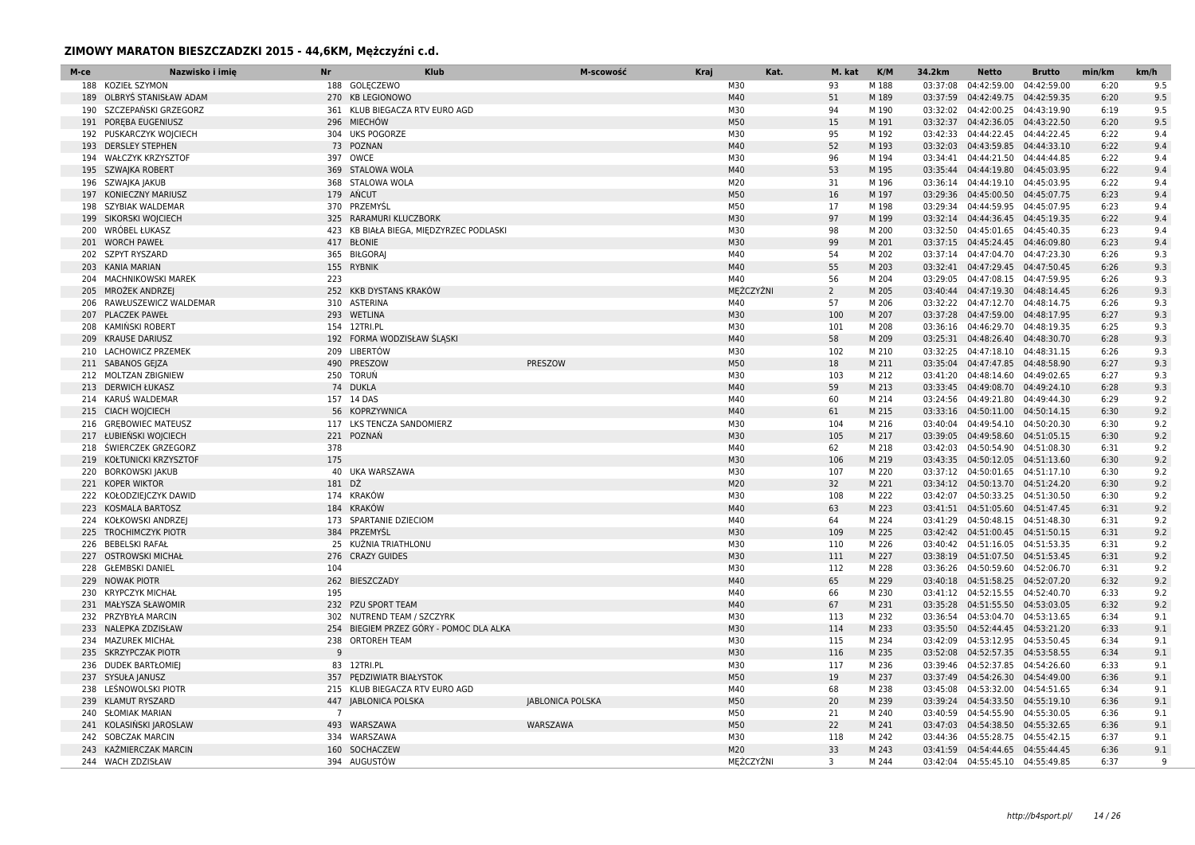## ZIMOWY MARATON BIESZCZADZKI 2015 - 44,6KM, Mężczyźni c.d.

| M-ce | Nazwisko i imię | Nr | Klub | M-scowość | Kraj | Kat. | M. kat | K/M | 34.2km | Netto | Brutto | min/km | km/h |
|---|---|---|---|---|---|---|---|---|---|---|---|---|---|
| 188 | KOZIEŁ SZYMON | 188 | GOLĘCZEWO | | | M30 | 93 | M 188 | 03:37:08 | 04:42:59.00 | 04:42:59.00 | 6:20 | 9.5 |
| 189 | OLBRYŚ STANISŁAW ADAM | 270 | KB LEGIONOWO | | | M40 | 51 | M 189 | 03:37:59 | 04:42:49.75 | 04:42:59.35 | 6:20 | 9.5 |
| 190 | SZCZEPAŃSKI GRZEGORZ | 361 | KLUB BIEGACZA RTV EURO AGD | | | M30 | 94 | M 190 | 03:32:02 | 04:42:00.25 | 04:43:19.90 | 6:19 | 9.5 |
| 191 | PORĘBA EUGENIUSZ | 296 | MIECHÓW | | | M50 | 15 | M 191 | 03:32:37 | 04:42:36.05 | 04:43:22.50 | 6:20 | 9.5 |
| 192 | PUSKARCZYK WOJCIECH | 304 | UKS POGORZE | | | M30 | 95 | M 192 | 03:42:33 | 04:44:22.45 | 04:44:22.45 | 6:22 | 9.4 |
| 193 | DERSLEY STEPHEN | 73 | POZNAN | | | M40 | 52 | M 193 | 03:32:03 | 04:43:59.85 | 04:44:33.10 | 6:22 | 9.4 |
| 194 | WAŁCZYK KRZYSZTOF | 397 | OWCE | | | M30 | 96 | M 194 | 03:34:41 | 04:44:21.50 | 04:44:44.85 | 6:22 | 9.4 |
| 195 | SZWAJKA ROBERT | 369 | STALOWA WOLA | | | M40 | 53 | M 195 | 03:35:44 | 04:44:19.80 | 04:45:03.95 | 6:22 | 9.4 |
| 196 | SZWAJKA JAKUB | 368 | STALOWA WOLA | | | M20 | 31 | M 196 | 03:36:14 | 04:44:19.10 | 04:45:03.95 | 6:22 | 9.4 |
| 197 | KONIECZNY MARIUSZ | 179 | AŃCUT | | | M50 | 16 | M 197 | 03:29:36 | 04:45:00.50 | 04:45:07.75 | 6:23 | 9.4 |
| 198 | SZYBIAK WALDEMAR | 370 | PRZEMYŚL | | | M50 | 17 | M 198 | 03:29:34 | 04:44:59.95 | 04:45:07.95 | 6:23 | 9.4 |
| 199 | SIKORSKI WOJCIECH | 325 | RARAMURI KLUCZBORK | | | M30 | 97 | M 199 | 03:32:14 | 04:44:36.45 | 04:45:19.35 | 6:22 | 9.4 |
| 200 | WRÓBEL ŁUKASZ | 423 | KB BIAŁA BIEGA, MIĘDZYRZEC PODLASKI | | | M30 | 98 | M 200 | 03:32:50 | 04:45:01.65 | 04:45:40.35 | 6:23 | 9.4 |
| 201 | WORCH PAWEŁ | 417 | BŁONIE | | | M30 | 99 | M 201 | 03:37:15 | 04:45:24.45 | 04:46:09.80 | 6:23 | 9.4 |
| 202 | SZPYT RYSZARD | 365 | BIŁGORAJ | | | M40 | 54 | M 202 | 03:37:14 | 04:47:04.70 | 04:47:23.30 | 6:26 | 9.3 |
| 203 | KANIA MARIAN | 155 | RYBNIK | | | M40 | 55 | M 203 | 03:32:41 | 04:47:29.45 | 04:47:50.45 | 6:26 | 9.3 |
| 204 | MACHNIKOWSKI MAREK | 223 | | | | M40 | 56 | M 204 | 03:29:05 | 04:47:08.15 | 04:47:59.95 | 6:26 | 9.3 |
| 205 | MROŻEK ANDRZEJ | 252 | KKB DYSTANS KRAKÓW | | | MĘŻCZYŹNI | 2 | M 205 | 03:40:44 | 04:47:19.30 | 04:48:14.45 | 6:26 | 9.3 |
| 206 | RAWŁUSZEWICZ WALDEMAR | 310 | ASTERINA | | | M40 | 57 | M 206 | 03:32:22 | 04:47:12.70 | 04:48:14.75 | 6:26 | 9.3 |
| 207 | PLACZEK PAWEŁ | 293 | WETLINA | | | M30 | 100 | M 207 | 03:37:28 | 04:47:59.00 | 04:48:17.95 | 6:27 | 9.3 |
| 208 | KAMIŃSKI ROBERT | 154 | 12TRI.PL | | | M30 | 101 | M 208 | 03:36:16 | 04:46:29.70 | 04:48:19.35 | 6:25 | 9.3 |
| 209 | KRAUSE DARIUSZ | 192 | FORMA WODZISŁAW ŚLĄSKI | | | M40 | 58 | M 209 | 03:25:31 | 04:48:26.40 | 04:48:30.70 | 6:28 | 9.3 |
| 210 | LACHOWICZ PRZEMEK | 209 | LIBERTÓW | | | M30 | 102 | M 210 | 03:32:25 | 04:47:18.10 | 04:48:31.15 | 6:26 | 9.3 |
| 211 | SABANOS GEJZA | 490 | PRESZOW | PRESZOW | | M50 | 18 | M 211 | 03:35:04 | 04:47:47.85 | 04:48:58.90 | 6:27 | 9.3 |
| 212 | MOLTZAN ZBIGNIEW | 250 | TORUŃ | | | M30 | 103 | M 212 | 03:41:20 | 04:48:14.60 | 04:49:02.65 | 6:27 | 9.3 |
| 213 | DERWICH ŁUKASZ | 74 | DUKLA | | | M40 | 59 | M 213 | 03:33:45 | 04:49:08.70 | 04:49:24.10 | 6:28 | 9.3 |
| 214 | KARUŚ WALDEMAR | 157 | 14 DAS | | | M40 | 60 | M 214 | 03:24:56 | 04:49:21.80 | 04:49:44.30 | 6:29 | 9.2 |
| 215 | CIACH WOJCIECH | 56 | KOPRZYWNICA | | | M40 | 61 | M 215 | 03:33:16 | 04:50:11.00 | 04:50:14.15 | 6:30 | 9.2 |
| 216 | GRĘBOWIEC MATEUSZ | 117 | LKS TENCZA SANDOMIERZ | | | M30 | 104 | M 216 | 03:40:04 | 04:49:54.10 | 04:50:20.30 | 6:30 | 9.2 |
| 217 | ŁUBIEŃSKI WOJCIECH | 221 | POZNAŃ | | | M30 | 105 | M 217 | 03:39:05 | 04:49:58.60 | 04:51:05.15 | 6:30 | 9.2 |
| 218 | ŚWIERCZEK GRZEGORZ | 378 | | | | M40 | 62 | M 218 | 03:42:03 | 04:50:54.90 | 04:51:08.30 | 6:31 | 9.2 |
| 219 | KOŁTUNICKI KRZYSZTOF | 175 | | | | M30 | 106 | M 219 | 03:43:35 | 04:50:12.05 | 04:51:13.60 | 6:30 | 9.2 |
| 220 | BORKOWSKI JAKUB | 40 | UKA WARSZAWA | | | M30 | 107 | M 220 | 03:37:12 | 04:50:01.65 | 04:51:17.10 | 6:30 | 9.2 |
| 221 | KOPER WIKTOR | 181 | DŻ | | | M20 | 32 | M 221 | 03:34:12 | 04:50:13.70 | 04:51:24.20 | 6:30 | 9.2 |
| 222 | KOŁODZIEJCZYK DAWID | 174 | KRAKÓW | | | M30 | 108 | M 222 | 03:42:07 | 04:50:33.25 | 04:51:30.50 | 6:30 | 9.2 |
| 223 | KOSMALA BARTOSZ | 184 | KRAKÓW | | | M40 | 63 | M 223 | 03:41:51 | 04:51:05.60 | 04:51:47.45 | 6:31 | 9.2 |
| 224 | KOŁKOWSKI ANDRZEJ | 173 | SPARTANIE DZIECIOM | | | M40 | 64 | M 224 | 03:41:29 | 04:50:48.15 | 04:51:48.30 | 6:31 | 9.2 |
| 225 | TROCHIMCZYK PIOTR | 384 | PRZEMYŚL | | | M30 | 109 | M 225 | 03:42:42 | 04:51:00.45 | 04:51:50.15 | 6:31 | 9.2 |
| 226 | BEBELSKI RAFAŁ | 25 | KUŹNIA TRIATHLONU | | | M30 | 110 | M 226 | 03:40:42 | 04:51:16.05 | 04:51:53.35 | 6:31 | 9.2 |
| 227 | OSTROWSKI MICHAŁ | 276 | CRAZY GUIDES | | | M30 | 111 | M 227 | 03:38:19 | 04:51:07.50 | 04:51:53.45 | 6:31 | 9.2 |
| 228 | GŁEMBSKI DANIEL | 104 | | | | M30 | 112 | M 228 | 03:36:26 | 04:50:59.60 | 04:52:06.70 | 6:31 | 9.2 |
| 229 | NOWAK PIOTR | 262 | BIESZCZADY | | | M40 | 65 | M 229 | 03:40:18 | 04:51:58.25 | 04:52:07.20 | 6:32 | 9.2 |
| 230 | KRYPCZYK MICHAŁ | 195 | | | | M40 | 66 | M 230 | 03:41:12 | 04:52:15.55 | 04:52:40.70 | 6:33 | 9.2 |
| 231 | MAŁYSZA SŁAWOMIR | 232 | PZU SPORT TEAM | | | M40 | 67 | M 231 | 03:35:28 | 04:51:55.50 | 04:53:03.05 | 6:32 | 9.2 |
| 232 | PRZYBYŁA MARCIN | 302 | NUTREND TEAM / SZCZYRK | | | M30 | 113 | M 232 | 03:36:54 | 04:53:04.70 | 04:53:13.65 | 6:34 | 9.1 |
| 233 | NALEPKA ZDZISŁAW | 254 | BIEGIEM PRZEZ GÓRY - POMOC DLA ALKA | | | M30 | 114 | M 233 | 03:35:50 | 04:52:44.45 | 04:53:21.20 | 6:33 | 9.1 |
| 234 | MAZUREK MICHAŁ | 238 | ORTOREH TEAM | | | M30 | 115 | M 234 | 03:42:09 | 04:53:12.95 | 04:53:50.45 | 6:34 | 9.1 |
| 235 | SKRZYPCZAK PIOTR | 9 | | | | M30 | 116 | M 235 | 03:52:08 | 04:52:57.35 | 04:53:58.55 | 6:34 | 9.1 |
| 236 | DUDEK BARTŁOMIEJ | 83 | 12TRI.PL | | | M30 | 117 | M 236 | 03:39:46 | 04:52:37.85 | 04:54:26.60 | 6:33 | 9.1 |
| 237 | SYSUŁA JANUSZ | 357 | PĘDZIWIATR BIAŁYSTOK | | | M50 | 19 | M 237 | 03:37:49 | 04:54:26.30 | 04:54:49.00 | 6:36 | 9.1 |
| 238 | LEŚNOWOLSKI PIOTR | 215 | KLUB BIEGACZA RTV EURO AGD | | | M40 | 68 | M 238 | 03:45:08 | 04:53:32.00 | 04:54:51.65 | 6:34 | 9.1 |
| 239 | KLAMUT RYSZARD | 447 | JABLONICA POLSKA | JABLONICA POLSKA | | M50 | 20 | M 239 | 03:39:24 | 04:54:33.50 | 04:55:19.10 | 6:36 | 9.1 |
| 240 | SŁOMIAK MARIAN | 7 | | | | M50 | 21 | M 240 | 03:40:59 | 04:54:55.90 | 04:55:30.05 | 6:36 | 9.1 |
| 241 | KOLASIŃSKI JAROSLAW | 493 | WARSZAWA | WARSZAWA | | M50 | 22 | M 241 | 03:47:03 | 04:54:38.50 | 04:55:32.65 | 6:36 | 9.1 |
| 242 | SOBCZAK MARCIN | 334 | WARSZAWA | | | M30 | 118 | M 242 | 03:44:36 | 04:55:28.75 | 04:55:42.15 | 6:37 | 9.1 |
| 243 | KAŹMIERCZAK MARCIN | 160 | SOCHACZEW | | | M20 | 33 | M 243 | 03:41:59 | 04:54:44.65 | 04:55:44.45 | 6:36 | 9.1 |
| 244 | WACH ZDZISŁAW | 394 | AUGUSTÓW | | | MĘŻCZYŹNI | 3 | M 244 | 03:42:04 | 04:55:45.10 | 04:55:49.85 | 6:37 | 9 |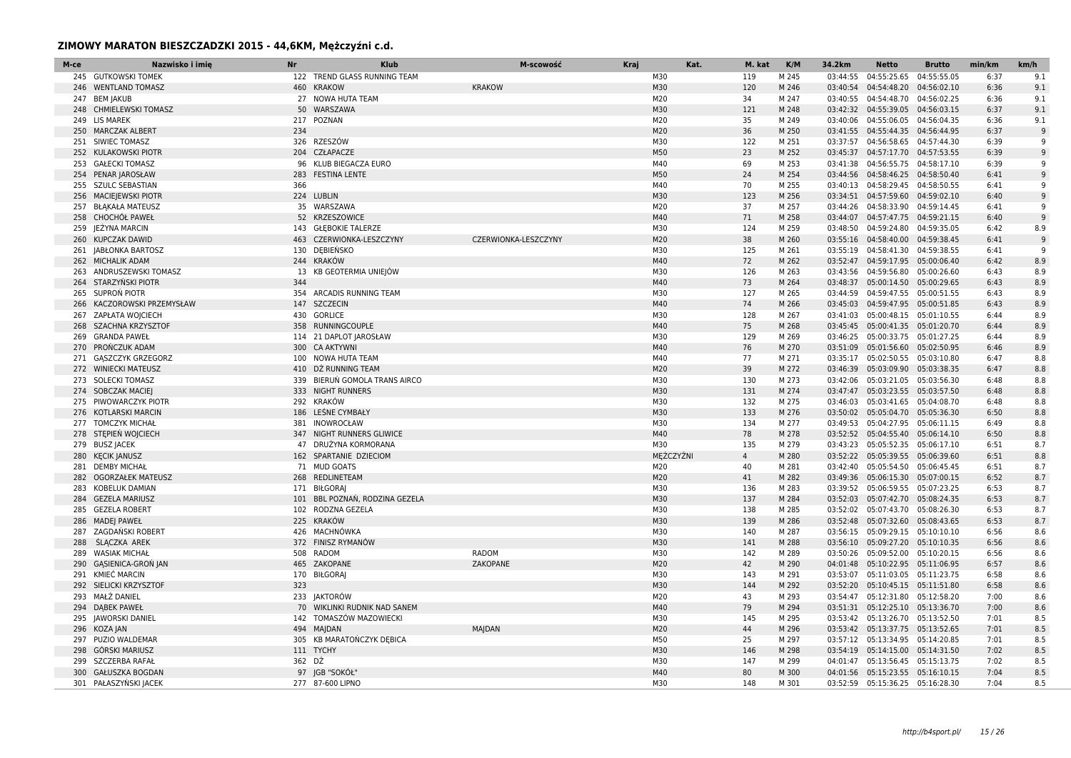## ZIMOWY MARATON BIESZCZADZKI 2015 - 44,6KM, Mężczyźni c.d.

| M-ce | Nazwisko i imię | Nr | Klub | M-scowość | Kraj | Kat. | M. kat | K/M | 34.2km | Netto | Brutto | min/km | km/h |
|---|---|---|---|---|---|---|---|---|---|---|---|---|---|
| 245 | GUTKOWSKI TOMEK | 122 | TREND GLASS RUNNING TEAM | | | M30 | 119 | M 245 | 03:44:55 | 04:55:25.65 | 04:55:55.05 | 6:37 | 9.1 |
| 246 | WENTLAND TOMASZ | 460 | KRAKOW | KRAKOW | | M30 | 120 | M 246 | 03:40:54 | 04:54:48.20 | 04:56:02.10 | 6:36 | 9.1 |
| 247 | BEM JAKUB | 27 | NOWA HUTA TEAM | | | M20 | 34 | M 247 | 03:40:55 | 04:54:48.70 | 04:56:02.25 | 6:36 | 9.1 |
| 248 | CHMIELEWSKI TOMASZ | 50 | WARSZAWA | | | M30 | 121 | M 248 | 03:42:32 | 04:55:39.05 | 04:56:03.15 | 6:37 | 9.1 |
| 249 | LIS MAREK | 217 | POZNAN | | | M20 | 35 | M 249 | 03:40:06 | 04:55:06.05 | 04:56:04.35 | 6:36 | 9.1 |
| 250 | MARCZAK ALBERT | 234 | | | | M20 | 36 | M 250 | 03:41:55 | 04:55:44.35 | 04:56:44.95 | 6:37 | 9 |
| 251 | SIWIEC TOMASZ | 326 | RZESZÓW | | | M30 | 122 | M 251 | 03:37:57 | 04:56:58.65 | 04:57:44.30 | 6:39 | 9 |
| 252 | KULAKOWSKI PIOTR | 204 | CZŁAPACZE | | | M50 | 23 | M 252 | 03:45:37 | 04:57:17.70 | 04:57:53.55 | 6:39 | 9 |
| 253 | GAŁECKI TOMASZ | 96 | KLUB BIEGACZA EURO | | | M40 | 69 | M 253 | 03:41:38 | 04:56:55.75 | 04:58:17.10 | 6:39 | 9 |
| 254 | PENAR JAROSŁAW | 283 | FESTINA LENTE | | | M50 | 24 | M 254 | 03:44:56 | 04:58:46.25 | 04:58:50.40 | 6:41 | 9 |
| 255 | SZULC SEBASTIAN | 366 | | | | M40 | 70 | M 255 | 03:40:13 | 04:58:29.45 | 04:58:50.55 | 6:41 | 9 |
| 256 | MACIEJEWSKI PIOTR | 224 | LUBLIN | | | M30 | 123 | M 256 | 03:34:51 | 04:57:59.60 | 04:59:02.10 | 6:40 | 9 |
| 257 | BŁĄKAŁA MATEUSZ | 35 | WARSZAWA | | | M20 | 37 | M 257 | 03:44:26 | 04:58:33.90 | 04:59:14.45 | 6:41 | 9 |
| 258 | CHOCHÓŁ PAWEŁ | 52 | KRZESZOWICE | | | M40 | 71 | M 258 | 03:44:07 | 04:57:47.75 | 04:59:21.15 | 6:40 | 9 |
| 259 | JEŻYNA MARCIN | 143 | GŁĘBOKIE TALERZE | | | M30 | 124 | M 259 | 03:48:50 | 04:59:24.80 | 04:59:35.05 | 6:42 | 8.9 |
| 260 | KUPCZAK DAWID | 463 | CZERWIONKA-LESZCZYNY | CZERWIONKA-LESZCZYNY | | M20 | 38 | M 260 | 03:55:16 | 04:58:40.00 | 04:59:38.45 | 6:41 | 9 |
| 261 | JABŁONKA BARTOSZ | 130 | DĘBIEŃSKO | | | M30 | 125 | M 261 | 03:55:19 | 04:58:41.30 | 04:59:38.55 | 6:41 | 9 |
| 262 | MICHALIK ADAM | 244 | KRAKÓW | | | M40 | 72 | M 262 | 03:52:47 | 04:59:17.95 | 05:00:06.40 | 6:42 | 8.9 |
| 263 | ANDRUSZEWSKI TOMASZ | 13 | KB GEOTERMIA UNIEJÓW | | | M30 | 126 | M 263 | 03:43:56 | 04:59:56.80 | 05:00:26.60 | 6:43 | 8.9 |
| 264 | STARZYŃSKI PIOTR | 344 | | | | M40 | 73 | M 264 | 03:48:37 | 05:00:14.50 | 05:00:29.65 | 6:43 | 8.9 |
| 265 | SUPROŃ PIOTR | 354 | ARCADIS RUNNING TEAM | | | M30 | 127 | M 265 | 03:44:59 | 04:59:47.55 | 05:00:51.55 | 6:43 | 8.9 |
| 266 | KACZOROWSKI PRZEMYSŁAW | 147 | SZCZECIN | | | M40 | 74 | M 266 | 03:45:03 | 04:59:47.95 | 05:00:51.85 | 6:43 | 8.9 |
| 267 | ZAPŁATA WOJCIECH | 430 | GORLICE | | | M30 | 128 | M 267 | 03:41:03 | 05:00:48.15 | 05:01:10.55 | 6:44 | 8.9 |
| 268 | SZACHNA KRZYSZTOF | 358 | RUNNINGCOUPLE | | | M40 | 75 | M 268 | 03:45:45 | 05:00:41.35 | 05:01:20.70 | 6:44 | 8.9 |
| 269 | GRANDA PAWEŁ | 114 | 21 DAPLOT JAROSŁAW | | | M30 | 129 | M 269 | 03:46:25 | 05:00:33.75 | 05:01:27.25 | 6:44 | 8.9 |
| 270 | PROŃCZUK ADAM | 300 | CA AKTYWNI | | | M40 | 76 | M 270 | 03:51:09 | 05:01:56.60 | 05:02:50.95 | 6:46 | 8.9 |
| 271 | GĄSZCZYK GRZEGORZ | 100 | NOWA HUTA TEAM | | | M40 | 77 | M 271 | 03:35:17 | 05:02:50.55 | 05:03:10.80 | 6:47 | 8.8 |
| 272 | WINIECKI MATEUSZ | 410 | DŻ RUNNING TEAM | | | M20 | 39 | M 272 | 03:46:39 | 05:03:09.90 | 05:03:38.35 | 6:47 | 8.8 |
| 273 | SOLECKI TOMASZ | 339 | BIERUŃ GOMOLA TRANS AIRCO | | | M30 | 130 | M 273 | 03:42:06 | 05:03:21.05 | 05:03:56.30 | 6:48 | 8.8 |
| 274 | SOBCZAK MACIEJ | 333 | NIGHT RUNNERS | | | M30 | 131 | M 274 | 03:47:47 | 05:03:23.55 | 05:03:57.50 | 6:48 | 8.8 |
| 275 | PIWOWARCZYK PIOTR | 292 | KRAKÓW | | | M30 | 132 | M 275 | 03:46:03 | 05:03:41.65 | 05:04:08.70 | 6:48 | 8.8 |
| 276 | KOTLARSKI MARCIN | 186 | LEŚNE CYMBAŁY | | | M30 | 133 | M 276 | 03:50:02 | 05:05:04.70 | 05:05:36.30 | 6:50 | 8.8 |
| 277 | TOMCZYK MICHAŁ | 381 | INOWROCŁAW | | | M30 | 134 | M 277 | 03:49:53 | 05:04:27.95 | 05:06:11.15 | 6:49 | 8.8 |
| 278 | STĘPIEŃ WOJCIECH | 347 | NIGHT RUNNERS GLIWICE | | | M40 | 78 | M 278 | 03:52:52 | 05:04:55.40 | 05:06:14.10 | 6:50 | 8.8 |
| 279 | BUSZ JACEK | 47 | DRUŻYNA KORMORANA | | | M30 | 135 | M 279 | 03:43:23 | 05:05:52.35 | 05:06:17.10 | 6:51 | 8.7 |
| 280 | KĘCIK JANUSZ | 162 | SPARTANIE DZIECIOM | | | MĘŻCZYŹNI | 4 | M 280 | 03:52:22 | 05:05:39.55 | 05:06:39.60 | 6:51 | 8.8 |
| 281 | DEMBY MICHAŁ | 71 | MUD GOATS | | | M20 | 40 | M 281 | 03:42:40 | 05:05:54.50 | 05:06:45.45 | 6:51 | 8.7 |
| 282 | OGORZAŁEK MATEUSZ | 268 | REDLINETEAM | | | M20 | 41 | M 282 | 03:49:36 | 05:06:15.30 | 05:07:00.15 | 6:52 | 8.7 |
| 283 | KOBELUK DAMIAN | 171 | BIŁGORAJ | | | M30 | 136 | M 283 | 03:39:52 | 05:06:59.55 | 05:07:23.25 | 6:53 | 8.7 |
| 284 | GEZELA MARIUSZ | 101 | BBL POZNAŃ, RODZINA GEZELA | | | M30 | 137 | M 284 | 03:52:03 | 05:07:42.70 | 05:08:24.35 | 6:53 | 8.7 |
| 285 | GEZELA ROBERT | 102 | RODZNA GEZELA | | | M30 | 138 | M 285 | 03:52:02 | 05:07:43.70 | 05:08:26.30 | 6:53 | 8.7 |
| 286 | MADEJ PAWEŁ | 225 | KRAKÓW | | | M30 | 139 | M 286 | 03:52:48 | 05:07:32.60 | 05:08:43.65 | 6:53 | 8.7 |
| 287 | ZAGDAŃSKI ROBERT | 426 | MACHNÓWKA | | | M30 | 140 | M 287 | 03:56:15 | 05:09:29.15 | 05:10:10.10 | 6:56 | 8.6 |
| 288 | ŚLĄCZKA AREK | 372 | FINISZ RYMANÓW | | | M30 | 141 | M 288 | 03:56:10 | 05:09:27.20 | 05:10:10.35 | 6:56 | 8.6 |
| 289 | WASIAK MICHAŁ | 508 | RADOM | RADOM | | M30 | 142 | M 289 | 03:50:26 | 05:09:52.00 | 05:10:20.15 | 6:56 | 8.6 |
| 290 | GĄSIENICA-GROŃ JAN | 465 | ZAKOPANE | ZAKOPANE | | M20 | 42 | M 290 | 04:01:48 | 05:10:22.95 | 05:11:06.95 | 6:57 | 8.6 |
| 291 | KMIEĆ MARCIN | 170 | BIŁGORAJ | | | M30 | 143 | M 291 | 03:53:07 | 05:11:03.05 | 05:11:23.75 | 6:58 | 8.6 |
| 292 | SIELICKI KRZYSZTOF | 323 | | | | M30 | 144 | M 292 | 03:52:20 | 05:10:45.15 | 05:11:51.80 | 6:58 | 8.6 |
| 293 | MAŁŻ DANIEL | 233 | JAKTORÓW | | | M20 | 43 | M 293 | 03:54:47 | 05:12:31.80 | 05:12:58.20 | 7:00 | 8.6 |
| 294 | DĄBEK PAWEŁ | 70 | WIKLINKI RUDNIK NAD SANEM | | | M40 | 79 | M 294 | 03:51:31 | 05:12:25.10 | 05:13:36.70 | 7:00 | 8.6 |
| 295 | JAWORSKI DANIEL | 142 | TOMASZÓW MAZOWIECKI | | | M30 | 145 | M 295 | 03:53:42 | 05:13:26.70 | 05:13:52.50 | 7:01 | 8.5 |
| 296 | KOZA JAN | 494 | MAJDAN | MAJDAN | | M20 | 44 | M 296 | 03:53:42 | 05:13:37.75 | 05:13:52.65 | 7:01 | 8.5 |
| 297 | PUZIO WALDEMAR | 305 | KB MARATOŃCZYK DĘBICA | | | M50 | 25 | M 297 | 03:57:12 | 05:13:34.95 | 05:14:20.85 | 7:01 | 8.5 |
| 298 | GÓRSKI MARIUSZ | 111 | TYCHY | | | M30 | 146 | M 298 | 03:54:19 | 05:14:15.00 | 05:14:31.50 | 7:02 | 8.5 |
| 299 | SZCZERBA RAFAŁ | 362 | DŻ | | | M30 | 147 | M 299 | 04:01:47 | 05:13:56.45 | 05:15:13.75 | 7:02 | 8.5 |
| 300 | GAŁUSZKA BOGDAN | 97 | JGB "SOKÓŁ" | | | M40 | 80 | M 300 | 04:01:56 | 05:15:23.55 | 05:16:10.15 | 7:04 | 8.5 |
| 301 | PAŁASZYŃSKI JACEK | 277 | 87-600 LIPNO | | | M30 | 148 | M 301 | 03:52:59 | 05:15:36.25 | 05:16:28.30 | 7:04 | 8.5 |

http://b4sport.pl/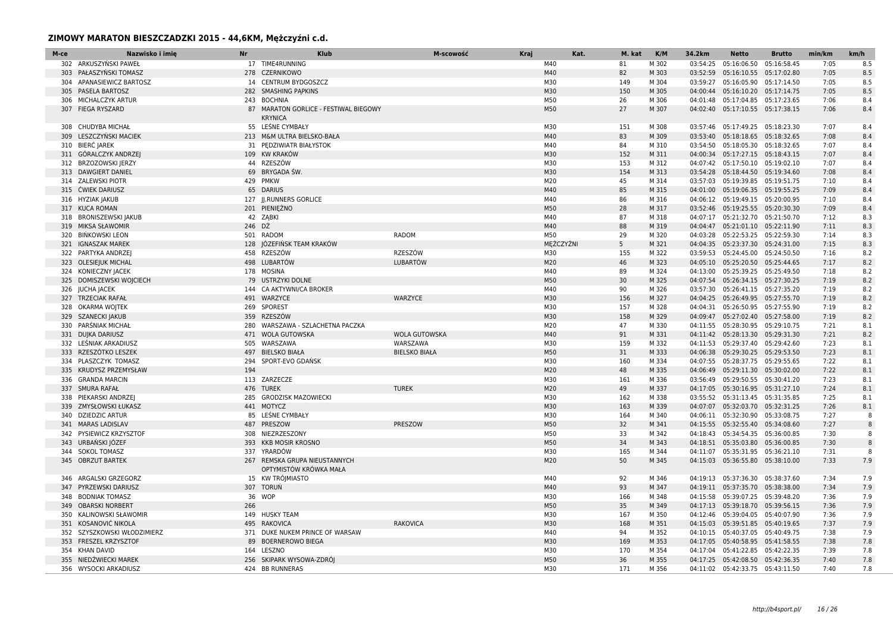## ZIMOWY MARATON BIESZCZADZKI 2015 - 44,6KM, Mężczyźni c.d.

| M-ce | Nazwisko i imię | Nr | Klub | M-scowość | Kraj | Kat. | M. kat | K/M | 34.2km | Netto | Brutto | min/km | km/h |
|---|---|---|---|---|---|---|---|---|---|---|---|---|---|
| 302 | ARKUSZYŃSKI PAWEŁ | 17 | TIME4RUNNING | | | M40 | 81 | M 302 | 03:54:25 | 05:16:06.50 | 05:16:58.45 | 7:05 | 8.5 |
| 303 | PAŁASZYŃSKI TOMASZ | 278 | CZERNIKOWO | | | M40 | 82 | M 303 | 03:52:59 | 05:16:10.55 | 05:17:02.80 | 7:05 | 8.5 |
| 304 | APANASIEWICZ BARTOSZ | 14 | CENTRUM BYDGOSZCZ | | | M30 | 149 | M 304 | 03:59:27 | 05:16:05.90 | 05:17:14.50 | 7:05 | 8.5 |
| 305 | PASELA BARTOSZ | 282 | SMASHING PĄPKINS | | | M30 | 150 | M 305 | 04:00:44 | 05:16:10.20 | 05:17:14.75 | 7:05 | 8.5 |
| 306 | MICHALCZYK ARTUR | 243 | BOCHNIA | | | M50 | 26 | M 306 | 04:01:48 | 05:17:04.85 | 05:17:23.65 | 7:06 | 8.4 |
| 307 | FIEGA RYSZARD | 87 | MARATON GORLICE - FESTIWAL BIEGOWY KRYNICA | | | M50 | 27 | M 307 | 04:02:40 | 05:17:10.55 | 05:17:38.15 | 7:06 | 8.4 |
| 308 | CHUDYBA MICHAŁ | 55 | LEŚNE CYMBAŁY | | | M30 | 151 | M 308 | 03:57:46 | 05:17:49.25 | 05:18:23.30 | 7:07 | 8.4 |
| 309 | LESZCZYŃSKI MACIEK | 213 | M&M ULTRA BIELSKO-BAŁA | | | M40 | 83 | M 309 | 03:53:40 | 05:18:18.65 | 05:18:32.65 | 7:08 | 8.4 |
| 310 | BIERĆ JAREK | 31 | PĘDZIWIATR BIAŁYSTOK | | | M40 | 84 | M 310 | 03:54:50 | 05:18:05.30 | 05:18:32.65 | 7:07 | 8.4 |
| 311 | GÓRALCZYK ANDRZEJ | 109 | KW KRAKÓW | | | M30 | 152 | M 311 | 04:00:34 | 05:17:27.15 | 05:18:43.15 | 7:07 | 8.4 |
| 312 | BRZOZOWSKI JERZY | 44 | RZESZÓW | | | M30 | 153 | M 312 | 04:07:42 | 05:17:50.10 | 05:19:02.10 | 7:07 | 8.4 |
| 313 | DAWGIERT DANIEL | 69 | BRYGADA ŚW. | | | M30 | 154 | M 313 | 03:54:28 | 05:18:44.50 | 05:19:34.60 | 7:08 | 8.4 |
| 314 | ZALEWSKI PIOTR | 429 | PMKW | | | M20 | 45 | M 314 | 03:57:03 | 05:19:39.85 | 05:19:51.75 | 7:10 | 8.4 |
| 315 | ĆWIEK DARIUSZ | 65 | DARIUS | | | M40 | 85 | M 315 | 04:01:00 | 05:19:06.35 | 05:19:55.25 | 7:09 | 8.4 |
| 316 | HYZIAK JAKUB | 127 | JJ.RUNNERS GORLICE | | | M40 | 86 | M 316 | 04:06:12 | 05:19:49.15 | 05:20:00.95 | 7:10 | 8.4 |
| 317 | KUCA ROMAN | 201 | PIENIĘŻNO | | | M50 | 28 | M 317 | 03:52:46 | 05:19:25.55 | 05:20:30.30 | 7:09 | 8.4 |
| 318 | BRONISZEWSKI JAKUB | 42 | ZĄBKI | | | M40 | 87 | M 318 | 04:07:17 | 05:21:32.70 | 05:21:50.70 | 7:12 | 8.3 |
| 319 | MIKSA SŁAWOMIR | 246 | DŻ | | | M40 | 88 | M 319 | 04:04:47 | 05:21:01.10 | 05:22:11.90 | 7:11 | 8.3 |
| 320 | BIŃKOWSKI LEON | 501 | RADOM | RADOM | | M50 | 29 | M 320 | 04:03:28 | 05:22:53.25 | 05:22:59.30 | 7:14 | 8.3 |
| 321 | IGNASZAK MAREK | 128 | JÓZEFIŃSK TEAM KRAKÓW | | | MĘŻCZYŹNI | 5 | M 321 | 04:04:35 | 05:23:37.30 | 05:24:31.00 | 7:15 | 8.3 |
| 322 | PARTYKA ANDRZEJ | 458 | RZESZÓW | RZESZÓW | | M30 | 155 | M 322 | 03:59:53 | 05:24:45.00 | 05:24:50.50 | 7:16 | 8.2 |
| 323 | OLESIEJUK MICHAL | 498 | LUBARTÓW | LUBARTÓW | | M20 | 46 | M 323 | 04:05:10 | 05:25:20.50 | 05:25:44.65 | 7:17 | 8.2 |
| 324 | KONIECZNY JACEK | 178 | MOSINA | | | M40 | 89 | M 324 | 04:13:00 | 05:25:39.25 | 05:25:49.50 | 7:18 | 8.2 |
| 325 | DOMISZEWSKI WOJCIECH | 79 | USTRZYKI DOLNE | | | M50 | 30 | M 325 | 04:07:54 | 05:26:34.15 | 05:27:30.25 | 7:19 | 8.2 |
| 326 | JUCHA JACEK | 144 | CA AKTYWNI/CA BROKER | | | M40 | 90 | M 326 | 03:57:30 | 05:26:41.15 | 05:27:35.20 | 7:19 | 8.2 |
| 327 | TRZECIAK RAFAŁ | 491 | WARZYCE | WARZYCE | | M30 | 156 | M 327 | 04:04:25 | 05:26:49.95 | 05:27:55.70 | 7:19 | 8.2 |
| 328 | OKARMA WOJTEK | 269 | SPOREST | | | M30 | 157 | M 328 | 04:04:31 | 05:26:50.95 | 05:27:55.90 | 7:19 | 8.2 |
| 329 | SZANECKI JAKUB | 359 | RZESZÓW | | | M30 | 158 | M 329 | 04:09:47 | 05:27:02.40 | 05:27:58.00 | 7:19 | 8.2 |
| 330 | PARŚNIAK MICHAŁ | 280 | WARSZAWA - SZLACHETNA PACZKA | | | M20 | 47 | M 330 | 04:11:55 | 05:28:30.95 | 05:29:10.75 | 7:21 | 8.1 |
| 331 | DUJKA DARIUSZ | 471 | WOLA GUTOWSKA | WOLA GUTOWSKA | | M40 | 91 | M 331 | 04:11:42 | 05:28:13.30 | 05:29:31.30 | 7:21 | 8.2 |
| 332 | LEŚNIAK ARKADIUSZ | 505 | WARSZAWA | WARSZAWA | | M30 | 159 | M 332 | 04:11:53 | 05:29:37.40 | 05:29:42.60 | 7:23 | 8.1 |
| 333 | RZESZÓTKO LESZEK | 497 | BIELSKO BIAŁA | BIELSKO BIAŁA | | M50 | 31 | M 333 | 04:06:38 | 05:29:30.25 | 05:29:53.50 | 7:23 | 8.1 |
| 334 | PLASZCZYK TOMASZ | 294 | SPORT-EVO GDAŃSK | | | M30 | 160 | M 334 | 04:07:55 | 05:28:37.75 | 05:29:55.65 | 7:22 | 8.1 |
| 335 | KRUDYSZ PRZEMYSŁAW | 194 | | | | M20 | 48 | M 335 | 04:06:49 | 05:29:11.30 | 05:30:02.00 | 7:22 | 8.1 |
| 336 | GRANDA MARCIN | 113 | ZARZECZE | | | M30 | 161 | M 336 | 03:56:49 | 05:29:50.55 | 05:30:41.20 | 7:23 | 8.1 |
| 337 | SMURA RAFAŁ | 476 | TUREK | TUREK | | M20 | 49 | M 337 | 04:17:05 | 05:30:16.95 | 05:31:27.10 | 7:24 | 8.1 |
| 338 | PIEKARSKI ANDRZEJ | 285 | GRODZISK MAZOWIECKI | | | M30 | 162 | M 338 | 03:55:52 | 05:31:13.45 | 05:31:35.85 | 7:25 | 8.1 |
| 339 | ZMYSŁOWSKI ŁUKASZ | 441 | MOTYCZ | | | M30 | 163 | M 339 | 04:07:07 | 05:32:03.70 | 05:32:31.25 | 7:26 | 8.1 |
| 340 | DZIEDZIC ARTUR | 85 | LEŚNE CYMBAŁY | | | M30 | 164 | M 340 | 04:06:11 | 05:32:30.90 | 05:33:08.75 | 7:27 | 8 |
| 341 | MARAS LADISLAV | 487 | PRESZOW | PRESZOW | | M50 | 32 | M 341 | 04:15:55 | 05:32:55.40 | 05:34:08.60 | 7:27 | 8 |
| 342 | PYSIEWICZ KRZYSZTOF | 308 | NIEZRZESZONY | | | M50 | 33 | M 342 | 04:18:43 | 05:34:54.35 | 05:36:00.85 | 7:30 | 8 |
| 343 | URBAŃSKI JÓZEF | 393 | KKB MOSIR KROSNO | | | M50 | 34 | M 343 | 04:18:51 | 05:35:03.80 | 05:36:00.85 | 7:30 | 8 |
| 344 | SOKOL TOMASZ | 337 | YRARDÓW | | | M30 | 165 | M 344 | 04:11:07 | 05:35:31.95 | 05:36:21.10 | 7:31 | 8 |
| 345 | OBRZUT BARTEK | 267 | REMSKA GRUPA NIEUSTANNYCH OPTYMISTÓW KRÓWKA MAŁA | | | M20 | 50 | M 345 | 04:15:03 | 05:36:55.80 | 05:38:10.00 | 7:33 | 7.9 |
| 346 | ARGALSKI GRZEGORZ | 15 | KW TRÓJMIASTO | | | M40 | 92 | M 346 | 04:19:13 | 05:37:36.30 | 05:38:37.60 | 7:34 | 7.9 |
| 347 | PYRZEWSKI DARIUSZ | 307 | TORUŃ | | | M40 | 93 | M 347 | 04:19:11 | 05:37:35.70 | 05:38:38.00 | 7:34 | 7.9 |
| 348 | BODNIAK TOMASZ | 36 | WOP | | | M30 | 166 | M 348 | 04:15:58 | 05:39:07.25 | 05:39:48.20 | 7:36 | 7.9 |
| 349 | OBARSKI NORBERT | 266 | | | | M50 | 35 | M 349 | 04:17:13 | 05:39:18.70 | 05:39:56.15 | 7:36 | 7.9 |
| 350 | KALINOWSKI SŁAWOMIR | 149 | HUSKY TEAM | | | M30 | 167 | M 350 | 04:12:46 | 05:39:04.05 | 05:40:07.90 | 7:36 | 7.9 |
| 351 | KOSANOVIĆ NIKOLA | 495 | RAKOVICA | RAKOVICA | | M30 | 168 | M 351 | 04:15:03 | 05:39:51.85 | 05:40:19.65 | 7:37 | 7.9 |
| 352 | SZYSZKOWSKI WŁODZIMIERZ | 371 | DUKE NUKEM PRINCE OF WARSAW | | | M40 | 94 | M 352 | 04:10:15 | 05:40:37.05 | 05:40:49.75 | 7:38 | 7.9 |
| 353 | FRESZEL KRZYSZTOF | 89 | BOERNEROWO BIEGA | | | M30 | 169 | M 353 | 04:17:05 | 05:40:58.95 | 05:41:58.55 | 7:38 | 7.8 |
| 354 | KHAN DAVID | 164 | LESZNO | | | M30 | 170 | M 354 | 04:17:04 | 05:41:22.85 | 05:42:22.35 | 7:39 | 7.8 |
| 355 | NIEDŹWIECKI MAREK | 256 | SKIPARK WYSOWA-ZDRÓJ | | | M50 | 36 | M 355 | 04:17:25 | 05:42:08.50 | 05:42:36.35 | 7:40 | 7.8 |
| 356 | WYSOCKI ARKADIUSZ | 424 | BB RUNNERAS | | | M30 | 171 | M 356 | 04:11:02 | 05:42:33.75 | 05:43:11.50 | 7:40 | 7.8 |

http://b4sport.pl/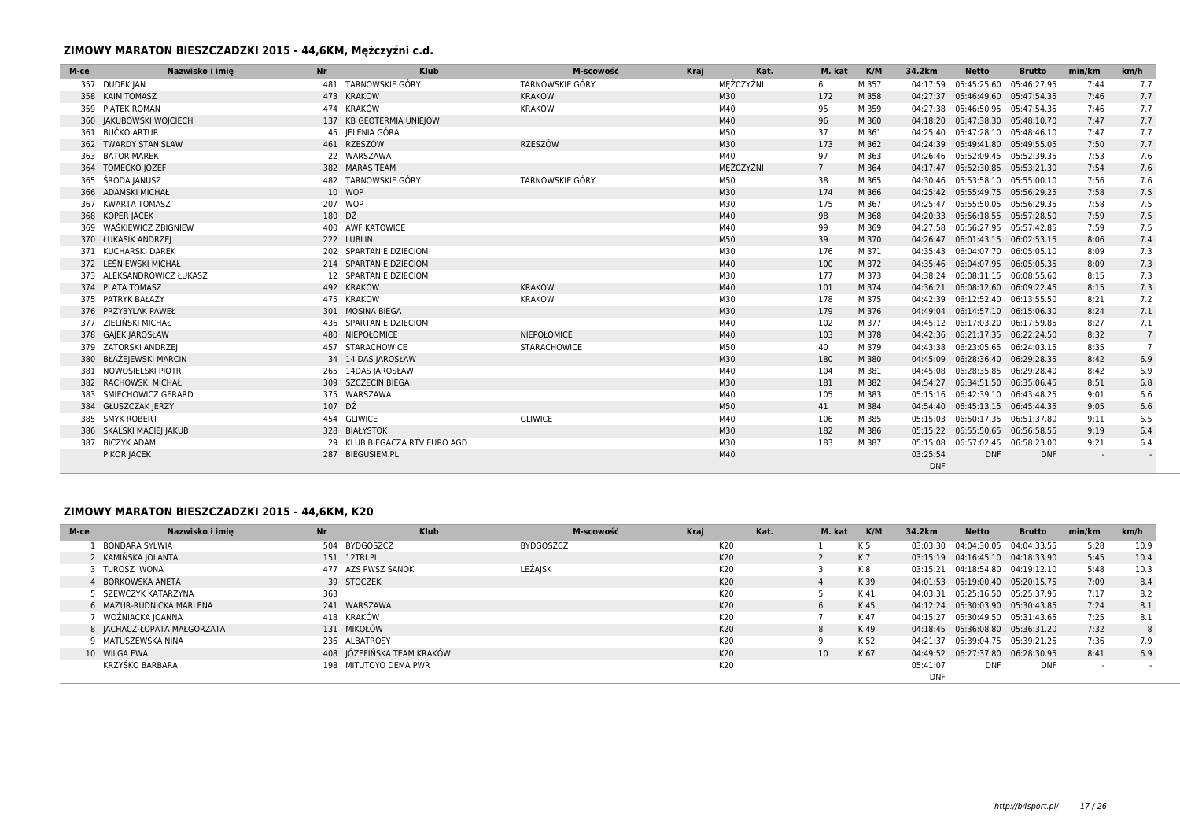## ZIMOWY MARATON BIESZCZADZKI 2015 - 44,6KM, Mężczyźni c.d.

| M-ce | Nazwisko i imię | Nr | Klub | M-scowość | Kraj | Kat. | M. kat | K/M | 34.2km | Netto | Brutto | min/km | km/h |
|---|---|---|---|---|---|---|---|---|---|---|---|---|---|
| 357 | DUDEK JAN | 481 | TARNOWSKIE GÓRY | TARNOWSKIE GÓRY | | MĘŻCZYŹNI | 6 | M 357 | 04:17:59 | 05:45:25.60 | 05:46:27.95 | 7:44 | 7.7 |
| 358 | KAIM TOMASZ | 473 | KRAKOW | KRAKOW | | M30 | 172 | M 358 | 04:27:37 | 05:46:49.60 | 05:47:54.35 | 7:46 | 7.7 |
| 359 | PIĄTEK ROMAN | 474 | KRAKÓW | KRAKÓW | | M40 | 95 | M 359 | 04:27:38 | 05:46:50.95 | 05:47:54.35 | 7:46 | 7.7 |
| 360 | JAKUBOWSKI WOJCIECH | 137 | KB GEOTERMIA UNIEJÓW | | | M40 | 96 | M 360 | 04:18:20 | 05:47:38.30 | 05:48:10.70 | 7:47 | 7.7 |
| 361 | BUĆKO ARTUR | 45 | JELENIA GÓRA | | | M50 | 37 | M 361 | 04:25:40 | 05:47:28.10 | 05:48:46.10 | 7:47 | 7.7 |
| 362 | TWARDY STANISLAW | 461 | RZESZÓW | RZESZÓW | | M30 | 173 | M 362 | 04:24:39 | 05:49:41.80 | 05:49:55.05 | 7:50 | 7.7 |
| 363 | BATOR MAREK | 22 | WARSZAWA | | | M40 | 97 | M 363 | 04:26:46 | 05:52:09.45 | 05:52:39.35 | 7:53 | 7.6 |
| 364 | TOMECKO JÓZEF | 382 | MARAS TEAM | | | MĘŻCZYŹNI | 7 | M 364 | 04:17:47 | 05:52:30.85 | 05:53:21.30 | 7:54 | 7.6 |
| 365 | ŚRODA JANUSZ | 482 | TARNOWSKIE GÓRY | TARNOWSKIE GÓRY | | M50 | 38 | M 365 | 04:30:46 | 05:53:58.10 | 05:55:00.10 | 7:56 | 7.6 |
| 366 | ADAMSKI MICHAŁ | 10 | WOP | | | M30 | 174 | M 366 | 04:25:42 | 05:55:49.75 | 05:56:29.25 | 7:58 | 7.5 |
| 367 | KWARTA TOMASZ | 207 | WOP | | | M30 | 175 | M 367 | 04:25:47 | 05:55:50.05 | 05:56:29.35 | 7:58 | 7.5 |
| 368 | KOPER JACEK | 180 | DŻ | | | M40 | 98 | M 368 | 04:20:33 | 05:56:18.55 | 05:57:28.50 | 7:59 | 7.5 |
| 369 | WAŚKIEWICZ ZBIGNIEW | 400 | AWF KATOWICE | | | M40 | 99 | M 369 | 04:27:58 | 05:56:27.95 | 05:57:42.85 | 7:59 | 7.5 |
| 370 | ŁUKASIK ANDRZEJ | 222 | LUBLIN | | | M50 | 39 | M 370 | 04:26:47 | 06:01:43.15 | 06:02:53.15 | 8:06 | 7.4 |
| 371 | KUCHARSKI DAREK | 202 | SPARTANIE DZIECIOM | | | M30 | 176 | M 371 | 04:35:43 | 06:04:07.70 | 06:05:05.10 | 8:09 | 7.3 |
| 372 | LEŚNIEWSKI MICHAŁ | 214 | SPARTANIE DZIECIOM | | | M40 | 100 | M 372 | 04:35:46 | 06:04:07.95 | 06:05:05.35 | 8:09 | 7.3 |
| 373 | ALEKSANDROWICZ ŁUKASZ | 12 | SPARTANIE DZIECIOM | | | M30 | 177 | M 373 | 04:38:24 | 06:08:11.15 | 06:08:55.60 | 8:15 | 7.3 |
| 374 | PLATA TOMASZ | 492 | KRAKÓW | KRAKÓW | | M40 | 101 | M 374 | 04:36:21 | 06:08:12.60 | 06:09:22.45 | 8:15 | 7.3 |
| 375 | PATRYK BAŁAZY | 475 | KRAKOW | KRAKOW | | M30 | 178 | M 375 | 04:42:39 | 06:12:52.40 | 06:13:55.50 | 8:21 | 7.2 |
| 376 | PRZYBYLAK PAWEŁ | 301 | MOSINA BIEGA | | | M30 | 179 | M 376 | 04:49:04 | 06:14:57.10 | 06:15:06.30 | 8:24 | 7.1 |
| 377 | ZIELIŃSKI MICHAŁ | 436 | SPARTANIE DZIECIOM | | | M40 | 102 | M 377 | 04:45:12 | 06:17:03.20 | 06:17:59.85 | 8:27 | 7.1 |
| 378 | GAJEK JAROSŁAW | 480 | NIEPOŁOMICE | NIEPOŁOMICE | | M40 | 103 | M 378 | 04:42:36 | 06:21:17.35 | 06:22:24.50 | 8:32 | 7 |
| 379 | ZATORSKI ANDRZEJ | 457 | STARACHOWICE | STARACHOWICE | | M50 | 40 | M 379 | 04:43:38 | 06:23:05.65 | 06:24:03.15 | 8:35 | 7 |
| 380 | BŁAŻEJEWSKI MARCIN | 34 | 14 DAS JAROSŁAW | | | M30 | 180 | M 380 | 04:45:09 | 06:28:36.40 | 06:29:28.35 | 8:42 | 6.9 |
| 381 | NOWOSIELSKI PIOTR | 265 | 14DAS JAROSŁAW | | | M40 | 104 | M 381 | 04:45:08 | 06:28:35.85 | 06:29:28.40 | 8:42 | 6.9 |
| 382 | RACHOWSKI MICHAŁ | 309 | SZCZECIN BIEGA | | | M30 | 181 | M 382 | 04:54:27 | 06:34:51.50 | 06:35:06.45 | 8:51 | 6.8 |
| 383 | ŚMIECHOWICZ GERARD | 375 | WARSZAWA | | | M40 | 105 | M 383 | 05:15:16 | 06:42:39.10 | 06:43:48.25 | 9:01 | 6.6 |
| 384 | GŁUSZCZAK JERZY | 107 | DŻ | | | M50 | 41 | M 384 | 04:54:40 | 06:45:13.15 | 06:45:44.35 | 9:05 | 6.6 |
| 385 | SMYK ROBERT | 454 | GLIWICE | GLIWICE | | M40 | 106 | M 385 | 05:15:03 | 06:50:17.35 | 06:51:37.80 | 9:11 | 6.5 |
| 386 | SKALSKI MACIEJ JAKUB | 328 | BIAŁYSTOK | | | M30 | 182 | M 386 | 05:15:22 | 06:55:50.65 | 06:56:58.55 | 9:19 | 6.4 |
| 387 | BICZYK ADAM | 29 | KLUB BIEGACZA RTV EURO AGD | | | M30 | 183 | M 387 | 05:15:08 | 06:57:02.45 | 06:58:23.00 | 9:21 | 6.4 |
| | PIKOR JACEK | 287 | BIEGUSIEM.PL | | | M40 | | | 03:25:54 DNF | DNF | DNF | - | - |

## ZIMOWY MARATON BIESZCZADZKI 2015 - 44,6KM, K20

| M-ce | Nazwisko i imię | Nr | Klub | M-scowość | Kraj | Kat. | M. kat | K/M | 34.2km | Netto | Brutto | min/km | km/h |
|---|---|---|---|---|---|---|---|---|---|---|---|---|---|
| 1 | BONDARA SYLWIA | 504 | BYDGOSZCZ | BYDGOSZCZ | | K20 | 1 | K 5 | 03:03:30 | 04:04:30.05 | 04:04:33.55 | 5:28 | 10.9 |
| 2 | KAMIŃSKA JOLANTA | 151 | 12TRI.PL | | | K20 | 2 | K 7 | 03:15:19 | 04:16:45.10 | 04:18:33.90 | 5:45 | 10.4 |
| 3 | TUROSZ IWONA | 477 | AZS PWSZ SANOK | LEŻAJSK | | K20 | 3 | K 8 | 03:15:21 | 04:18:54.80 | 04:19:12.10 | 5:48 | 10.3 |
| 4 | BORKOWSKA ANETA | 39 | STOCZEK | | | K20 | 4 | K 39 | 04:01:53 | 05:19:00.40 | 05:20:15.75 | 7:09 | 8.4 |
| 5 | SZEWCZYK KATARZYNA | 363 | | | | K20 | 5 | K 41 | 04:03:31 | 05:25:16.50 | 05:25:37.95 | 7:17 | 8.2 |
| 6 | MAZUR-RUDNICKA MARLENA | 241 | WARSZAWA | | | K20 | 6 | K 45 | 04:12:24 | 05:30:03.90 | 05:30:43.85 | 7:24 | 8.1 |
| 7 | WOŹNIACKA JOANNA | 418 | KRAKÓW | | | K20 | 7 | K 47 | 04:15:27 | 05:30:49.50 | 05:31:43.65 | 7:25 | 8.1 |
| 8 | JACHACZ-ŁOPATA MAŁGORZATA | 131 | MIKOŁÓW | | | K20 | 8 | K 49 | 04:18:45 | 05:36:08.80 | 05:36:31.20 | 7:32 | 8 |
| 9 | MATUSZEWSKA NINA | 236 | ALBATROSY | | | K20 | 9 | K 52 | 04:21:37 | 05:39:04.75 | 05:39:21.25 | 7:36 | 7.9 |
| 10 | WILGA EWA | 408 | JÓZEFIŃSKA TEAM KRAKÓW | | | K20 | 10 | K 67 | 04:49:52 | 06:27:37.80 | 06:28:30.95 | 8:41 | 6.9 |
| | KRZYŚKO BARBARA | 198 | MITUTOYO DEMA PWR | | | K20 | | | 05:41:07 DNF | DNF | DNF | - | - |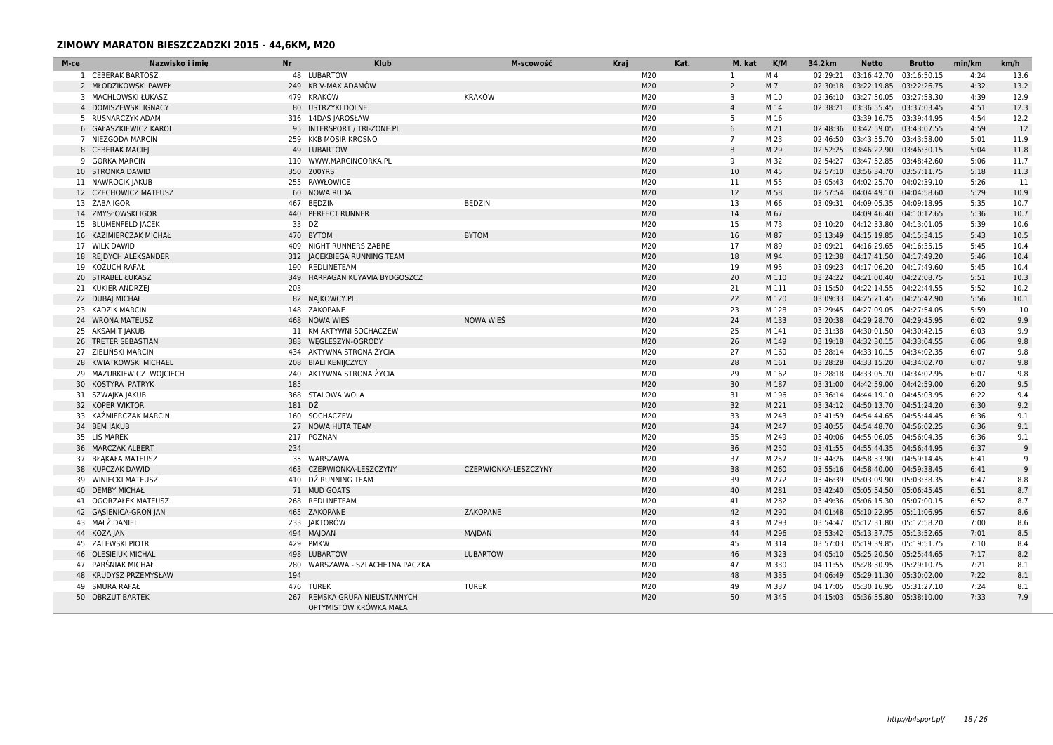## ZIMOWY MARATON BIESZCZADZKI 2015 - 44,6KM, M20

| M-ce | Nazwisko i imię | Nr | Klub | M-scowość | Kraj | Kat. | M. kat | K/M | 34.2km | Netto | Brutto | min/km | km/h |
|---|---|---|---|---|---|---|---|---|---|---|---|---|---|
| 1 | CEBERAK BARTOSZ | 48 | LUBARTÓW | | | M20 | 1 | M 4 | 02:29:21 | 03:16:42.70 | 03:16:50.15 | 4:24 | 13.6 |
| 2 | MŁODZIKOWSKI PAWEŁ | 249 | KB V-MAX ADAMÓW | | | M20 | 2 | M 7 | 02:30:18 | 03:22:19.85 | 03:22:26.75 | 4:32 | 13.2 |
| 3 | MACHLOWSKI ŁUKASZ | 479 | KRAKÓW | KRAKÓW | | M20 | 3 | M 10 | 02:36:10 | 03:27:50.05 | 03:27:53.30 | 4:39 | 12.9 |
| 4 | DOMISZEWSKI IGNACY | 80 | USTRZYKI DOLNE | | | M20 | 4 | M 14 | 02:38:21 | 03:36:55.45 | 03:37:03.45 | 4:51 | 12.3 |
| 5 | RUSNARCZYK ADAM | 316 | 14DAS JAROSŁAW | | | M20 | 5 | M 16 | | 03:39:16.75 | 03:39:44.95 | 4:54 | 12.2 |
| 6 | GAŁASZKIEWICZ KAROL | 95 | INTERSPORT / TRI-ZONE.PL | | | M20 | 6 | M 21 | 02:48:36 | 03:42:59.05 | 03:43:07.55 | 4:59 | 12 |
| 7 | NIEZGODA MARCIN | 259 | KKB MOSIR KROSNO | | | M20 | 7 | M 23 | 02:46:50 | 03:43:55.70 | 03:43:58.00 | 5:01 | 11.9 |
| 8 | CEBERAK MACIEJ | 49 | LUBARTÓW | | | M20 | 8 | M 29 | 02:52:25 | 03:46:22.90 | 03:46:30.15 | 5:04 | 11.8 |
| 9 | GÓRKA MARCIN | 110 | WWW.MARCINGORKA.PL | | | M20 | 9 | M 32 | 02:54:27 | 03:47:52.85 | 03:48:42.60 | 5:06 | 11.7 |
| 10 | STRONKA DAWID | 350 | 200YRS | | | M20 | 10 | M 45 | 02:57:10 | 03:56:34.70 | 03:57:11.75 | 5:18 | 11.3 |
| 11 | NAWROCIK JAKUB | 255 | PAWŁOWICE | | | M20 | 11 | M 55 | 03:05:43 | 04:02:25.70 | 04:02:39.10 | 5:26 | 11 |
| 12 | CZECHOWICZ MATEUSZ | 60 | NOWA RUDA | | | M20 | 12 | M 58 | 02:57:54 | 04:04:49.10 | 04:04:58.60 | 5:29 | 10.9 |
| 13 | ŻABA IGOR | 467 | BĘDZIN | BĘDZIN | | M20 | 13 | M 66 | 03:09:31 | 04:09:05.35 | 04:09:18.95 | 5:35 | 10.7 |
| 14 | ZMYSŁOWSKI IGOR | 440 | PERFECT RUNNER | | | M20 | 14 | M 67 | | 04:09:46.40 | 04:10:12.65 | 5:36 | 10.7 |
| 15 | BLUMENFELD JACEK | 33 | DŻ | | | M20 | 15 | M 73 | 03:10:20 | 04:12:33.80 | 04:13:01.05 | 5:39 | 10.6 |
| 16 | KAZIMIERCZAK MICHAŁ | 470 | BYTOM | BYTOM | | M20 | 16 | M 87 | 03:13:49 | 04:15:19.85 | 04:15:34.15 | 5:43 | 10.5 |
| 17 | WILK DAWID | 409 | NIGHT RUNNERS ZABRE | | | M20 | 17 | M 89 | 03:09:21 | 04:16:29.65 | 04:16:35.15 | 5:45 | 10.4 |
| 18 | REJDYCH ALEKSANDER | 312 | JACEKBIEGA RUNNING TEAM | | | M20 | 18 | M 94 | 03:12:38 | 04:17:41.50 | 04:17:49.20 | 5:46 | 10.4 |
| 19 | KOŻUCH RAFAŁ | 190 | REDLINETEAM | | | M20 | 19 | M 95 | 03:09:23 | 04:17:06.20 | 04:17:49.60 | 5:45 | 10.4 |
| 20 | STRABEL ŁUKASZ | 349 | HARPAGAN KUYAVIA BYDGOSZCZ | | | M20 | 20 | M 110 | 03:24:22 | 04:21:00.40 | 04:22:08.75 | 5:51 | 10.3 |
| 21 | KUKIER ANDRZEJ | 203 | | | | M20 | 21 | M 111 | 03:15:50 | 04:22:14.55 | 04:22:44.55 | 5:52 | 10.2 |
| 22 | DUBAJ MICHAŁ | 82 | NAJKOWCY.PL | | | M20 | 22 | M 120 | 03:09:33 | 04:25:21.45 | 04:25:42.90 | 5:56 | 10.1 |
| 23 | KADZIK MARCIN | 148 | ZAKOPANE | | | M20 | 23 | M 128 | 03:29:45 | 04:27:09.05 | 04:27:54.05 | 5:59 | 10 |
| 24 | WRONA MATEUSZ | 468 | NOWA WIEŚ | NOWA WIEŚ | | M20 | 24 | M 133 | 03:20:38 | 04:29:28.70 | 04:29:45.95 | 6:02 | 9.9 |
| 25 | AKSAMIT JAKUB | 11 | KM AKTYWNI SOCHACZEW | | | M20 | 25 | M 141 | 03:31:38 | 04:30:01.50 | 04:30:42.15 | 6:03 | 9.9 |
| 26 | TRETER SEBASTIAN | 383 | WĘGLESZYN-OGRODY | | | M20 | 26 | M 149 | 03:19:18 | 04:32:30.15 | 04:33:04.55 | 6:06 | 9.8 |
| 27 | ZIELIŃSKI MARCIN | 434 | AKTYWNA STRONA ŻYCIA | | | M20 | 27 | M 160 | 03:28:14 | 04:33:10.15 | 04:34:02.35 | 6:07 | 9.8 |
| 28 | KWIATKOWSKI MICHAEL | 208 | BIALI KENIJCZYCY | | | M20 | 28 | M 161 | 03:28:28 | 04:33:15.20 | 04:34:02.70 | 6:07 | 9.8 |
| 29 | MAZURKIEWICZ WOJCIECH | 240 | AKTYWNA STRONA ŻYCIA | | | M20 | 29 | M 162 | 03:28:18 | 04:33:05.70 | 04:34:02.95 | 6:07 | 9.8 |
| 30 | KOSTYRA PATRYK | 185 | | | | M20 | 30 | M 187 | 03:31:00 | 04:42:59.00 | 04:42:59.00 | 6:20 | 9.5 |
| 31 | SZWAJKA JAKUB | 368 | STALOWA WOLA | | | M20 | 31 | M 196 | 03:36:14 | 04:44:19.10 | 04:45:03.95 | 6:22 | 9.4 |
| 32 | KOPER WIKTOR | 181 | DŻ | | | M20 | 32 | M 221 | 03:34:12 | 04:50:13.70 | 04:51:24.20 | 6:30 | 9.2 |
| 33 | KAŹMIERCZAK MARCIN | 160 | SOCHACZEW | | | M20 | 33 | M 243 | 03:41:59 | 04:54:44.65 | 04:55:44.45 | 6:36 | 9.1 |
| 34 | BEM JAKUB | 27 | NOWA HUTA TEAM | | | M20 | 34 | M 247 | 03:40:55 | 04:54:48.70 | 04:56:02.25 | 6:36 | 9.1 |
| 35 | LIS MAREK | 217 | POZNAN | | | M20 | 35 | M 249 | 03:40:06 | 04:55:06.05 | 04:56:04.35 | 6:36 | 9.1 |
| 36 | MARCZAK ALBERT | 234 | | | | M20 | 36 | M 250 | 03:41:55 | 04:55:44.35 | 04:56:44.95 | 6:37 | 9 |
| 37 | BŁĄKAŁA MATEUSZ | 35 | WARSZAWA | | | M20 | 37 | M 257 | 03:44:26 | 04:58:33.90 | 04:59:14.45 | 6:41 | 9 |
| 38 | KUPCZAK DAWID | 463 | CZERWIONKA-LESZCZYNY | CZERWIONKA-LESZCZYNY | | M20 | 38 | M 260 | 03:55:16 | 04:58:40.00 | 04:59:38.45 | 6:41 | 9 |
| 39 | WINIECKI MATEUSZ | 410 | DŻ RUNNING TEAM | | | M20 | 39 | M 272 | 03:46:39 | 05:03:09.90 | 05:03:38.35 | 6:47 | 8.8 |
| 40 | DEMBY MICHAŁ | 71 | MUD GOATS | | | M20 | 40 | M 281 | 03:42:40 | 05:05:54.50 | 05:06:45.45 | 6:51 | 8.7 |
| 41 | OGORZAŁEK MATEUSZ | 268 | REDLINETEAM | | | M20 | 41 | M 282 | 03:49:36 | 05:06:15.30 | 05:07:00.15 | 6:52 | 8.7 |
| 42 | GĄSIENICA-GROŃ JAN | 465 | ZAKOPANE | ZAKOPANE | | M20 | 42 | M 290 | 04:01:48 | 05:10:22.95 | 05:11:06.95 | 6:57 | 8.6 |
| 43 | MAŁŻ DANIEL | 233 | JAKTORÓW | | | M20 | 43 | M 293 | 03:54:47 | 05:12:31.80 | 05:12:58.20 | 7:00 | 8.6 |
| 44 | KOZA JAN | 494 | MAJDAN | MAJDAN | | M20 | 44 | M 296 | 03:53:42 | 05:13:37.75 | 05:13:52.65 | 7:01 | 8.5 |
| 45 | ZALEWSKI PIOTR | 429 | PMKW | | | M20 | 45 | M 314 | 03:57:03 | 05:19:39.85 | 05:19:51.75 | 7:10 | 8.4 |
| 46 | OLESIEJUK MICHAL | 498 | LUBARTÓW | LUBARTÓW | | M20 | 46 | M 323 | 04:05:10 | 05:25:20.50 | 05:25:44.65 | 7:17 | 8.2 |
| 47 | PARŚNIAK MICHAŁ | 280 | WARSZAWA - SZLACHETNA PACZKA | | | M20 | 47 | M 330 | 04:11:55 | 05:28:30.95 | 05:29:10.75 | 7:21 | 8.1 |
| 48 | KRUDYSZ PRZEMYSŁAW | 194 | | | | M20 | 48 | M 335 | 04:06:49 | 05:29:11.30 | 05:30:02.00 | 7:22 | 8.1 |
| 49 | SMURA RAFAŁ | 476 | TUREK | TUREK | | M20 | 49 | M 337 | 04:17:05 | 05:30:16.95 | 05:31:27.10 | 7:24 | 8.1 |
| 50 | OBRZUT BARTEK | 267 | REMSKA GRUPA NIEUSTANNYCH OPTYMISTÓW KRÓWKA MAŁA | | | M20 | 50 | M 345 | 04:15:03 | 05:36:55.80 | 05:38:10.00 | 7:33 | 7.9 |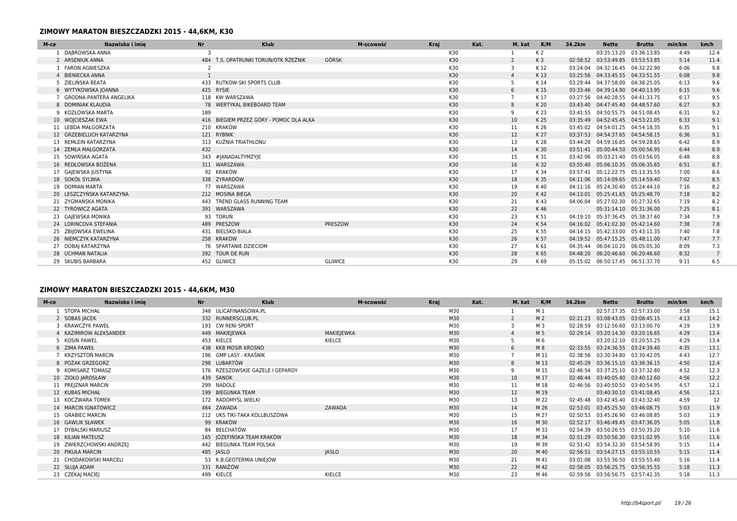## ZIMOWY MARATON BIESZCZADZKI 2015 - 44,6KM, K30

| M-ce | Nazwisko i imię | Nr | Klub | M-scowość | Kraj | Kat. | M. kat | K/M | 34.2km | Netto | Brutto | min/km | km/h |
|---|---|---|---|---|---|---|---|---|---|---|---|---|---|
| 1 | DĄBROWSKA ANNA | 3 | | | | K30 | 1 | K 2 | | 03:35:13.20 | 03:36:13.85 | 4:49 | 12.4 |
| 2 | ARSENIUK ANNA | 484 | T.S. OPATRUNKI TORUŃ/OTK RZEŹNIK | GÓRSK | | K30 | 2 | K 3 | 02:58:52 | 03:53:49.85 | 03:53:53.85 | 5:14 | 11.4 |
| 3 | FARON AGNIESZKA | 2 | | | | K30 | 3 | K 12 | 03:24:04 | 04:32:16.45 | 04:32:22.90 | 6:06 | 9.8 |
| 4 | BIENIECKA ANNA | 1 | | | | K30 | 4 | K 13 | 03:25:56 | 04:33:45.55 | 04:33:51.55 | 6:08 | 9.8 |
| 5 | ZIELIŃSKA BEATA | 433 | RUTKOW-SKI SPORTS CLUB | | | K30 | 5 | K 14 | 03:29:44 | 04:37:58.00 | 04:38:25.05 | 6:13 | 9.6 |
| 6 | WYTYKOWSKA JOANNA | 425 | RYSIE | | | K30 | 6 | K 15 | 03:33:46 | 04:39:14.90 | 04:40:13.95 | 6:15 | 9.6 |
| 7 | GRODNA-PANTERA ANGELIKA | 118 | KW WARSZAWA | | | K30 | 7 | K 17 | 03:27:56 | 04:40:28.55 | 04:41:33.75 | 6:17 | 9.5 |
| 8 | DOMINIAK KLAUDIA | 78 | WERTYKAL BIKEBOARD TEAM | | | K30 | 8 | K 20 | 03:43:40 | 04:47:45.40 | 04:48:57.60 | 6:27 | 9.3 |
| 9 | KOZŁOWSKA MARTA | 189 | | | | K30 | 9 | K 23 | 03:41:55 | 04:50:55.75 | 04:51:08.45 | 6:31 | 9.2 |
| 10 | WOJCIESZAK EWA | 416 | BIEGIEM PRZEZ GÓRY - POMOC DLA ALKA | | | K30 | 10 | K 25 | 03:35:49 | 04:52:45.45 | 04:53:21.05 | 6:33 | 9.1 |
| 11 | LEBDA MAŁGORZATA | 210 | KRAKÓW | | | K30 | 11 | K 26 | 03:45:02 | 04:54:01.25 | 04:54:18.35 | 6:35 | 9.1 |
| 12 | GRZEBIELUCH KATARZYNA | 121 | RYBNIK | | | K30 | 12 | K 27 | 03:37:53 | 04:54:37.65 | 04:54:58.15 | 6:36 | 9.1 |
| 13 | REMLEIN KATARZYNA | 313 | KUŹNIA TRIATHLONU | | | K30 | 13 | K 28 | 03:44:28 | 04:59:16.85 | 04:59:28.65 | 6:42 | 8.9 |
| 14 | ZEMŁA MAŁGORZATA | 432 | | | | K30 | 14 | K 30 | 03:51:41 | 05:00:44.50 | 05:00:56.95 | 6:44 | 8.9 |
| 15 | SOWIŃSKA AGATA | 343 | #JANADALTYMZYJE | | | K30 | 15 | K 31 | 03:42:06 | 05:03:21.40 | 05:03:56.05 | 6:48 | 8.8 |
| 16 | REDŁOWSKA BOŻENA | 311 | WARSZAWA | | | K30 | 16 | K 32 | 03:55:40 | 05:06:10.35 | 05:06:35.65 | 6:51 | 8.7 |
| 17 | GAJEWSKA JUSTYNA | 92 | KRAKÓW | | | K30 | 17 | K 34 | 03:57:41 | 05:12:22.75 | 05:13:35.55 | 7:00 | 8.6 |
| 18 | SOKÓŁ SYLWIA | 338 | ZYRARDÓW | | | K30 | 18 | K 35 | 04:11:06 | 05:14:09.65 | 05:14:59.40 | 7:02 | 8.5 |
| 19 | DOMIAN MARTA | 77 | WARSZAWA | | | K30 | 19 | K 40 | 04:11:16 | 05:24:30.40 | 05:24:44.10 | 7:16 | 8.2 |
| 20 | LESZCZYŃSKA KATARZYNA | 212 | MOSINA BIEGA | | | K30 | 20 | K 42 | 04:13:01 | 05:25:41.65 | 05:25:48.70 | 7:18 | 8.2 |
| 21 | ZYGMAŃSKA MONIKA | 443 | TREND GLASS RUNNING TEAM | | | K30 | 21 | K 43 | 04:06:04 | 05:27:02.30 | 05:27:32.65 | 7:19 | 8.2 |
| 22 | TYROWICZ AGATA | 391 | WARSZAWA | | | K30 | 22 | K 46 | | 05:31:14.10 | 05:31:36.00 | 7:25 | 8.1 |
| 23 | GAJEWSKA MONIKA | 93 | TORUŃ | | | K30 | 23 | K 51 | 04:19:10 | 05:37:36.45 | 05:38:37.60 | 7:34 | 7.9 |
| 24 | LORINCOVA STEFANIA | 489 | PRESZOW | PRESZOW | | K30 | 24 | K 54 | 04:16:02 | 05:41:02.30 | 05:42:14.60 | 7:38 | 7.8 |
| 25 | ZBIJOWSKA EWELINA | 431 | BIELSKO-BIALA | | | K30 | 25 | K 55 | 04:14:15 | 05:42:33.00 | 05:43:11.35 | 7:40 | 7.8 |
| 26 | NIEMCZYK KATARZYNA | 258 | KRAKÓW | | | K30 | 26 | K 57 | 04:19:52 | 05:47:15.25 | 05:48:11.00 | 7:47 | 7.7 |
| 27 | DOBAJ KATARZYNA | 76 | SPARTANIE DZIECIOM | | | K30 | 27 | K 61 | 04:35:44 | 06:04:10.20 | 06:05:05.30 | 8:09 | 7.3 |
| 28 | UCHMAN NATALIA | 392 | TOUR DE RUN | | | K30 | 28 | K 65 | 04:48:20 | 06:20:46.60 | 06:20:46.60 | 8:32 | 7 |
| 29 | SKUBIS BARBARA | 452 | GLIWICE | GLIWICE | | K30 | 29 | K 69 | 05:15:02 | 06:50:17.45 | 06:51:37.70 | 9:11 | 6.5 |

## ZIMOWY MARATON BIESZCZADZKI 2015 - 44,6KM, M30

| M-ce | Nazwisko i imię | Nr | Klub | M-scowość | Kraj | Kat. | M. kat | K/M | 34.2km | Netto | Brutto | min/km | km/h |
|---|---|---|---|---|---|---|---|---|---|---|---|---|---|
| 1 | STOPA MICHAŁ | 348 | ULICAFINANSOWA.PL | | | M30 | 1 | M 1 | | 02:57:17.35 | 02:57:33.00 | 3:58 | 15.1 |
| 2 | SOBAS JACEK | 332 | RUNNERSCLUB.PL | | | M30 | 2 | M 2 | 02:21:23 | 03:08:43.05 | 03:08:45.15 | 4:13 | 14.2 |
| 3 | KRAWCZYK PAWEŁ | 193 | CW RENI SPORT | | | M30 | 3 | M 3 | 02:28:59 | 03:12:56.60 | 03:13:00.70 | 4:19 | 13.9 |
| 4 | KAZIMIROW ALEKSANDER | 449 | MAKIEJEWKA | MAKIEJEWKA | | M30 | 4 | M 5 | 02:29:14 | 03:20:14.30 | 03:20:16.65 | 4:29 | 13.4 |
| 5 | KOSIN PAWEL | 453 | KIELCE | KIELCE | | M30 | 5 | M 6 | | 03:20:12.10 | 03:20:51.25 | 4:29 | 13.4 |
| 6 | ZIMA PAWEŁ | 438 | KKB MOSIR KROSNO | | | M30 | 6 | M 8 | 02:33:55 | 03:24:36.55 | 03:24:39.40 | 4:35 | 13.1 |
| 7 | KRZYSZTOŃ MARCIN | 196 | GMP LASY - KRAŚNIK | | | M30 | 7 | M 11 | 02:38:56 | 03:30:34.80 | 03:30:42.05 | 4:43 | 12.7 |
| 8 | POŻAK GRZEGORZ | 298 | LUBARTÓW | | | M30 | 8 | M 13 | 02:45:29 | 03:36:15.10 | 03:36:36.15 | 4:50 | 12.4 |
| 9 | KOMISARZ TOMASZ | 176 | RZESZOWSKIE GAZELE I GEPARDY | | | M30 | 9 | M 15 | 02:46:54 | 03:37:25.10 | 03:37:32.80 | 4:52 | 12.3 |
| 10 | ZIOŁO JAROSŁAW | 439 | SANOK | | | M30 | 10 | M 17 | 02:48:44 | 03:40:05.40 | 03:40:12.60 | 4:56 | 12.2 |
| 11 | PREJZNAR MARCIN | 299 | NADOLE | | | M30 | 11 | M 18 | 02:46:56 | 03:40:50.50 | 03:40:54.95 | 4:57 | 12.1 |
| 12 | KUBAS MICHAŁ | 199 | BIEGUNKA TEAM | | | M30 | 12 | M 19 | | 03:40:30.10 | 03:41:08.45 | 4:56 | 12.1 |
| 13 | KOCZWARA TOMEK | 172 | RADOMYŚL WIELKI | | | M30 | 13 | M 22 | 02:45:48 | 03:42:45.40 | 03:43:32.40 | 4:59 | 12 |
| 14 | MARCIN IGNATOWICZ | 464 | ZAWADA | ZAWADA | | M30 | 14 | M 26 | 02:53:01 | 03:45:25.50 | 03:46:08.75 | 5:03 | 11.9 |
| 15 | GRABIEC MARCIN | 112 | UKS TIKI-TAKA KOLLBUSZOWA | | | M30 | 15 | M 27 | 02:50:53 | 03:45:26.90 | 03:46:08.85 | 5:03 | 11.9 |
| 16 | GAWLIK SŁAWEK | 99 | KRAKÓW | | | M30 | 16 | M 30 | 02:52:17 | 03:46:49.45 | 03:47:36.05 | 5:05 | 11.8 |
| 17 | DYBALSKI MARIUSZ | 84 | BEŁCHATÓW | | | M30 | 17 | M 33 | 02:54:39 | 03:50:26.55 | 03:50:35.20 | 5:10 | 11.6 |
| 18 | KILIAN MATEUSZ | 165 | JÓZEFIŃSKA TEAM KRAKÓW | | | M30 | 18 | M 34 | 02:51:29 | 03:50:56.30 | 03:51:02.95 | 5:10 | 11.6 |
| 19 | ZWIERZCHOWSKI ANDRZEJ | 442 | BIEGUNKA TEAM POLSKA | | | M30 | 19 | M 39 | 02:51:42 | 03:54:32.30 | 03:54:58.95 | 5:15 | 11.4 |
| 20 | PIKUŁA MARCIN | 485 | JASLO | JASLO | | M30 | 20 | M 40 | 02:56:51 | 03:54:27.15 | 03:55:10.55 | 5:15 | 11.4 |
| 21 | CHODAKOWSKI MARCELI | 53 | K.B.GEOTERMIA UNIEJÓW | | | M30 | 21 | M 41 | 03:01:08 | 03:55:36.50 | 03:55:55.40 | 5:16 | 11.4 |
| 22 | SŁUJA ADAM | 331 | RANIŻÓW | | | M30 | 22 | M 42 | 02:58:05 | 03:56:25.75 | 03:56:35.55 | 5:18 | 11.3 |
| 23 | CZEKAJ MACIEJ | 499 | KIELCE | KIELCE | | M30 | 23 | M 46 | 02:59:56 | 03:56:56.75 | 03:57:42.35 | 5:18 | 11.3 |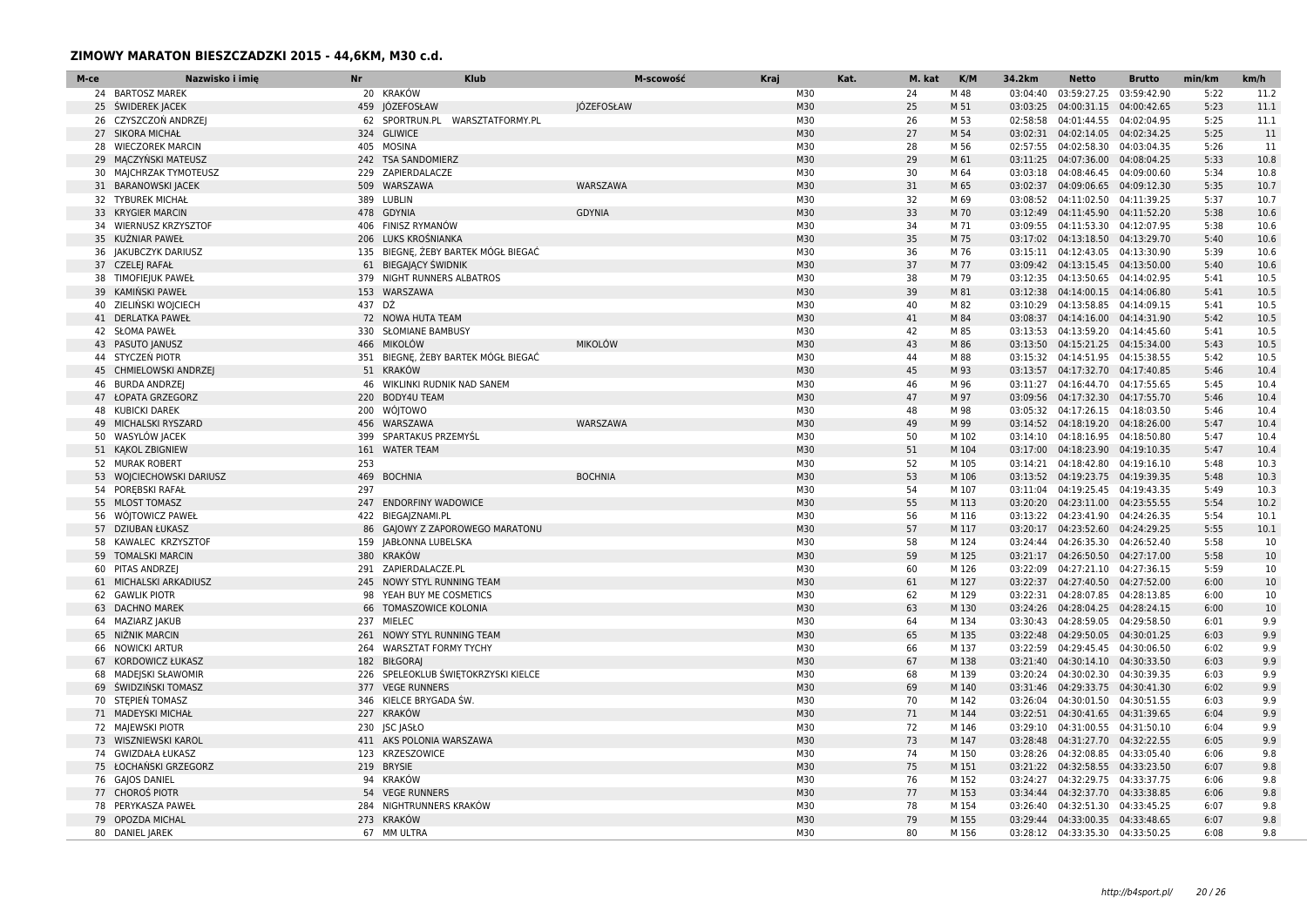## ZIMOWY MARATON BIESZCZADZKI 2015 - 44,6KM, M30 c.d.

| M-ce | Nazwisko i imię | Nr | Klub | M-scowość | Kraj | Kat. | M. kat | K/M | 34.2km | Netto | Brutto | min/km | km/h |
|---|---|---|---|---|---|---|---|---|---|---|---|---|---|
| 24 | BARTOSZ MAREK | 20 | KRAKÓW | | | M30 | 24 | M 48 | 03:04:40 | 03:59:27.25 | 03:59:42.90 | 5:22 | 11.2 |
| 25 | ŚWIDEREK JACEK | 459 | JÓZEFOSŁAW | JÓZEFOSŁAW | | M30 | 25 | M 51 | 03:03:25 | 04:00:31.15 | 04:00:42.65 | 5:23 | 11.1 |
| 26 | CZYSZCZOŃ ANDRZEJ | 62 | SPORTRUN.PL WARSZTATFORMY.PL | | | M30 | 26 | M 53 | 02:58:58 | 04:01:44.55 | 04:02:04.95 | 5:25 | 11.1 |
| 27 | SIKORA MICHAŁ | 324 | GLIWICE | | | M30 | 27 | M 54 | 03:02:31 | 04:02:14.05 | 04:02:34.25 | 5:25 | 11 |
| 28 | WIECZOREK MARCIN | 405 | MOSINA | | | M30 | 28 | M 56 | 02:57:55 | 04:02:58.30 | 04:03:04.35 | 5:26 | 11 |
| 29 | MĄCZYŃSKI MATEUSZ | 242 | TSA SANDOMIERZ | | | M30 | 29 | M 61 | 03:11:25 | 04:07:36.00 | 04:08:04.25 | 5:33 | 10.8 |
| 30 | MAJCHRZAK TYMOTEUSZ | 229 | ZAPIERDALACZE | | | M30 | 30 | M 64 | 03:03:18 | 04:08:46.45 | 04:09:00.60 | 5:34 | 10.8 |
| 31 | BARANOWSKI JACEK | 509 | WARSZAWA | WARSZAWA | | M30 | 31 | M 65 | 03:02:37 | 04:09:06.65 | 04:09:12.30 | 5:35 | 10.7 |
| 32 | TYBUREK MICHAŁ | 389 | LUBLIN | | | M30 | 32 | M 69 | 03:08:52 | 04:11:02.50 | 04:11:39.25 | 5:37 | 10.7 |
| 33 | KRYGIER MARCIN | 478 | GDYNIA | GDYNIA | | M30 | 33 | M 70 | 03:12:49 | 04:11:45.90 | 04:11:52.20 | 5:38 | 10.6 |
| 34 | WIERNUSZ KRZYSZTOF | 406 | FINISZ RYMANÓW | | | M30 | 34 | M 71 | 03:09:55 | 04:11:53.30 | 04:12:07.95 | 5:38 | 10.6 |
| 35 | KUŹNIAR PAWEŁ | 206 | LUKS KROŚNIANKA | | | M30 | 35 | M 75 | 03:17:02 | 04:13:18.50 | 04:13:29.70 | 5:40 | 10.6 |
| 36 | JAKUBCZYK DARIUSZ | 135 | BIEGNĘ, ŻEBY BARTEK MÓGŁ BIEGAĆ | | | M30 | 36 | M 76 | 03:15:11 | 04:12:43.05 | 04:13:30.90 | 5:39 | 10.6 |
| 37 | CZELEJ RAFAŁ | 61 | BIEGAJĄCY ŚWIDNIK | | | M30 | 37 | M 77 | 03:09:42 | 04:13:15.45 | 04:13:50.00 | 5:40 | 10.6 |
| 38 | TIMOFIEJUK PAWEŁ | 379 | NIGHT RUNNERS ALBATROS | | | M30 | 38 | M 79 | 03:12:35 | 04:13:50.65 | 04:14:02.95 | 5:41 | 10.5 |
| 39 | KAMIŃSKI PAWEŁ | 153 | WARSZAWA | | | M30 | 39 | M 81 | 03:12:38 | 04:14:00.15 | 04:14:06.80 | 5:41 | 10.5 |
| 40 | ZIELIŃSKI WOJCIECH | 437 | DŻ | | | M30 | 40 | M 82 | 03:10:29 | 04:13:58.85 | 04:14:09.15 | 5:41 | 10.5 |
| 41 | DERLATKA PAWEŁ | 72 | NOWA HUTA TEAM | | | M30 | 41 | M 84 | 03:08:37 | 04:14:16.00 | 04:14:31.90 | 5:42 | 10.5 |
| 42 | SŁOMA PAWEŁ | 330 | SŁOMIANE BAMBUSY | | | M30 | 42 | M 85 | 03:13:53 | 04:13:59.20 | 04:14:45.60 | 5:41 | 10.5 |
| 43 | PASUTO JANUSZ | 466 | MIKOLÓW | MIKOLÓW | | M30 | 43 | M 86 | 03:13:50 | 04:15:21.25 | 04:15:34.00 | 5:43 | 10.5 |
| 44 | STYCZEŃ PIOTR | 351 | BIEGNĘ, ŻEBY BARTEK MÓGŁ BIEGAĆ | | | M30 | 44 | M 88 | 03:15:32 | 04:14:51.95 | 04:15:38.55 | 5:42 | 10.5 |
| 45 | CHMIELOWSKI ANDRZEJ | 51 | KRAKÓW | | | M30 | 45 | M 93 | 03:13:57 | 04:17:32.70 | 04:17:40.85 | 5:46 | 10.4 |
| 46 | BURDA ANDRZEJ | 46 | WIKLINKI RUDNIK NAD SANEM | | | M30 | 46 | M 96 | 03:11:27 | 04:16:44.70 | 04:17:55.65 | 5:45 | 10.4 |
| 47 | ŁOPATA GRZEGORZ | 220 | BODY4U TEAM | | | M30 | 47 | M 97 | 03:09:56 | 04:17:32.30 | 04:17:55.70 | 5:46 | 10.4 |
| 48 | KUBICKI DAREK | 200 | WÓJTOWO | | | M30 | 48 | M 98 | 03:05:32 | 04:17:26.15 | 04:18:03.50 | 5:46 | 10.4 |
| 49 | MICHALSKI RYSZARD | 456 | WARSZAWA | WARSZAWA | | M30 | 49 | M 99 | 03:14:52 | 04:18:19.20 | 04:18:26.00 | 5:47 | 10.4 |
| 50 | WASYLÓW JACEK | 399 | SPARTAKUS PRZEMYŚL | | | M30 | 50 | M 102 | 03:14:10 | 04:18:16.95 | 04:18:50.80 | 5:47 | 10.4 |
| 51 | KĄKOL ZBIGNIEW | 161 | WATER TEAM | | | M30 | 51 | M 104 | 03:17:00 | 04:18:23.90 | 04:19:10.35 | 5:47 | 10.4 |
| 52 | MURAK ROBERT | 253 | | | | M30 | 52 | M 105 | 03:14:21 | 04:18:42.80 | 04:19:16.10 | 5:48 | 10.3 |
| 53 | WOJCIECHOWSKI DARIUSZ | 469 | BOCHNIA | BOCHNIA | | M30 | 53 | M 106 | 03:13:52 | 04:19:23.75 | 04:19:39.35 | 5:48 | 10.3 |
| 54 | PORĘBSKI RAFAŁ | 297 | | | | M30 | 54 | M 107 | 03:11:04 | 04:19:25.45 | 04:19:43.35 | 5:49 | 10.3 |
| 55 | MLOST TOMASZ | 247 | ENDORFINY WADOWICE | | | M30 | 55 | M 113 | 03:20:20 | 04:23:11.00 | 04:23:55.55 | 5:54 | 10.2 |
| 56 | WÓJTOWICZ PAWEŁ | 422 | BIEGAJZNAMI.PL | | | M30 | 56 | M 116 | 03:13:22 | 04:23:41.90 | 04:24:26.35 | 5:54 | 10.1 |
| 57 | DZIUBAN ŁUKASZ | 86 | GAJOWY Z ZAPOROWEGO MARATONU | | | M30 | 57 | M 117 | 03:20:17 | 04:23:52.60 | 04:24:29.25 | 5:55 | 10.1 |
| 58 | KAWALEC KRZYSZTOF | 159 | JABŁONNA LUBELSKA | | | M30 | 58 | M 124 | 03:24:44 | 04:26:35.30 | 04:26:52.40 | 5:58 | 10 |
| 59 | TOMALSKI MARCIN | 380 | KRAKÓW | | | M30 | 59 | M 125 | 03:21:17 | 04:26:50.50 | 04:27:17.00 | 5:58 | 10 |
| 60 | PITAS ANDRZEJ | 291 | ZAPIERDALACZE.PL | | | M30 | 60 | M 126 | 03:22:09 | 04:27:21.10 | 04:27:36.15 | 5:59 | 10 |
| 61 | MICHALSKI ARKADIUSZ | 245 | NOWY STYL RUNNING TEAM | | | M30 | 61 | M 127 | 03:22:37 | 04:27:40.50 | 04:27:52.00 | 6:00 | 10 |
| 62 | GAWLIK PIOTR | 98 | YEAH BUY ME COSMETICS | | | M30 | 62 | M 129 | 03:22:31 | 04:28:07.85 | 04:28:13.85 | 6:00 | 10 |
| 63 | DACHNO MAREK | 66 | TOMASZOWICE KOLONIA | | | M30 | 63 | M 130 | 03:24:26 | 04:28:04.25 | 04:28:24.15 | 6:00 | 10 |
| 64 | MAZIARZ JAKUB | 237 | MIELEC | | | M30 | 64 | M 134 | 03:30:43 | 04:28:59.05 | 04:29:58.50 | 6:01 | 9.9 |
| 65 | NIŻNIK MARCIN | 261 | NOWY STYL RUNNING TEAM | | | M30 | 65 | M 135 | 03:22:48 | 04:29:50.05 | 04:30:01.25 | 6:03 | 9.9 |
| 66 | NOWICKI ARTUR | 264 | WARSZTAT FORMY TYCHY | | | M30 | 66 | M 137 | 03:22:59 | 04:29:45.45 | 04:30:06.50 | 6:02 | 9.9 |
| 67 | KORDOWICZ ŁUKASZ | 182 | BIŁGORAJ | | | M30 | 67 | M 138 | 03:21:40 | 04:30:14.10 | 04:30:33.50 | 6:03 | 9.9 |
| 68 | MADEJSKI SŁAWOMIR | 226 | SPELEOKLUB ŚWIĘTOKRZYSKI KIELCE | | | M30 | 68 | M 139 | 03:20:24 | 04:30:02.30 | 04:30:39.35 | 6:03 | 9.9 |
| 69 | ŚWIDZIŃSKI TOMASZ | 377 | VEGE RUNNERS | | | M30 | 69 | M 140 | 03:31:46 | 04:29:33.75 | 04:30:41.30 | 6:02 | 9.9 |
| 70 | STĘPIEŃ TOMASZ | 346 | KIELCE BRYGADA ŚW. | | | M30 | 70 | M 142 | 03:26:04 | 04:30:01.50 | 04:30:51.55 | 6:03 | 9.9 |
| 71 | MADEYSKI MICHAŁ | 227 | KRAKÓW | | | M30 | 71 | M 144 | 03:22:51 | 04:30:41.65 | 04:31:39.65 | 6:04 | 9.9 |
| 72 | MAJEWSKI PIOTR | 230 | JSC JASŁO | | | M30 | 72 | M 146 | 03:29:10 | 04:31:00.55 | 04:31:50.10 | 6:04 | 9.9 |
| 73 | WISZNIEWSKI KAROL | 411 | AKS POLONIA WARSZAWA | | | M30 | 73 | M 147 | 03:28:48 | 04:31:27.70 | 04:32:22.55 | 6:05 | 9.9 |
| 74 | GWIZDAŁA ŁUKASZ | 123 | KRZESZOWICE | | | M30 | 74 | M 150 | 03:28:26 | 04:32:08.85 | 04:33:05.40 | 6:06 | 9.8 |
| 75 | ŁOCHAŃSKI GRZEGORZ | 219 | BRYSIE | | | M30 | 75 | M 151 | 03:21:22 | 04:32:58.55 | 04:33:23.50 | 6:07 | 9.8 |
| 76 | GAJOS DANIEL | 94 | KRAKÓW | | | M30 | 76 | M 152 | 03:24:27 | 04:32:29.75 | 04:33:37.75 | 6:06 | 9.8 |
| 77 | CHOROŚ PIOTR | 54 | VEGE RUNNERS | | | M30 | 77 | M 153 | 03:34:44 | 04:32:37.70 | 04:33:38.85 | 6:06 | 9.8 |
| 78 | PERYKASZA PAWEŁ | 284 | NIGHTRUNNERS KRAKÓW | | | M30 | 78 | M 154 | 03:26:40 | 04:32:51.30 | 04:33:45.25 | 6:07 | 9.8 |
| 79 | OPOZDA MICHAL | 273 | KRAKÓW | | | M30 | 79 | M 155 | 03:29:44 | 04:33:00.35 | 04:33:48.65 | 6:07 | 9.8 |
| 80 | DANIEL JAREK | 67 | MM ULTRA | | | M30 | 80 | M 156 | 03:28:12 | 04:33:35.30 | 04:33:50.25 | 6:08 | 9.8 |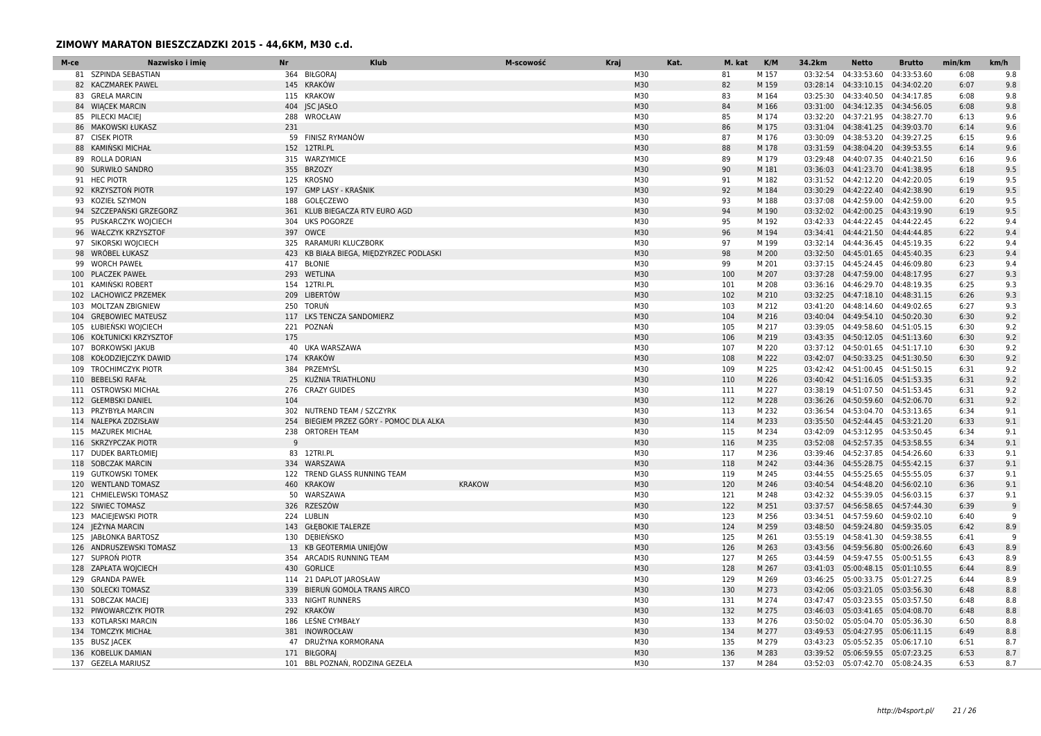## ZIMOWY MARATON BIESZCZADZKI 2015 - 44,6KM, M30 c.d.

| M-ce | Nazwisko i imię | Nr | Klub | M-scowość | Kraj | Kat. | M. kat | K/M | 34.2km | Netto | Brutto | min/km | km/h |
|---|---|---|---|---|---|---|---|---|---|---|---|---|---|
| 81 | SZPINDA SEBASTIAN | 364 | BIŁGORAJ | | | M30 | 81 | M 157 | 03:32:54 | 04:33:53.60 | 04:33:53.60 | 6:08 | 9.8 |
| 82 | KACZMAREK PAWEL | 145 | KRAKÓW | | | M30 | 82 | M 159 | 03:28:14 | 04:33:10.15 | 04:34:02.20 | 6:07 | 9.8 |
| 83 | GRELA MARCIN | 115 | KRAKOW | | | M30 | 83 | M 164 | 03:25:30 | 04:33:40.50 | 04:34:17.85 | 6:08 | 9.8 |
| 84 | WIĄCEK MARCIN | 404 | JSC JASŁO | | | M30 | 84 | M 166 | 03:31:00 | 04:34:12.35 | 04:34:56.05 | 6:08 | 9.8 |
| 85 | PILECKI MACIEJ | 288 | WROCŁAW | | | M30 | 85 | M 174 | 03:32:20 | 04:37:21.95 | 04:38:27.70 | 6:13 | 9.6 |
| 86 | MAKOWSKI ŁUKASZ | 231 | | | | M30 | 86 | M 175 | 03:31:04 | 04:38:41.25 | 04:39:03.70 | 6:14 | 9.6 |
| 87 | CISEK PIOTR | 59 | FINISZ RYMANÓW | | | M30 | 87 | M 176 | 03:30:09 | 04:38:53.20 | 04:39:27.25 | 6:15 | 9.6 |
| 88 | KAMIŃSKI MICHAŁ | 152 | 12TRI.PL | | | M30 | 88 | M 178 | 03:31:59 | 04:38:04.20 | 04:39:53.55 | 6:14 | 9.6 |
| 89 | ROLLA DORIAN | 315 | WARZYMICE | | | M30 | 89 | M 179 | 03:29:48 | 04:40:07.35 | 04:40:21.50 | 6:16 | 9.6 |
| 90 | SURWIŁO SANDRO | 355 | BRZOZY | | | M30 | 90 | M 181 | 03:36:03 | 04:41:23.70 | 04:41:38.95 | 6:18 | 9.5 |
| 91 | HEC PIOTR | 125 | KROSNO | | | M30 | 91 | M 182 | 03:31:52 | 04:42:12.20 | 04:42:20.05 | 6:19 | 9.5 |
| 92 | KRZYSZTOŃ PIOTR | 197 | GMP LASY - KRAŚNIK | | | M30 | 92 | M 184 | 03:30:29 | 04:42:22.40 | 04:42:38.90 | 6:19 | 9.5 |
| 93 | KOZIEŁ SZYMON | 188 | GOLĘCZEWO | | | M30 | 93 | M 188 | 03:37:08 | 04:42:59.00 | 04:42:59.00 | 6:20 | 9.5 |
| 94 | SZCZEPAŃSKI GRZEGORZ | 361 | KLUB BIEGACZA RTV EURO AGD | | | M30 | 94 | M 190 | 03:32:02 | 04:42:00.25 | 04:43:19.90 | 6:19 | 9.5 |
| 95 | PUSKARCZYK WOJCIECH | 304 | UKS POGORZE | | | M30 | 95 | M 192 | 03:42:33 | 04:44:22.45 | 04:44:22.45 | 6:22 | 9.4 |
| 96 | WAŁCZYK KRZYSZTOF | 397 | OWCE | | | M30 | 96 | M 194 | 03:34:41 | 04:44:21.50 | 04:44:44.85 | 6:22 | 9.4 |
| 97 | SIKORSKI WOJCIECH | 325 | RARAMURI KLUCZBORK | | | M30 | 97 | M 199 | 03:32:14 | 04:44:36.45 | 04:45:19.35 | 6:22 | 9.4 |
| 98 | WRÓBEL ŁUKASZ | 423 | KB BIAŁA BIEGA, MIĘDZYRZEC PODLASKI | | | M30 | 98 | M 200 | 03:32:50 | 04:45:01.65 | 04:45:40.35 | 6:23 | 9.4 |
| 99 | WORCH PAWEŁ | 417 | BŁONIE | | | M30 | 99 | M 201 | 03:37:15 | 04:45:24.45 | 04:46:09.80 | 6:23 | 9.4 |
| 100 | PLACZEK PAWEŁ | 293 | WETLINA | | | M30 | 100 | M 207 | 03:37:28 | 04:47:59.00 | 04:48:17.95 | 6:27 | 9.3 |
| 101 | KAMIŃSKI ROBERT | 154 | 12TRI.PL | | | M30 | 101 | M 208 | 03:36:16 | 04:46:29.70 | 04:48:19.35 | 6:25 | 9.3 |
| 102 | LACHOWICZ PRZEMEK | 209 | LIBERTÓW | | | M30 | 102 | M 210 | 03:32:25 | 04:47:18.10 | 04:48:31.15 | 6:26 | 9.3 |
| 103 | MOLTZAN ZBIGNIEW | 250 | TORUŃ | | | M30 | 103 | M 212 | 03:41:20 | 04:48:14.60 | 04:49:02.65 | 6:27 | 9.3 |
| 104 | GRĘBOWIEC MATEUSZ | 117 | LKS TENCZA SANDOMIERZ | | | M30 | 104 | M 216 | 03:40:04 | 04:49:54.10 | 04:50:20.30 | 6:30 | 9.2 |
| 105 | ŁUBIEŃSKI WOJCIECH | 221 | POZNAŃ | | | M30 | 105 | M 217 | 03:39:05 | 04:49:58.60 | 04:51:05.15 | 6:30 | 9.2 |
| 106 | KOŁTUNICKI KRZYSZTOF | 175 | | | | M30 | 106 | M 219 | 03:43:35 | 04:50:12.05 | 04:51:13.60 | 6:30 | 9.2 |
| 107 | BORKOWSKI JAKUB | 40 | UKA WARSZAWA | | | M30 | 107 | M 220 | 03:37:12 | 04:50:01.65 | 04:51:17.10 | 6:30 | 9.2 |
| 108 | KOŁODZIEJCZYK DAWID | 174 | KRAKÓW | | | M30 | 108 | M 222 | 03:42:07 | 04:50:33.25 | 04:51:30.50 | 6:30 | 9.2 |
| 109 | TROCHIMCZYK PIOTR | 384 | PRZEMYŚL | | | M30 | 109 | M 225 | 03:42:42 | 04:51:00.45 | 04:51:50.15 | 6:31 | 9.2 |
| 110 | BEBELSKI RAFAŁ | 25 | KUŹNIA TRIATHLONU | | | M30 | 110 | M 226 | 03:40:42 | 04:51:16.05 | 04:51:53.35 | 6:31 | 9.2 |
| 111 | OSTROWSKI MICHAŁ | 276 | CRAZY GUIDES | | | M30 | 111 | M 227 | 03:38:19 | 04:51:07.50 | 04:51:53.45 | 6:31 | 9.2 |
| 112 | GŁEMBSKI DANIEL | 104 | | | | M30 | 112 | M 228 | 03:36:26 | 04:50:59.60 | 04:52:06.70 | 6:31 | 9.2 |
| 113 | PRZYBYŁA MARCIN | 302 | NUTREND TEAM / SZCZYRK | | | M30 | 113 | M 232 | 03:36:54 | 04:53:04.70 | 04:53:13.65 | 6:34 | 9.1 |
| 114 | NALEPKA ZDZISŁAW | 254 | BIEGIEM PRZEZ GÓRY - POMOC DLA ALKA | | | M30 | 114 | M 233 | 03:35:50 | 04:52:44.45 | 04:53:21.20 | 6:33 | 9.1 |
| 115 | MAZUREK MICHAŁ | 238 | ORTOREH TEAM | | | M30 | 115 | M 234 | 03:42:09 | 04:53:12.95 | 04:53:50.45 | 6:34 | 9.1 |
| 116 | SKRZYPCZAK PIOTR | 9 | | | | M30 | 116 | M 235 | 03:52:08 | 04:52:57.35 | 04:53:58.55 | 6:34 | 9.1 |
| 117 | DUDEK BARTŁOMIEJ | 83 | 12TRI.PL | | | M30 | 117 | M 236 | 03:39:46 | 04:52:37.85 | 04:54:26.60 | 6:33 | 9.1 |
| 118 | SOBCZAK MARCIN | 334 | WARSZAWA | | | M30 | 118 | M 242 | 03:44:36 | 04:55:28.75 | 04:55:42.15 | 6:37 | 9.1 |
| 119 | GUTKOWSKI TOMEK | 122 | TREND GLASS RUNNING TEAM | | | M30 | 119 | M 245 | 03:44:55 | 04:55:25.65 | 04:55:55.05 | 6:37 | 9.1 |
| 120 | WENTLAND TOMASZ | 460 | KRAKOW | KRAKOW | | M30 | 120 | M 246 | 03:40:54 | 04:54:48.20 | 04:56:02.10 | 6:36 | 9.1 |
| 121 | CHMIELEWSKI TOMASZ | 50 | WARSZAWA | | | M30 | 121 | M 248 | 03:42:32 | 04:55:39.05 | 04:56:03.15 | 6:37 | 9.1 |
| 122 | SIWIEC TOMASZ | 326 | RZESZÓW | | | M30 | 122 | M 251 | 03:37:57 | 04:56:58.65 | 04:57:44.30 | 6:39 | 9 |
| 123 | MACIEJEWSKI PIOTR | 224 | LUBLIN | | | M30 | 123 | M 256 | 03:34:51 | 04:57:59.60 | 04:59:02.10 | 6:40 | 9 |
| 124 | JEŻYNA MARCIN | 143 | GŁĘBOKIE TALERZE | | | M30 | 124 | M 259 | 03:48:50 | 04:59:24.80 | 04:59:35.05 | 6:42 | 8.9 |
| 125 | JABŁONKA BARTOSZ | 130 | DĘBIEŃSKO | | | M30 | 125 | M 261 | 03:55:19 | 04:58:41.30 | 04:59:38.55 | 6:41 | 9 |
| 126 | ANDRUSZEWSKI TOMASZ | 13 | KB GEOTERMIA UNIEJÓW | | | M30 | 126 | M 263 | 03:43:56 | 04:59:56.80 | 05:00:26.60 | 6:43 | 8.9 |
| 127 | SUPROŃ PIOTR | 354 | ARCADIS RUNNING TEAM | | | M30 | 127 | M 265 | 03:44:59 | 04:59:47.55 | 05:00:51.55 | 6:43 | 8.9 |
| 128 | ZAPŁATA WOJCIECH | 430 | GORLICE | | | M30 | 128 | M 267 | 03:41:03 | 05:00:48.15 | 05:01:10.55 | 6:44 | 8.9 |
| 129 | GRANDA PAWEŁ | 114 | 21 DAPLOT JAROSŁAW | | | M30 | 129 | M 269 | 03:46:25 | 05:00:33.75 | 05:01:27.25 | 6:44 | 8.9 |
| 130 | SOLECKI TOMASZ | 339 | BIERUŃ GOMOLA TRANS AIRCO | | | M30 | 130 | M 273 | 03:42:06 | 05:03:21.05 | 05:03:56.30 | 6:48 | 8.8 |
| 131 | SOBCZAK MACIEJ | 333 | NIGHT RUNNERS | | | M30 | 131 | M 274 | 03:47:47 | 05:03:23.55 | 05:03:57.50 | 6:48 | 8.8 |
| 132 | PIWOWARCZYK PIOTR | 292 | KRAKÓW | | | M30 | 132 | M 275 | 03:46:03 | 05:03:41.65 | 05:04:08.70 | 6:48 | 8.8 |
| 133 | KOTLARSKI MARCIN | 186 | LEŚNE CYMBAŁY | | | M30 | 133 | M 276 | 03:50:02 | 05:05:04.70 | 05:05:36.30 | 6:50 | 8.8 |
| 134 | TOMCZYK MICHAŁ | 381 | INOWROCŁAW | | | M30 | 134 | M 277 | 03:49:53 | 05:04:27.95 | 05:06:11.15 | 6:49 | 8.8 |
| 135 | BUSZ JACEK | 47 | DRUŻYNA KORMORANA | | | M30 | 135 | M 279 | 03:43:23 | 05:05:52.35 | 05:06:17.10 | 6:51 | 8.7 |
| 136 | KOBELUK DAMIAN | 171 | BIŁGORAJ | | | M30 | 136 | M 283 | 03:39:52 | 05:06:59.55 | 05:07:23.25 | 6:53 | 8.7 |
| 137 | GEZELA MARIUSZ | 101 | BBL POZNAŃ, RODZINA GEZELA | | | M30 | 137 | M 284 | 03:52:03 | 05:07:42.70 | 05:08:24.35 | 6:53 | 8.7 |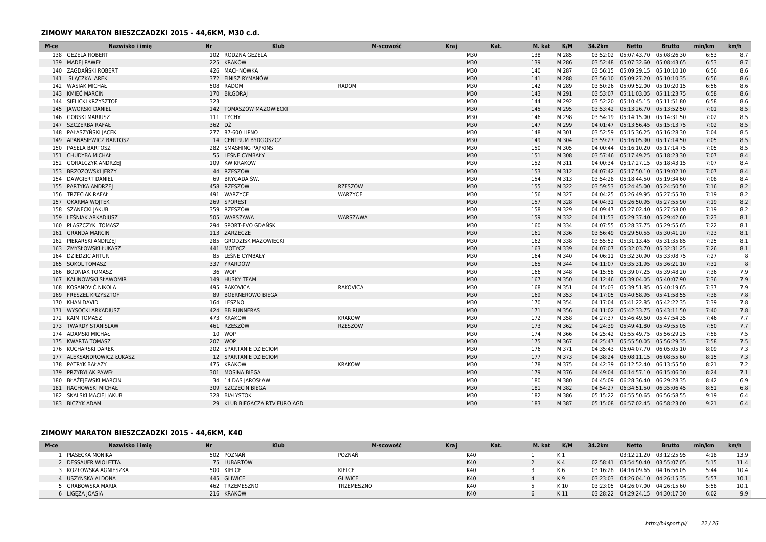## ZIMOWY MARATON BIESZCZADZKI 2015 - 44,6KM, M30 c.d.

| M-ce | Nazwisko i imię | Nr | Klub | M-scowość | Kraj | Kat. | M. kat | K/M | 34.2km | Netto | Brutto | min/km | km/h |
|---|---|---|---|---|---|---|---|---|---|---|---|---|---|
| 138 | GEZELA ROBERT | 102 | RODZNA GEZELA | | | M30 | 138 | M 285 | 03:52:02 | 05:07:43.70 | 05:08:26.30 | 6:53 | 8.7 |
| 139 | MADEJ PAWEŁ | 225 | KRAKÓW | | | M30 | 139 | M 286 | 03:52:48 | 05:07:32.60 | 05:08:43.65 | 6:53 | 8.7 |
| 140 | ZAGDAŃSKI ROBERT | 426 | MACHNÓWKA | | | M30 | 140 | M 287 | 03:56:15 | 05:09:29.15 | 05:10:10.10 | 6:56 | 8.6 |
| 141 | ŚLĄCZKA AREK | 372 | FINISZ RYMANÓW | | | M30 | 141 | M 288 | 03:56:10 | 05:09:27.20 | 05:10:10.35 | 6:56 | 8.6 |
| 142 | WASIAK MICHAŁ | 508 | RADOM | RADOM | | M30 | 142 | M 289 | 03:50:26 | 05:09:52.00 | 05:10:20.15 | 6:56 | 8.6 |
| 143 | KMIEĆ MARCIN | 170 | BIŁGORAJ | | | M30 | 143 | M 291 | 03:53:07 | 05:11:03.05 | 05:11:23.75 | 6:58 | 8.6 |
| 144 | SIELICKI KRZYSZTOF | 323 | | | | M30 | 144 | M 292 | 03:52:20 | 05:10:45.15 | 05:11:51.80 | 6:58 | 8.6 |
| 145 | JAWORSKI DANIEL | 142 | TOMASZÓW MAZOWIECKI | | | M30 | 145 | M 295 | 03:53:42 | 05:13:26.70 | 05:13:52.50 | 7:01 | 8.5 |
| 146 | GÓRSKI MARIUSZ | 111 | TYCHY | | | M30 | 146 | M 298 | 03:54:19 | 05:14:15.00 | 05:14:31.50 | 7:02 | 8.5 |
| 147 | SZCZERBA RAFAŁ | 362 | DŻ | | | M30 | 147 | M 299 | 04:01:47 | 05:13:56.45 | 05:15:13.75 | 7:02 | 8.5 |
| 148 | PAŁASZYŃSKI JACEK | 277 | 87-600 LIPNO | | | M30 | 148 | M 301 | 03:52:59 | 05:15:36.25 | 05:16:28.30 | 7:04 | 8.5 |
| 149 | APANASIEWICZ BARTOSZ | 14 | CENTRUM BYDGOSZCZ | | | M30 | 149 | M 304 | 03:59:27 | 05:16:05.90 | 05:17:14.50 | 7:05 | 8.5 |
| 150 | PASELA BARTOSZ | 282 | SMASHING PĄPKINS | | | M30 | 150 | M 305 | 04:00:44 | 05:16:10.20 | 05:17:14.75 | 7:05 | 8.5 |
| 151 | CHUDYBA MICHAŁ | 55 | LEŚNE CYMBAŁY | | | M30 | 151 | M 308 | 03:57:46 | 05:17:49.25 | 05:18:23.30 | 7:07 | 8.4 |
| 152 | GÓRALCZYK ANDRZEJ | 109 | KW KRAKÓW | | | M30 | 152 | M 311 | 04:00:34 | 05:17:27.15 | 05:18:43.15 | 7:07 | 8.4 |
| 153 | BRZOZOWSKI JERZY | 44 | RZESZÓW | | | M30 | 153 | M 312 | 04:07:42 | 05:17:50.10 | 05:19:02.10 | 7:07 | 8.4 |
| 154 | DAWGIERT DANIEL | 69 | BRYGADA ŚW. | | | M30 | 154 | M 313 | 03:54:28 | 05:18:44.50 | 05:19:34.60 | 7:08 | 8.4 |
| 155 | PARTYKA ANDRZEJ | 458 | RZESZÓW | RZESZÓW | | M30 | 155 | M 322 | 03:59:53 | 05:24:45.00 | 05:24:50.50 | 7:16 | 8.2 |
| 156 | TRZECIAK RAFAŁ | 491 | WARZYCE | WARZYCE | | M30 | 156 | M 327 | 04:04:25 | 05:26:49.95 | 05:27:55.70 | 7:19 | 8.2 |
| 157 | OKARMA WOJTEK | 269 | SPOREST | | | M30 | 157 | M 328 | 04:04:31 | 05:26:50.95 | 05:27:55.90 | 7:19 | 8.2 |
| 158 | SZANECKI JAKUB | 359 | RZESZÓW | | | M30 | 158 | M 329 | 04:09:47 | 05:27:02.40 | 05:27:58.00 | 7:19 | 8.2 |
| 159 | LEŚNIAK ARKADIUSZ | 505 | WARSZAWA | WARSZAWA | | M30 | 159 | M 332 | 04:11:53 | 05:29:37.40 | 05:29:42.60 | 7:23 | 8.1 |
| 160 | PLASZCZYK TOMASZ | 294 | SPORT-EVO GDAŃSK | | | M30 | 160 | M 334 | 04:07:55 | 05:28:37.75 | 05:29:55.65 | 7:22 | 8.1 |
| 161 | GRANDA MARCIN | 113 | ZARZECZE | | | M30 | 161 | M 336 | 03:56:49 | 05:29:50.55 | 05:30:41.20 | 7:23 | 8.1 |
| 162 | PIEKARSKI ANDRZEJ | 285 | GRODZISK MAZOWIECKI | | | M30 | 162 | M 338 | 03:55:52 | 05:31:13.45 | 05:31:35.85 | 7:25 | 8.1 |
| 163 | ZMYSŁOWSKI ŁUKASZ | 441 | MOTYCZ | | | M30 | 163 | M 339 | 04:07:07 | 05:32:03.70 | 05:32:31.25 | 7:26 | 8.1 |
| 164 | DZIEDZIC ARTUR | 85 | LEŚNE CYMBAŁY | | | M30 | 164 | M 340 | 04:06:11 | 05:32:30.90 | 05:33:08.75 | 7:27 | 8 |
| 165 | SOKOL TOMASZ | 337 | YRARDÓW | | | M30 | 165 | M 344 | 04:11:07 | 05:35:31.95 | 05:36:21.10 | 7:31 | 8 |
| 166 | BODNIAK TOMASZ | 36 | WOP | | | M30 | 166 | M 348 | 04:15:58 | 05:39:07.25 | 05:39:48.20 | 7:36 | 7.9 |
| 167 | KALINOWSKI SŁAWOMIR | 149 | HUSKY TEAM | | | M30 | 167 | M 350 | 04:12:46 | 05:39:04.05 | 05:40:07.90 | 7:36 | 7.9 |
| 168 | KOSANOVIĆ NIKOLA | 495 | RAKOVICA | RAKOVICA | | M30 | 168 | M 351 | 04:15:03 | 05:39:51.85 | 05:40:19.65 | 7:37 | 7.9 |
| 169 | FRESZEL KRZYSZTOF | 89 | BOERNEROWO BIEGA | | | M30 | 169 | M 353 | 04:17:05 | 05:40:58.95 | 05:41:58.55 | 7:38 | 7.8 |
| 170 | KHAN DAVID | 164 | LESZNO | | | M30 | 170 | M 354 | 04:17:04 | 05:41:22.85 | 05:42:22.35 | 7:39 | 7.8 |
| 171 | WYSOCKI ARKADIUSZ | 424 | BB RUNNERAS | | | M30 | 171 | M 356 | 04:11:02 | 05:42:33.75 | 05:43:11.50 | 7:40 | 7.8 |
| 172 | KAIM TOMASZ | 473 | KRAKOW | KRAKOW | | M30 | 172 | M 358 | 04:27:37 | 05:46:49.60 | 05:47:54.35 | 7:46 | 7.7 |
| 173 | TWARDY STANISLAW | 461 | RZESZÓW | RZESZÓW | | M30 | 173 | M 362 | 04:24:39 | 05:49:41.80 | 05:49:55.05 | 7:50 | 7.7 |
| 174 | ADAMSKI MICHAŁ | 10 | WOP | | | M30 | 174 | M 366 | 04:25:42 | 05:55:49.75 | 05:56:29.25 | 7:58 | 7.5 |
| 175 | KWARTA TOMASZ | 207 | WOP | | | M30 | 175 | M 367 | 04:25:47 | 05:55:50.05 | 05:56:29.35 | 7:58 | 7.5 |
| 176 | KUCHARSKI DAREK | 202 | SPARTANIE DZIECIOM | | | M30 | 176 | M 371 | 04:35:43 | 06:04:07.70 | 06:05:05.10 | 8:09 | 7.3 |
| 177 | ALEKSANDROWICZ ŁUKASZ | 12 | SPARTANIE DZIECIOM | | | M30 | 177 | M 373 | 04:38:24 | 06:08:11.15 | 06:08:55.60 | 8:15 | 7.3 |
| 178 | PATRYK BAŁAZY | 475 | KRAKOW | KRAKOW | | M30 | 178 | M 375 | 04:42:39 | 06:12:52.40 | 06:13:55.50 | 8:21 | 7.2 |
| 179 | PRZYBYLAK PAWEŁ | 301 | MOSINA BIEGA | | | M30 | 179 | M 376 | 04:49:04 | 06:14:57.10 | 06:15:06.30 | 8:24 | 7.1 |
| 180 | BŁAŻEJEWSKI MARCIN | 34 | 14 DAS JAROSŁAW | | | M30 | 180 | M 380 | 04:45:09 | 06:28:36.40 | 06:29:28.35 | 8:42 | 6.9 |
| 181 | RACHOWSKI MICHAŁ | 309 | SZCZECIN BIEGA | | | M30 | 181 | M 382 | 04:54:27 | 06:34:51.50 | 06:35:06.45 | 8:51 | 6.8 |
| 182 | SKALSKI MACIEJ JAKUB | 328 | BIAŁYSTOK | | | M30 | 182 | M 386 | 05:15:22 | 06:55:50.65 | 06:56:58.55 | 9:19 | 6.4 |
| 183 | BICZYK ADAM | 29 | KLUB BIEGACZA RTV EURO AGD | | | M30 | 183 | M 387 | 05:15:08 | 06:57:02.45 | 06:58:23.00 | 9:21 | 6.4 |

## ZIMOWY MARATON BIESZCZADZKI 2015 - 44,6KM, K40

| M-ce | Nazwisko i imię | Nr | Klub | M-scowość | Kraj | Kat. | M. kat | K/M | 34.2km | Netto | Brutto | min/km | km/h |
|---|---|---|---|---|---|---|---|---|---|---|---|---|---|
| 1 | PIASECKA MONIKA | 502 | POZNAŃ | POZNAŃ | | K40 | 1 | K 1 | | 03:12:21.20 | 03:12:25.95 | 4:18 | 13.9 |
| 2 | DESSAUER WIOLETTA | 75 | LUBARTÓW | | | K40 | 2 | K 4 | 02:58:41 | 03:54:50.40 | 03:55:07.05 | 5:15 | 11.4 |
| 3 | KOZŁOWSKA AGNIESZKA | 500 | KIELCE | KIELCE | | K40 | 3 | K 6 | 03:16:28 | 04:16:09.65 | 04:16:56.05 | 5:44 | 10.4 |
| 4 | USZYŃSKA ALDONA | 445 | GLIWICE | GLIWICE | | K40 | 4 | K 9 | 03:23:03 | 04:26:04.10 | 04:26:15.35 | 5:57 | 10.1 |
| 5 | GRABOWSKA MARIA | 462 | TRZEMESZNO | TRZEMESZNO | | K40 | 5 | K 10 | 03:23:05 | 04:26:07.00 | 04:26:15.60 | 5:58 | 10.1 |
| 6 | LIGĘZA JOASIA | 216 | KRAKÓW | | | K40 | 6 | K 11 | 03:28:22 | 04:29:24.15 | 04:30:17.30 | 6:02 | 9.9 |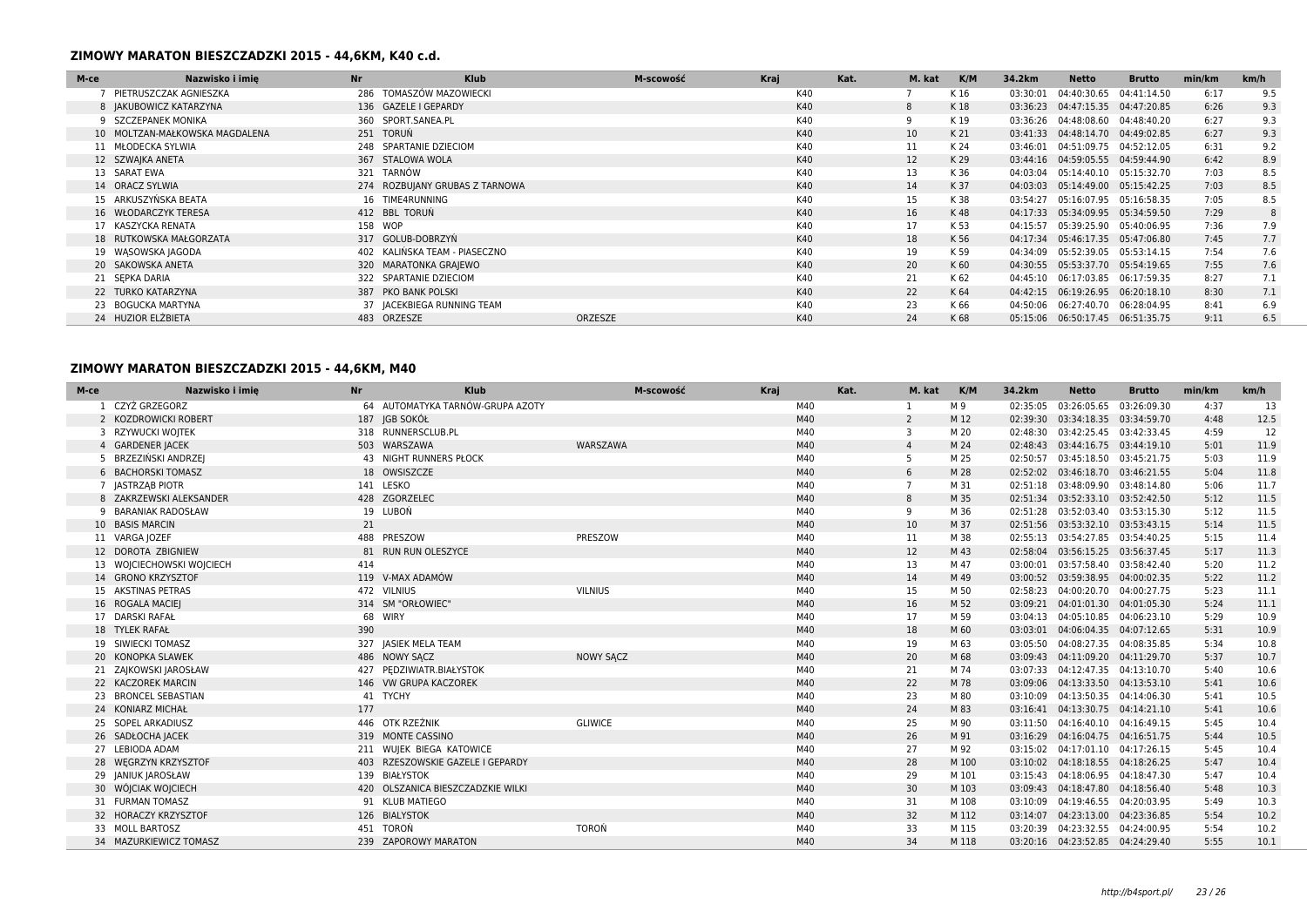## ZIMOWY MARATON BIESZCZADZKI 2015 - 44,6KM, K40 c.d.

| M-ce | Nazwisko i imię | Nr | Klub | M-scowość | Kraj | Kat. | M. kat | K/M | 34.2km | Netto | Brutto | min/km | km/h |
|---|---|---|---|---|---|---|---|---|---|---|---|---|---|
| 7 | PIETRUSZCZAK AGNIESZKA | 286 | TOMASZÓW MAZOWIECKI | | | K40 | 7 | K 16 | 03:30:01 | 04:40:30.65 | 04:41:14.50 | 6:17 | 9.5 |
| 8 | JAKUBOWICZ KATARZYNA | 136 | GAZELE I GEPARDY | | | K40 | 8 | K 18 | 03:36:23 | 04:47:15.35 | 04:47:20.85 | 6:26 | 9.3 |
| 9 | SZCZEPANEK MONIKA | 360 | SPORT.SANEA.PL | | | K40 | 9 | K 19 | 03:36:26 | 04:48:08.60 | 04:48:40.20 | 6:27 | 9.3 |
| 10 | MOLTZAN-MAŁKOWSKA MAGDALENA | 251 | TORUŃ | | | K40 | 10 | K 21 | 03:41:33 | 04:48:14.70 | 04:49:02.85 | 6:27 | 9.3 |
| 11 | MŁODECKA SYLWIA | 248 | SPARTANIE DZIECIOM | | | K40 | 11 | K 24 | 03:46:01 | 04:51:09.75 | 04:52:12.05 | 6:31 | 9.2 |
| 12 | SZWAJKA ANETA | 367 | STALOWA WOLA | | | K40 | 12 | K 29 | 03:44:16 | 04:59:05.55 | 04:59:44.90 | 6:42 | 8.9 |
| 13 | SARAT EWA | 321 | TARNÓW | | | K40 | 13 | K 36 | 04:03:04 | 05:14:40.10 | 05:15:32.70 | 7:03 | 8.5 |
| 14 | ORACZ SYLWIA | 274 | ROZBUJANY GRUBAS Z TARNOWA | | | K40 | 14 | K 37 | 04:03:03 | 05:14:49.00 | 05:15:42.25 | 7:03 | 8.5 |
| 15 | ARKUSZYŃSKA BEATA | 16 | TIME4RUNNING | | | K40 | 15 | K 38 | 03:54:27 | 05:16:07.95 | 05:16:58.35 | 7:05 | 8.5 |
| 16 | WŁODARCZYK TERESA | 412 | BBL TORUŃ | | | K40 | 16 | K 48 | 04:17:33 | 05:34:09.95 | 05:34:59.50 | 7:29 | 8 |
| 17 | KASZYCKA RENATA | 158 | WOP | | | K40 | 17 | K 53 | 04:15:57 | 05:39:25.90 | 05:40:06.95 | 7:36 | 7.9 |
| 18 | RUTKOWSKA MAŁGORZATA | 317 | GOLUB-DOBRZYŃ | | | K40 | 18 | K 56 | 04:17:34 | 05:46:17.35 | 05:47:06.80 | 7:45 | 7.7 |
| 19 | WĄSOWSKA JAGODA | 402 | KALIŃSKA TEAM - PIASECZNO | | | K40 | 19 | K 59 | 04:34:09 | 05:52:39.05 | 05:53:14.15 | 7:54 | 7.6 |
| 20 | SAKOWSKA ANETA | 320 | MARATONKA GRAJEWO | | | K40 | 20 | K 60 | 04:30:55 | 05:53:37.70 | 05:54:19.65 | 7:55 | 7.6 |
| 21 | SĘPKA DARIA | 322 | SPARTANIE DZIECIOM | | | K40 | 21 | K 62 | 04:45:10 | 06:17:03.85 | 06:17:59.35 | 8:27 | 7.1 |
| 22 | TURKO KATARZYNA | 387 | PKO BANK POLSKI | | | K40 | 22 | K 64 | 04:42:15 | 06:19:26.95 | 06:20:18.10 | 8:30 | 7.1 |
| 23 | BOGUCKA MARTYNA | 37 | JACEKBIEGA RUNNING TEAM | | | K40 | 23 | K 66 | 04:50:06 | 06:27:40.70 | 06:28:04.95 | 8:41 | 6.9 |
| 24 | HUZIOR ELŻBIETA | 483 | ORZESZE | ORZESZE | | K40 | 24 | K 68 | 05:15:06 | 06:50:17.45 | 06:51:35.75 | 9:11 | 6.5 |

## ZIMOWY MARATON BIESZCZADZKI 2015 - 44,6KM, M40

| M-ce | Nazwisko i imię | Nr | Klub | M-scowość | Kraj | Kat. | M. kat | K/M | 34.2km | Netto | Brutto | min/km | km/h |
|---|---|---|---|---|---|---|---|---|---|---|---|---|---|
| 1 | CZYŻ GRZEGORZ | 64 | AUTOMATYKA TARNÓW-GRUPA AZOTY | | | M40 | 1 | M 9 | 02:35:05 | 03:26:05.65 | 03:26:09.30 | 4:37 | 13 |
| 2 | KOZDROWICKI ROBERT | 187 | JGB SOKÓŁ | | | M40 | 2 | M 12 | 02:39:30 | 03:34:18.35 | 03:34:59.70 | 4:48 | 12.5 |
| 3 | RZYWUCKI WOJTEK | 318 | RUNNERSCLUB.PL | | | M40 | 3 | M 20 | 02:48:30 | 03:42:25.45 | 03:42:33.45 | 4:59 | 12 |
| 4 | GARDENER JACEK | 503 | WARSZAWA | WARSZAWA | | M40 | 4 | M 24 | 02:48:43 | 03:44:16.75 | 03:44:19.10 | 5:01 | 11.9 |
| 5 | BRZEZIŃSKI ANDRZEJ | 43 | NIGHT RUNNERS PŁOCK | | | M40 | 5 | M 25 | 02:50:57 | 03:45:18.50 | 03:45:21.75 | 5:03 | 11.9 |
| 6 | BACHORSKI TOMASZ | 18 | OWSISZCZE | | | M40 | 6 | M 28 | 02:52:02 | 03:46:18.70 | 03:46:21.55 | 5:04 | 11.8 |
| 7 | JASTRZĄB PIOTR | 141 | LESKO | | | M40 | 7 | M 31 | 02:51:18 | 03:48:09.90 | 03:48:14.80 | 5:06 | 11.7 |
| 8 | ZAKRZEWSKI ALEKSANDER | 428 | ZGORZELEC | | | M40 | 8 | M 35 | 02:51:34 | 03:52:33.10 | 03:52:42.50 | 5:12 | 11.5 |
| 9 | BARANIAK RADOSŁAW | 19 | LUBOŃ | | | M40 | 9 | M 36 | 02:51:28 | 03:52:03.40 | 03:53:15.30 | 5:12 | 11.5 |
| 10 | BASIS MARCIN | 21 | | | | M40 | 10 | M 37 | 02:51:56 | 03:53:32.10 | 03:53:43.15 | 5:14 | 11.5 |
| 11 | VARGA JOZEF | 488 | PRESZOW | PRESZOW | | M40 | 11 | M 38 | 02:55:13 | 03:54:27.85 | 03:54:40.25 | 5:15 | 11.4 |
| 12 | DOROTA ZBIGNIEW | 81 | RUN RUN OLESZYCE | | | M40 | 12 | M 43 | 02:58:04 | 03:56:15.25 | 03:56:37.45 | 5:17 | 11.3 |
| 13 | WOJCIECHOWSKI WOJCIECH | 414 | | | | M40 | 13 | M 47 | 03:00:01 | 03:57:58.40 | 03:58:42.40 | 5:20 | 11.2 |
| 14 | GRONO KRZYSZTOF | 119 | V-MAX ADAMÓW | | | M40 | 14 | M 49 | 03:00:52 | 03:59:38.95 | 04:00:02.35 | 5:22 | 11.2 |
| 15 | AKSTINAS PETRAS | 472 | VILNIUS | VILNIUS | | M40 | 15 | M 50 | 02:58:23 | 04:00:20.70 | 04:00:27.75 | 5:23 | 11.1 |
| 16 | ROGALA MACIEJ | 314 | SM "ORŁOWIEC" | | | M40 | 16 | M 52 | 03:09:21 | 04:01:01.30 | 04:01:05.30 | 5:24 | 11.1 |
| 17 | DARSKI RAFAŁ | 68 | WIRY | | | M40 | 17 | M 59 | 03:04:13 | 04:05:10.85 | 04:06:23.10 | 5:29 | 10.9 |
| 18 | TYLEK RAFAŁ | 390 | | | | M40 | 18 | M 60 | 03:03:01 | 04:06:04.35 | 04:07:12.65 | 5:31 | 10.9 |
| 19 | SIWIECKI TOMASZ | 327 | JASIEK MELA TEAM | | | M40 | 19 | M 63 | 03:05:50 | 04:08:27.35 | 04:08:35.85 | 5:34 | 10.8 |
| 20 | KONOPKA SLAWEK | 486 | NOWY SĄCZ | NOWY SĄCZ | | M40 | 20 | M 68 | 03:09:43 | 04:11:09.20 | 04:11:29.70 | 5:37 | 10.7 |
| 21 | ZAJKOWSKI JAROSŁAW | 427 | PĘDZIWIATR.BIAŁYSTOK | | | M40 | 21 | M 74 | 03:07:33 | 04:12:47.35 | 04:13:10.70 | 5:40 | 10.6 |
| 22 | KACZOREK MARCIN | 146 | VW GRUPA KACZOREK | | | M40 | 22 | M 78 | 03:09:06 | 04:13:33.50 | 04:13:53.10 | 5:41 | 10.6 |
| 23 | BRONCEL SEBASTIAN | 41 | TYCHY | | | M40 | 23 | M 80 | 03:10:09 | 04:13:50.35 | 04:14:06.30 | 5:41 | 10.5 |
| 24 | KONIARZ MICHAŁ | 177 | | | | M40 | 24 | M 83 | 03:16:41 | 04:13:30.75 | 04:14:21.10 | 5:41 | 10.6 |
| 25 | SOPEL ARKADIUSZ | 446 | OTK RZEŹNIK | GLIWICE | | M40 | 25 | M 90 | 03:11:50 | 04:16:40.10 | 04:16:49.15 | 5:45 | 10.4 |
| 26 | SADŁOCHA JACEK | 319 | MONTE CASSINO | | | M40 | 26 | M 91 | 03:16:29 | 04:16:04.75 | 04:16:51.75 | 5:44 | 10.5 |
| 27 | LEBIODA ADAM | 211 | WUJEK BIEGA KATOWICE | | | M40 | 27 | M 92 | 03:15:02 | 04:17:01.10 | 04:17:26.15 | 5:45 | 10.4 |
| 28 | WĘGRZYN KRZYSZTOF | 403 | RZESZOWSKIE GAZELE I GEPARDY | | | M40 | 28 | M 100 | 03:10:02 | 04:18:18.55 | 04:18:26.25 | 5:47 | 10.4 |
| 29 | JANIUK JAROSŁAW | 139 | BIAŁYSTOK | | | M40 | 29 | M 101 | 03:15:43 | 04:18:06.95 | 04:18:47.30 | 5:47 | 10.4 |
| 30 | WÓJCIAK WOJCIECH | 420 | OLSZANICA BIESZCZADZKIE WILKI | | | M40 | 30 | M 103 | 03:09:43 | 04:18:47.80 | 04:18:56.40 | 5:48 | 10.3 |
| 31 | FURMAN TOMASZ | 91 | KLUB MATIEGO | | | M40 | 31 | M 108 | 03:10:09 | 04:19:46.55 | 04:20:03.95 | 5:49 | 10.3 |
| 32 | HORACZY KRZYSZTOF | 126 | BIALYSTOK | | | M40 | 32 | M 112 | 03:14:07 | 04:23:13.00 | 04:23:36.85 | 5:54 | 10.2 |
| 33 | MOLL BARTOSZ | 451 | TOROŃ | TOROŃ | | M40 | 33 | M 115 | 03:20:39 | 04:23:32.55 | 04:24:00.95 | 5:54 | 10.2 |
| 34 | MAZURKIEWICZ TOMASZ | 239 | ZAPOROWY MARATON | | | M40 | 34 | M 118 | 03:20:16 | 04:23:52.85 | 04:24:29.40 | 5:55 | 10.1 |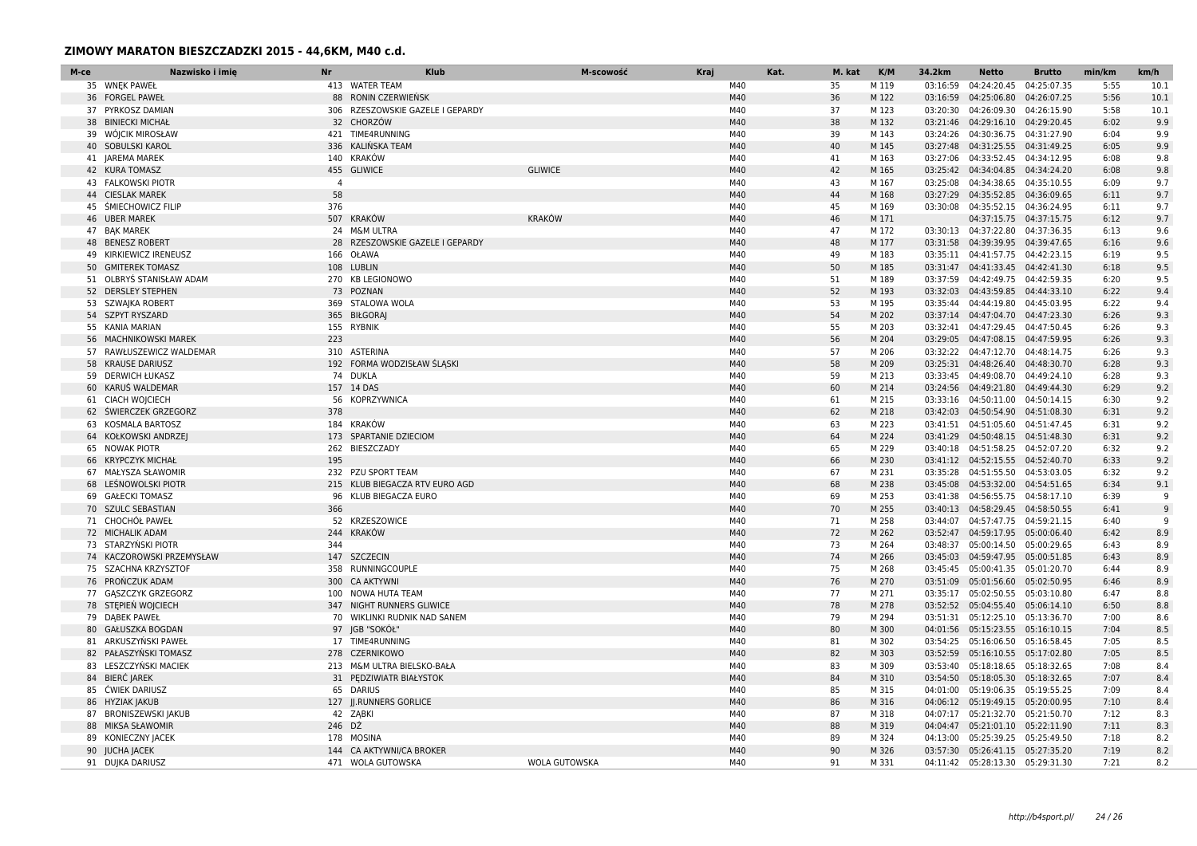## ZIMOWY MARATON BIESZCZADZKI 2015 - 44,6KM, M40 c.d.

| M-ce | Nazwisko i imię | Nr | Klub | M-scowość | Kraj | Kat. | M. kat | K/M | 34.2km | Netto | Brutto | min/km | km/h |
|---|---|---|---|---|---|---|---|---|---|---|---|---|---|
| 35 | WNĘK PAWEŁ | 413 | WATER TEAM | | | M40 | 35 | M 119 | 03:16:59 | 04:24:20.45 | 04:25:07.35 | 5:55 | 10.1 |
| 36 | FORGEL PAWEŁ | 88 | RONIN CZERWIEŃSK | | | M40 | 36 | M 122 | 03:16:59 | 04:25:06.80 | 04:26:07.25 | 5:56 | 10.1 |
| 37 | PYRKOSZ DAMIAN | 306 | RZESZOWSKIE GAZELE I GEPARDY | | | M40 | 37 | M 123 | 03:20:30 | 04:26:09.30 | 04:26:15.90 | 5:58 | 10.1 |
| 38 | BINIECKI MICHAŁ | 32 | CHORZÓW | | | M40 | 38 | M 132 | 03:21:46 | 04:29:16.10 | 04:29:20.45 | 6:02 | 9.9 |
| 39 | WÓJCIK MIROSŁAW | 421 | TIME4RUNNING | | | M40 | 39 | M 143 | 03:24:26 | 04:30:36.75 | 04:31:27.90 | 6:04 | 9.9 |
| 40 | SOBULSKI KAROL | 336 | KALIŃSKA TEAM | | | M40 | 40 | M 145 | 03:27:48 | 04:31:25.55 | 04:31:49.25 | 6:05 | 9.9 |
| 41 | JAREMA MAREK | 140 | KRAKÓW | | | M40 | 41 | M 163 | 03:27:06 | 04:33:52.45 | 04:34:12.95 | 6:08 | 9.8 |
| 42 | KURA TOMASZ | 455 | GLIWICE | GLIWICE | | M40 | 42 | M 165 | 03:25:42 | 04:34:04.85 | 04:34:24.20 | 6:08 | 9.8 |
| 43 | FALKOWSKI PIOTR | 4 | | | | M40 | 43 | M 167 | 03:25:08 | 04:34:38.65 | 04:35:10.55 | 6:09 | 9.7 |
| 44 | CIESLAK MAREK | 58 | | | | M40 | 44 | M 168 | 03:27:29 | 04:35:52.85 | 04:36:09.65 | 6:11 | 9.7 |
| 45 | ŚMIECHOWICZ FILIP | 376 | | | | M40 | 45 | M 169 | 03:30:08 | 04:35:52.15 | 04:36:24.95 | 6:11 | 9.7 |
| 46 | UBER MAREK | 507 | KRAKÓW | KRAKÓW | | M40 | 46 | M 171 | | 04:37:15.75 | 04:37:15.75 | 6:12 | 9.7 |
| 47 | BĄK MAREK | 24 | M&M ULTRA | | | M40 | 47 | M 172 | 03:30:13 | 04:37:22.80 | 04:37:36.35 | 6:13 | 9.6 |
| 48 | BENESZ ROBERT | 28 | RZESZOWSKIE GAZELE I GEPARDY | | | M40 | 48 | M 177 | 03:31:58 | 04:39:39.95 | 04:39:47.65 | 6:16 | 9.6 |
| 49 | KIRKIEWICZ IRENEUSZ | 166 | OŁAWA | | | M40 | 49 | M 183 | 03:35:11 | 04:41:57.75 | 04:42:23.15 | 6:19 | 9.5 |
| 50 | GMITEREK TOMASZ | 108 | LUBLIN | | | M40 | 50 | M 185 | 03:31:47 | 04:41:33.45 | 04:42:41.30 | 6:18 | 9.5 |
| 51 | OLBRYŚ STANISŁAW ADAM | 270 | KB LEGIONOWO | | | M40 | 51 | M 189 | 03:37:59 | 04:42:49.75 | 04:42:59.35 | 6:20 | 9.5 |
| 52 | DERSLEY STEPHEN | 73 | POZNAN | | | M40 | 52 | M 193 | 03:32:03 | 04:43:59.85 | 04:44:33.10 | 6:22 | 9.4 |
| 53 | SZWAJKA ROBERT | 369 | STALOWA WOLA | | | M40 | 53 | M 195 | 03:35:44 | 04:44:19.80 | 04:45:03.95 | 6:22 | 9.4 |
| 54 | SZPYT RYSZARD | 365 | BIŁGORAJ | | | M40 | 54 | M 202 | 03:37:14 | 04:47:04.70 | 04:47:23.30 | 6:26 | 9.3 |
| 55 | KANIA MARIAN | 155 | RYBNIK | | | M40 | 55 | M 203 | 03:32:41 | 04:47:29.45 | 04:47:50.45 | 6:26 | 9.3 |
| 56 | MACHNIKOWSKI MAREK | 223 | | | | M40 | 56 | M 204 | 03:29:05 | 04:47:08.15 | 04:47:59.95 | 6:26 | 9.3 |
| 57 | RAWŁUSZEWICZ WALDEMAR | 310 | ASTERINA | | | M40 | 57 | M 206 | 03:32:22 | 04:47:12.70 | 04:48:14.75 | 6:26 | 9.3 |
| 58 | KRAUSE DARIUSZ | 192 | FORMA WODZISŁAW ŚLĄSKI | | | M40 | 58 | M 209 | 03:25:31 | 04:48:26.40 | 04:48:30.70 | 6:28 | 9.3 |
| 59 | DERWICH ŁUKASZ | 74 | DUKLA | | | M40 | 59 | M 213 | 03:33:45 | 04:49:08.70 | 04:49:24.10 | 6:28 | 9.3 |
| 60 | KARUŚ WALDEMAR | 157 | 14 DAS | | | M40 | 60 | M 214 | 03:24:56 | 04:49:21.80 | 04:49:44.30 | 6:29 | 9.2 |
| 61 | CIACH WOJCIECH | 56 | KOPRZYWNICA | | | M40 | 61 | M 215 | 03:33:16 | 04:50:11.00 | 04:50:14.15 | 6:30 | 9.2 |
| 62 | ŚWIERCZEK GRZEGORZ | 378 | | | | M40 | 62 | M 218 | 03:42:03 | 04:50:54.90 | 04:51:08.30 | 6:31 | 9.2 |
| 63 | KOSMALA BARTOSZ | 184 | KRAKÓW | | | M40 | 63 | M 223 | 03:41:51 | 04:51:05.60 | 04:51:47.45 | 6:31 | 9.2 |
| 64 | KOŁKOWSKI ANDRZEJ | 173 | SPARTANIE DZIECIOM | | | M40 | 64 | M 224 | 03:41:29 | 04:50:48.15 | 04:51:48.30 | 6:31 | 9.2 |
| 65 | NOWAK PIOTR | 262 | BIESZCZADY | | | M40 | 65 | M 229 | 03:40:18 | 04:51:58.25 | 04:52:07.20 | 6:32 | 9.2 |
| 66 | KRYPCZYK MICHAŁ | 195 | | | | M40 | 66 | M 230 | 03:41:12 | 04:52:15.55 | 04:52:40.70 | 6:33 | 9.2 |
| 67 | MAŁYSZA SŁAWOMIR | 232 | PZU SPORT TEAM | | | M40 | 67 | M 231 | 03:35:28 | 04:51:55.50 | 04:53:03.05 | 6:32 | 9.2 |
| 68 | LEŚNOWOLSKI PIOTR | 215 | KLUB BIEGACZA RTV EURO AGD | | | M40 | 68 | M 238 | 03:45:08 | 04:53:32.00 | 04:54:51.65 | 6:34 | 9.1 |
| 69 | GAŁECKI TOMASZ | 96 | KLUB BIEGACZA EURO | | | M40 | 69 | M 253 | 03:41:38 | 04:56:55.75 | 04:58:17.10 | 6:39 | 9 |
| 70 | SZULC SEBASTIAN | 366 | | | | M40 | 70 | M 255 | 03:40:13 | 04:58:29.45 | 04:58:50.55 | 6:41 | 9 |
| 71 | CHOCHÓŁ PAWEŁ | 52 | KRZESZOWICE | | | M40 | 71 | M 258 | 03:44:07 | 04:57:47.75 | 04:59:21.15 | 6:40 | 9 |
| 72 | MICHALIK ADAM | 244 | KRAKÓW | | | M40 | 72 | M 262 | 03:52:47 | 04:59:17.95 | 05:00:06.40 | 6:42 | 8.9 |
| 73 | STARZYŃSKI PIOTR | 344 | | | | M40 | 73 | M 264 | 03:48:37 | 05:00:14.50 | 05:00:29.65 | 6:43 | 8.9 |
| 74 | KACZOROWSKI PRZEMYSŁAW | 147 | SZCZECIN | | | M40 | 74 | M 266 | 03:45:03 | 04:59:47.95 | 05:00:51.85 | 6:43 | 8.9 |
| 75 | SZACHNA KRZYSZTOF | 358 | RUNNINGCOUPLE | | | M40 | 75 | M 268 | 03:45:45 | 05:00:41.35 | 05:01:20.70 | 6:44 | 8.9 |
| 76 | PROŃCZUK ADAM | 300 | CA AKTYWNI | | | M40 | 76 | M 270 | 03:51:09 | 05:01:56.60 | 05:02:50.95 | 6:46 | 8.9 |
| 77 | GĄSZCZYK GRZEGORZ | 100 | NOWA HUTA TEAM | | | M40 | 77 | M 271 | 03:35:17 | 05:02:50.55 | 05:03:10.80 | 6:47 | 8.8 |
| 78 | STĘPIEŃ WOJCIECH | 347 | NIGHT RUNNERS GLIWICE | | | M40 | 78 | M 278 | 03:52:52 | 05:04:55.40 | 05:06:14.10 | 6:50 | 8.8 |
| 79 | DĄBEK PAWEŁ | 70 | WIKLINKI RUDNIK NAD SANEM | | | M40 | 79 | M 294 | 03:51:31 | 05:12:25.10 | 05:13:36.70 | 7:00 | 8.6 |
| 80 | GAŁUSZKA BOGDAN | 97 | JGB "SOKÓŁ" | | | M40 | 80 | M 300 | 04:01:56 | 05:15:23.55 | 05:16:10.15 | 7:04 | 8.5 |
| 81 | ARKUSZYŃSKI PAWEŁ | 17 | TIME4RUNNING | | | M40 | 81 | M 302 | 03:54:25 | 05:16:06.50 | 05:16:58.45 | 7:05 | 8.5 |
| 82 | PAŁASZYŃSKI TOMASZ | 278 | CZERNIKOWO | | | M40 | 82 | M 303 | 03:52:59 | 05:16:10.55 | 05:17:02.80 | 7:05 | 8.5 |
| 83 | LESZCZYŃSKI MACIEK | 213 | M&M ULTRA BIELSKO-BAŁA | | | M40 | 83 | M 309 | 03:53:40 | 05:18:18.65 | 05:18:32.65 | 7:08 | 8.4 |
| 84 | BIERĆ JAREK | 31 | PĘDZIWIATR BIAŁYSTOK | | | M40 | 84 | M 310 | 03:54:50 | 05:18:05.30 | 05:18:32.65 | 7:07 | 8.4 |
| 85 | ĆWIEK DARIUSZ | 65 | DARIUS | | | M40 | 85 | M 315 | 04:01:00 | 05:19:06.35 | 05:19:55.25 | 7:09 | 8.4 |
| 86 | HYZIAK JAKUB | 127 | JJ.RUNNERS GORLICE | | | M40 | 86 | M 316 | 04:06:12 | 05:19:49.15 | 05:20:00.95 | 7:10 | 8.4 |
| 87 | BRONISZEWSKI JAKUB | 42 | ZĄBKI | | | M40 | 87 | M 318 | 04:07:17 | 05:21:32.70 | 05:21:50.70 | 7:12 | 8.3 |
| 88 | MIKSA SŁAWOMIR | 246 | DŹ | | | M40 | 88 | M 319 | 04:04:47 | 05:21:01.10 | 05:22:11.90 | 7:11 | 8.3 |
| 89 | KONIECZNY JACEK | 178 | MOSINA | | | M40 | 89 | M 324 | 04:13:00 | 05:25:39.25 | 05:25:49.50 | 7:18 | 8.2 |
| 90 | JUCHA JACEK | 144 | CA AKTYWNI/CA BROKER | | | M40 | 90 | M 326 | 03:57:30 | 05:26:41.15 | 05:27:35.20 | 7:19 | 8.2 |
| 91 | DUJKA DARIUSZ | 471 | WOLA GUTOWSKA | WOLA GUTOWSKA | | M40 | 91 | M 331 | 04:11:42 | 05:28:13.30 | 05:29:31.30 | 7:21 | 8.2 |

http://b4sport.pl/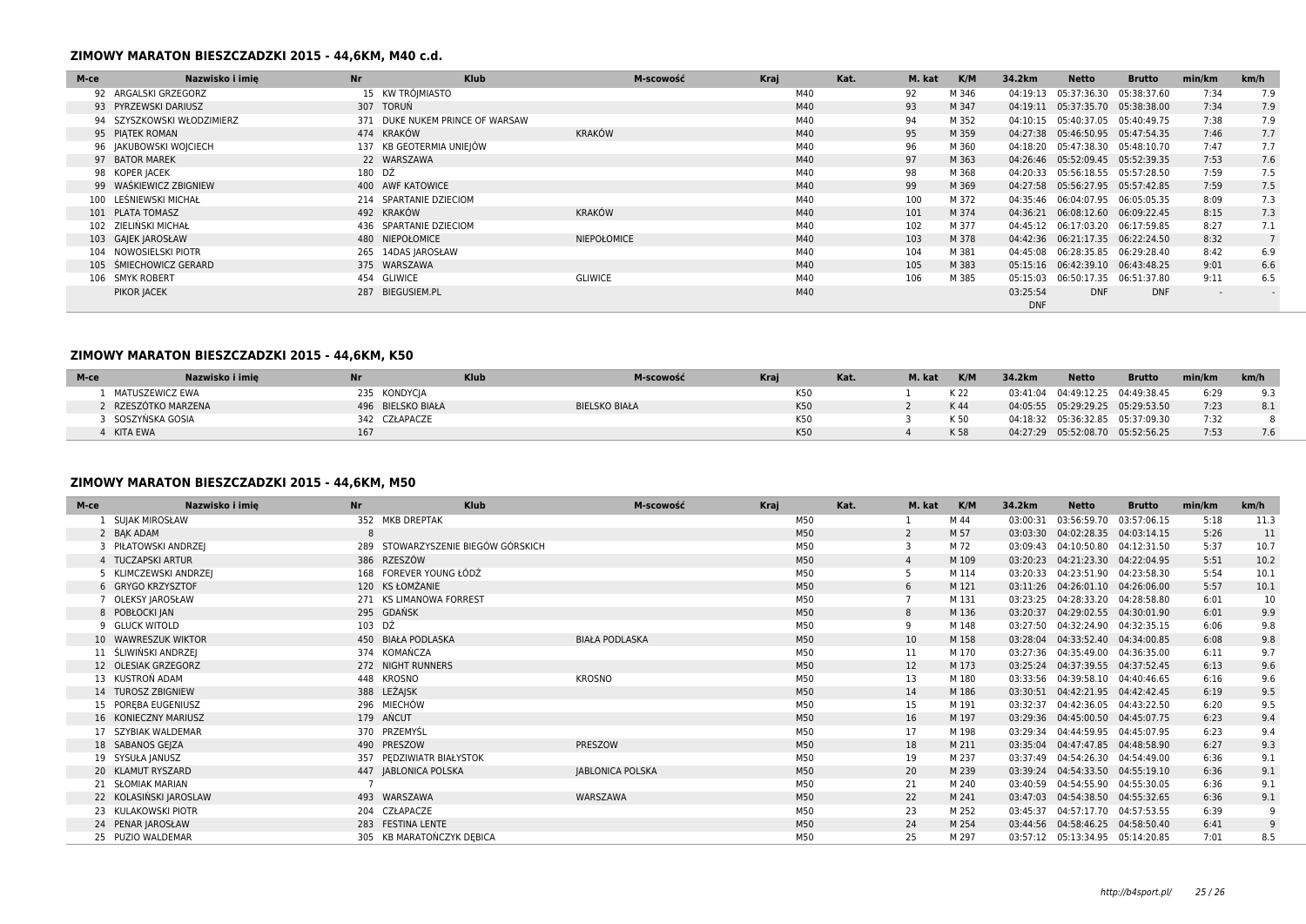### ZIMOWY MARATON BIESZCZADZKI 2015 - 44,6KM, M40 c.d.

| M-ce | Nazwisko i imię | Nr | Klub | M-scowość | Kraj | Kat. | M. kat | K/M | 34.2km | Netto | Brutto | min/km | km/h |
|---|---|---|---|---|---|---|---|---|---|---|---|---|---|
| 92 | ARGALSKI GRZEGORZ | 15 | KW TRÓJMIASTO | | | M40 | 92 | M 346 | 04:19:13 | 05:37:36.30 | 05:38:37.60 | 7:34 | 7.9 |
| 93 | PYRZEWSKI DARIUSZ | 307 | TORUŃ | | | M40 | 93 | M 347 | 04:19:11 | 05:37:35.70 | 05:38:38.00 | 7:34 | 7.9 |
| 94 | SZYSZKOWSKI WŁODZIMIERZ | 371 | DUKE NUKEM PRINCE OF WARSAW | | | M40 | 94 | M 352 | 04:10:15 | 05:40:37.05 | 05:40:49.75 | 7:38 | 7.9 |
| 95 | PIĄTEK ROMAN | 474 | KRAKÓW | KRAKÓW | | M40 | 95 | M 359 | 04:27:38 | 05:46:50.95 | 05:47:54.35 | 7:46 | 7.7 |
| 96 | JAKUBOWSKI WOJCIECH | 137 | KB GEOTERMIA UNIEJÓW | | | M40 | 96 | M 360 | 04:18:20 | 05:47:38.30 | 05:48:10.70 | 7:47 | 7.7 |
| 97 | BATOR MAREK | 22 | WARSZAWA | | | M40 | 97 | M 363 | 04:26:46 | 05:52:09.45 | 05:52:39.35 | 7:53 | 7.6 |
| 98 | KOPER JACEK | 180 | DŹ | | | M40 | 98 | M 368 | 04:20:33 | 05:56:18.55 | 05:57:28.50 | 7:59 | 7.5 |
| 99 | WAŚKIEWICZ ZBIGNIEW | 400 | AWF KATOWICE | | | M40 | 99 | M 369 | 04:27:58 | 05:56:27.95 | 05:57:42.85 | 7:59 | 7.5 |
| 100 | LEŚNIEWSKI MICHAŁ | 214 | SPARTANIE DZIECIOM | | | M40 | 100 | M 372 | 04:35:46 | 06:04:07.95 | 06:05:05.35 | 8:09 | 7.3 |
| 101 | PLATA TOMASZ | 492 | KRAKÓW | KRAKÓW | | M40 | 101 | M 374 | 04:36:21 | 06:08:12.60 | 06:09:22.45 | 8:15 | 7.3 |
| 102 | ZIELIŃSKI MICHAŁ | 436 | SPARTANIE DZIECIOM | | | M40 | 102 | M 377 | 04:45:12 | 06:17:03.20 | 06:17:59.85 | 8:27 | 7.1 |
| 103 | GAJEK JAROSŁAW | 480 | NIEPOŁOMICE | NIEPOŁOMICE | | M40 | 103 | M 378 | 04:42:36 | 06:21:17.35 | 06:22:24.50 | 8:32 | 7 |
| 104 | NOWOSIELSKI PIOTR | 265 | 14DAS JAROSŁAW | | | M40 | 104 | M 381 | 04:45:08 | 06:28:35.85 | 06:29:28.40 | 8:42 | 6.9 |
| 105 | ŚMIECHOWICZ GERARD | 375 | WARSZAWA | | | M40 | 105 | M 383 | 05:15:16 | 06:42:39.10 | 06:43:48.25 | 9:01 | 6.6 |
| 106 | SMYK ROBERT | 454 | GLIWICE | GLIWICE | | M40 | 106 | M 385 | 05:15:03 | 06:50:17.35 | 06:51:37.80 | 9:11 | 6.5 |
| | PIKOR JACEK | 287 | BIEGUSIEM.PL | | | M40 | | | 03:25:54 DNF | DNF | DNF | - | - |

### ZIMOWY MARATON BIESZCZADZKI 2015 - 44,6KM, K50

| M-ce | Nazwisko i imię | Nr | Klub | M-scowość | Kraj | Kat. | M. kat | K/M | 34.2km | Netto | Brutto | min/km | km/h |
|---|---|---|---|---|---|---|---|---|---|---|---|---|---|
| 1 | MATUSZEWICZ EWA | 235 | KONDYCJA | | | K50 | 1 | K 22 | 03:41:04 | 04:49:12.25 | 04:49:38.45 | 6:29 | 9.3 |
| 2 | RZESZÓTKO MARZENA | 496 | BIELSKO BIAŁA | BIELSKO BIAŁA | | K50 | 2 | K 44 | 04:05:55 | 05:29:29.25 | 05:29:53.50 | 7:23 | 8.1 |
| 3 | SOSZYŃSKA GOSIA | 342 | CZŁAPACZE | | | K50 | 3 | K 50 | 04:18:32 | 05:36:32.85 | 05:37:09.30 | 7:32 | 8 |
| 4 | KITA EWA | 167 | | | | K50 | 4 | K 58 | 04:27:29 | 05:52:08.70 | 05:52:56.25 | 7:53 | 7.6 |

### ZIMOWY MARATON BIESZCZADZKI 2015 - 44,6KM, M50

| M-ce | Nazwisko i imię | Nr | Klub | M-scowość | Kraj | Kat. | M. kat | K/M | 34.2km | Netto | Brutto | min/km | km/h |
|---|---|---|---|---|---|---|---|---|---|---|---|---|---|
| 1 | SUJAK MIROSŁAW | 352 | MKB DREPTAK | | | M50 | 1 | M 44 | 03:00:31 | 03:56:59.70 | 03:57:06.15 | 5:18 | 11.3 |
| 2 | BĄK ADAM | 8 | | | | M50 | 2 | M 57 | 03:03:30 | 04:02:28.35 | 04:03:14.15 | 5:26 | 11 |
| 3 | PIŁATOWSKI ANDRZEJ | 289 | STOWARZYSZENIE BIEGÓW GÓRSKICH | | | M50 | 3 | M 72 | 03:09:43 | 04:10:50.80 | 04:12:31.50 | 5:37 | 10.7 |
| 4 | TUCZAPSKI ARTUR | 386 | RZESZÓW | | | M50 | 4 | M 109 | 03:20:23 | 04:21:23.30 | 04:22:04.95 | 5:51 | 10.2 |
| 5 | KLIMCZEWSKI ANDRZEJ | 168 | FOREVER YOUNG ŁÓDŹ | | | M50 | 5 | M 114 | 03:20:33 | 04:23:51.90 | 04:23:58.30 | 5:54 | 10.1 |
| 6 | GRYGO KRZYSZTOF | 120 | KS ŁOMŻANIE | | | M50 | 6 | M 121 | 03:11:26 | 04:26:01.10 | 04:26:06.00 | 5:57 | 10.1 |
| 7 | OLEKSY JAROSŁAW | 271 | KS LIMANOWA FORREST | | | M50 | 7 | M 131 | 03:23:25 | 04:28:33.20 | 04:28:58.80 | 6:01 | 10 |
| 8 | POBŁOCKI JAN | 295 | GDAŃSK | | | M50 | 8 | M 136 | 03:20:37 | 04:29:02.55 | 04:30:01.90 | 6:01 | 9.9 |
| 9 | GLUCK WITOLD | 103 | DŹ | | | M50 | 9 | M 148 | 03:27:50 | 04:32:24.90 | 04:32:35.15 | 6:06 | 9.8 |
| 10 | WAWRESZUK WIKTOR | 450 | BIAŁA PODLASKA | BIAŁA PODLASKA | | M50 | 10 | M 158 | 03:28:04 | 04:33:52.40 | 04:34:00.85 | 6:08 | 9.8 |
| 11 | ŚLIWIŃSKI ANDRZEJ | 374 | KOMAŃCZA | | | M50 | 11 | M 170 | 03:27:36 | 04:35:49.00 | 04:36:35.00 | 6:11 | 9.7 |
| 12 | OLESIAK GRZEGORZ | 272 | NIGHT RUNNERS | | | M50 | 12 | M 173 | 03:25:24 | 04:37:39.55 | 04:37:52.45 | 6:13 | 9.6 |
| 13 | KUSTROŃ ADAM | 448 | KROSNO | KROSNO | | M50 | 13 | M 180 | 03:33:56 | 04:39:58.10 | 04:40:46.65 | 6:16 | 9.6 |
| 14 | TUROSZ ZBIGNIEW | 388 | LEŻAJSK | | | M50 | 14 | M 186 | 03:30:51 | 04:42:21.95 | 04:42:42.45 | 6:19 | 9.5 |
| 15 | PORĘBA EUGENIUSZ | 296 | MIECHÓW | | | M50 | 15 | M 191 | 03:32:37 | 04:42:36.05 | 04:43:22.50 | 6:20 | 9.5 |
| 16 | KONIECZNY MARIUSZ | 179 | AŃCUT | | | M50 | 16 | M 197 | 03:29:36 | 04:45:00.50 | 04:45:07.75 | 6:23 | 9.4 |
| 17 | SZYBIAK WALDEMAR | 370 | PRZEMYŚL | | | M50 | 17 | M 198 | 03:29:34 | 04:44:59.95 | 04:45:07.95 | 6:23 | 9.4 |
| 18 | SABANOS GEJZA | 490 | PRESZOW | PRESZOW | | M50 | 18 | M 211 | 03:35:04 | 04:47:47.85 | 04:48:58.90 | 6:27 | 9.3 |
| 19 | SYSUŁA JANUSZ | 357 | PĘDZIWIATR BIAŁYSTOK | | | M50 | 19 | M 237 | 03:37:49 | 04:54:26.30 | 04:54:49.00 | 6:36 | 9.1 |
| 20 | KLAMUT RYSZARD | 447 | JABLONICA POLSKA | JABLONICA POLSKA | | M50 | 20 | M 239 | 03:39:24 | 04:54:33.50 | 04:55:19.10 | 6:36 | 9.1 |
| 21 | SŁOMIAK MARIAN | 7 | | | | M50 | 21 | M 240 | 03:40:59 | 04:54:55.90 | 04:55:30.05 | 6:36 | 9.1 |
| 22 | KOLASIŃSKI JAROSLAW | 493 | WARSZAWA | WARSZAWA | | M50 | 22 | M 241 | 03:47:03 | 04:54:38.50 | 04:55:32.65 | 6:36 | 9.1 |
| 23 | KULAKOWSKI PIOTR | 204 | CZŁAPACZE | | | M50 | 23 | M 252 | 03:45:37 | 04:57:17.70 | 04:57:53.55 | 6:39 | 9 |
| 24 | PENAR JAROSŁAW | 283 | FESTINA LENTE | | | M50 | 24 | M 254 | 03:44:56 | 04:58:46.25 | 04:58:50.40 | 6:41 | 9 |
| 25 | PUZIO WALDEMAR | 305 | KB MARATOŃCZYK DĘBICA | | | M50 | 25 | M 297 | 03:57:12 | 05:13:34.95 | 05:14:20.85 | 7:01 | 8.5 |

http://b4sport.pl/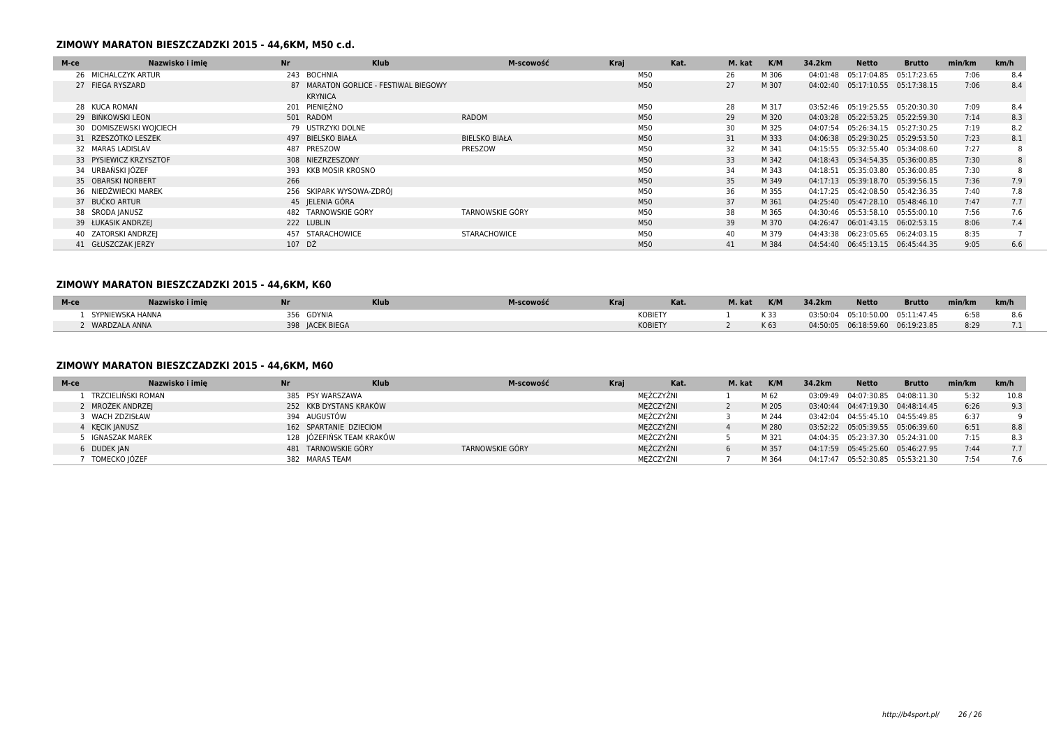## ZIMOWY MARATON BIESZCZADZKI 2015 - 44,6KM, M50 c.d.

| M-ce | Nazwisko i imię | Nr | Klub | M-scowość | Kraj | Kat. | M. kat | K/M | 34.2km | Netto | Brutto | min/km | km/h |
|---|---|---|---|---|---|---|---|---|---|---|---|---|---|
| 26 | MICHALCZYK ARTUR | 243 | BOCHNIA | | | M50 | 26 | M 306 | 04:01:48 | 05:17:04.85 | 05:17:23.65 | 7:06 | 8.4 |
| 27 | FIEGA RYSZARD | 87 | MARATON GORLICE - FESTIWAL BIEGOWY KRYNICA | | | M50 | 27 | M 307 | 04:02:40 | 05:17:10.55 | 05:17:38.15 | 7:06 | 8.4 |
| 28 | KUCA ROMAN | 201 | PIENIĘŻNO | | | M50 | 28 | M 317 | 03:52:46 | 05:19:25.55 | 05:20:30.30 | 7:09 | 8.4 |
| 29 | BIŃKOWSKI LEON | 501 | RADOM | RADOM | | M50 | 29 | M 320 | 04:03:28 | 05:22:53.25 | 05:22:59.30 | 7:14 | 8.3 |
| 30 | DOMISZEWSKI WOJCIECH | 79 | USTRZYKI DOLNE | | | M50 | 30 | M 325 | 04:07:54 | 05:26:34.15 | 05:27:30.25 | 7:19 | 8.2 |
| 31 | RZESZÓTKO LESZEK | 497 | BIELSKO BIAŁA | BIELSKO BIAŁA | | M50 | 31 | M 333 | 04:06:38 | 05:29:30.25 | 05:29:53.50 | 7:23 | 8.1 |
| 32 | MARAS LADISLAV | 487 | PRESZOW | PRESZOW | | M50 | 32 | M 341 | 04:15:55 | 05:32:55.40 | 05:34:08.60 | 7:27 | 8 |
| 33 | PYSIEWICZ KRZYSZTOF | 308 | NIEZRZESZONY | | | M50 | 33 | M 342 | 04:18:43 | 05:34:54.35 | 05:36:00.85 | 7:30 | 8 |
| 34 | URBAŃSKI JÓZEF | 393 | KKB MOSIR KROSNO | | | M50 | 34 | M 343 | 04:18:51 | 05:35:03.80 | 05:36:00.85 | 7:30 | 8 |
| 35 | OBARSKI NORBERT | 266 | | | | M50 | 35 | M 349 | 04:17:13 | 05:39:18.70 | 05:39:56.15 | 7:36 | 7.9 |
| 36 | NIEDŹWIECKI MAREK | 256 | SKIPARK WYSOWA-ZDRÓJ | | | M50 | 36 | M 355 | 04:17:25 | 05:42:08.50 | 05:42:36.35 | 7:40 | 7.8 |
| 37 | BUĆKO ARTUR | 45 | JELENIA GÓRA | | | M50 | 37 | M 361 | 04:25:40 | 05:47:28.10 | 05:48:46.10 | 7:47 | 7.7 |
| 38 | ŚRODA JANUSZ | 482 | TARNOWSKIE GÓRY | TARNOWSKIE GÓRY | | M50 | 38 | M 365 | 04:30:46 | 05:53:58.10 | 05:55:00.10 | 7:56 | 7.6 |
| 39 | ŁUKASIK ANDRZEJ | 222 | LUBLIN | | | M50 | 39 | M 370 | 04:26:47 | 06:01:43.15 | 06:02:53.15 | 8:06 | 7.4 |
| 40 | ZATORSKI ANDRZEJ | 457 | STARACHOWICE | STARACHOWICE | | M50 | 40 | M 379 | 04:43:38 | 06:23:05.65 | 06:24:03.15 | 8:35 | 7 |
| 41 | GŁUSZCZAK JERZY | 107 | DŻ | | | M50 | 41 | M 384 | 04:54:40 | 06:45:13.15 | 06:45:44.35 | 9:05 | 6.6 |

## ZIMOWY MARATON BIESZCZADZKI 2015 - 44,6KM, K60

| M-ce | Nazwisko i imię | Nr | Klub | M-scowość | Kraj | Kat. | M. kat | K/M | 34.2km | Netto | Brutto | min/km | km/h |
|---|---|---|---|---|---|---|---|---|---|---|---|---|---|
| 1 | SYPNIEWSKA HANNA | 356 | GDYNIA | | | KOBIETY | 1 | K 33 | 03:50:04 | 05:10:50.00 | 05:11:47.45 | 6:58 | 8.6 |
| 2 | WARDZALA ANNA | 398 | JACEK BIEGA | | | KOBIETY | 2 | K 63 | 04:50:05 | 06:18:59.60 | 06:19:23.85 | 8:29 | 7.1 |

## ZIMOWY MARATON BIESZCZADZKI 2015 - 44,6KM, M60

| M-ce | Nazwisko i imię | Nr | Klub | M-scowość | Kraj | Kat. | M. kat | K/M | 34.2km | Netto | Brutto | min/km | km/h |
|---|---|---|---|---|---|---|---|---|---|---|---|---|---|
| 1 | TRZCIELIŃSKI ROMAN | 385 | PSY WARSZAWA | | | MĘŻCZYŹNI | 1 | M 62 | 03:09:49 | 04:07:30.85 | 04:08:11.30 | 5:32 | 10.8 |
| 2 | MROŻEK ANDRZEJ | 252 | KKB DYSTANS KRAKÓW | | | MĘŻCZYŹNI | 2 | M 205 | 03:40:44 | 04:47:19.30 | 04:48:14.45 | 6:26 | 9.3 |
| 3 | WACH ZDZISŁAW | 394 | AUGUSTÓW | | | MĘŻCZYŹNI | 3 | M 244 | 03:42:04 | 04:55:45.10 | 04:55:49.85 | 6:37 | 9 |
| 4 | KĘCIK JANUSZ | 162 | SPARTANIE DZIECIOM | | | MĘŻCZYŹNI | 4 | M 280 | 03:52:22 | 05:05:39.55 | 05:06:39.60 | 6:51 | 8.8 |
| 5 | IGNASZAK MAREK | 128 | JÓZEFIŃSK TEAM KRAKÓW | | | MĘŻCZYŹNI | 5 | M 321 | 04:04:35 | 05:23:37.30 | 05:24:31.00 | 7:15 | 8.3 |
| 6 | DUDEK JAN | 481 | TARNOWSKIE GÓRY | TARNOWSKIE GÓRY | | MĘŻCZYŹNI | 6 | M 357 | 04:17:59 | 05:45:25.60 | 05:46:27.95 | 7:44 | 7.7 |
| 7 | TOMECKO JÓZEF | 382 | MARAS TEAM | | | MĘŻCZYŹNI | 7 | M 364 | 04:17:47 | 05:52:30.85 | 05:53:21.30 | 7:54 | 7.6 |